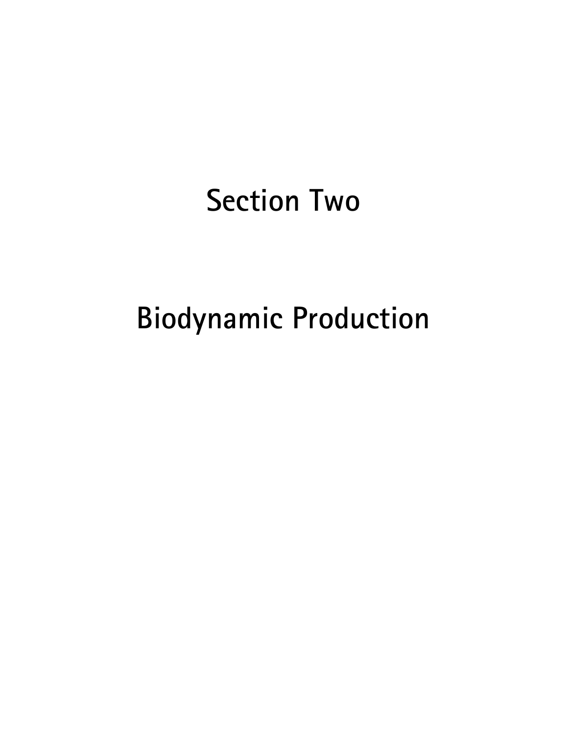# Section Two

# Biodynamic Production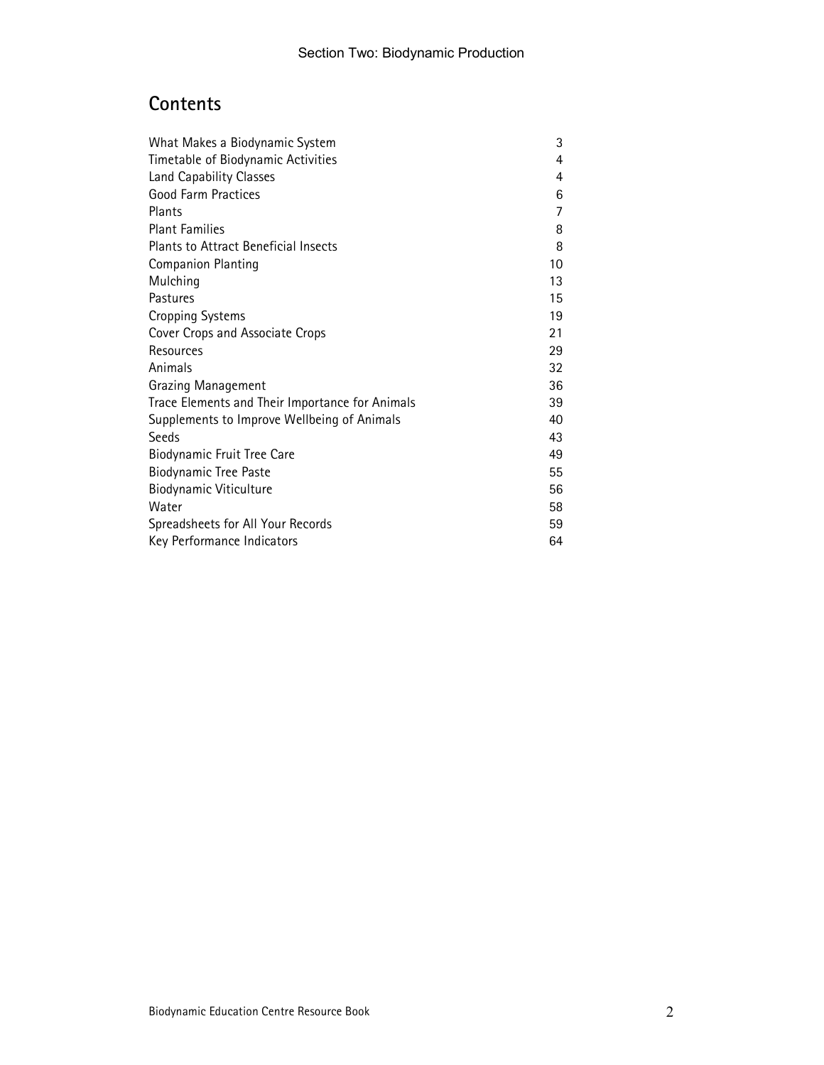# Contents

| | |
|---|---|
| What Makes a Biodynamic System | 3 |
| Timetable of Biodynamic Activities | 4 |
| Land Capability Classes | 4 |
| Good Farm Practices | 6 |
| Plants | 7 |
| Plant Families | 8 |
| Plants to Attract Beneficial Insects | 8 |
| Companion Planting | 10 |
| Mulching | 13 |
| Pastures | 15 |
| Cropping Systems | 19 |
| Cover Crops and Associate Crops | 21 |
| Resources | 29 |
| Animals | 32 |
| Grazing Management | 36 |
| Trace Elements and Their Importance for Animals | 39 |
| Supplements to Improve Wellbeing of Animals | 40 |
| Seeds | 43 |
| Biodynamic Fruit Tree Care | 49 |
| Biodynamic Tree Paste | 55 |
| Biodynamic Viticulture | 56 |
| Water | 58 |
| Spreadsheets for All Your Records | 59 |
| Key Performance Indicators | 64 |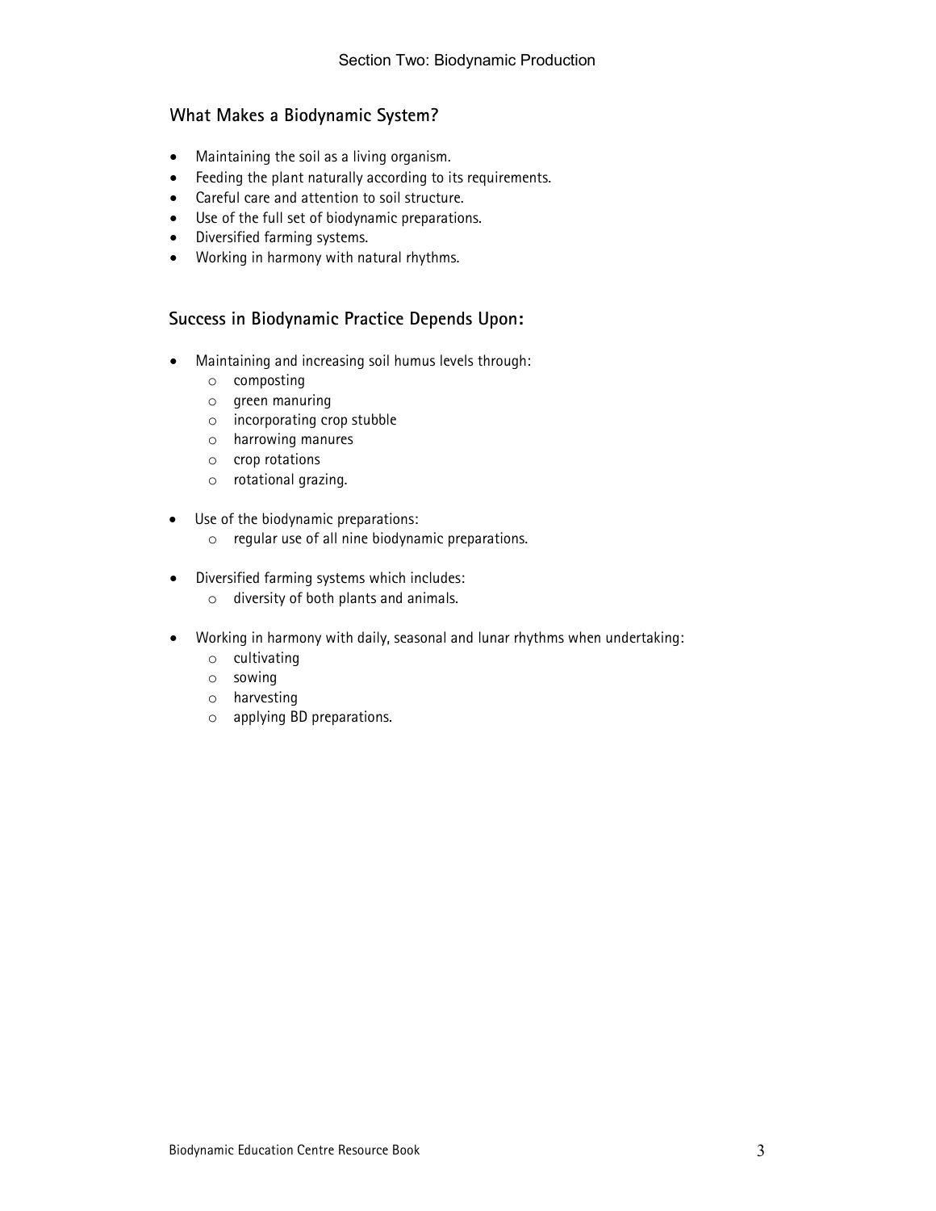## What Makes a Biodynamic System?

- Maintaining the soil as a living organism.
- Feeding the plant naturally according to its requirements.
- Careful care and attention to soil structure.
- Use of the full set of biodynamic preparations.
- Diversified farming systems.
- Working in harmony with natural rhythms.

## Success in Biodynamic Practice Depends Upon:

- Maintaining and increasing soil humus levels through:
  - composting
  - green manuring
  - incorporating crop stubble
  - harrowing manures
  - crop rotations
  - rotational grazing.

- Use of the biodynamic preparations:
  - regular use of all nine biodynamic preparations.

- Diversified farming systems which includes:
  - diversity of both plants and animals.

- Working in harmony with daily, seasonal and lunar rhythms when undertaking:
  - cultivating
  - sowing
  - harvesting
  - applying BD preparations.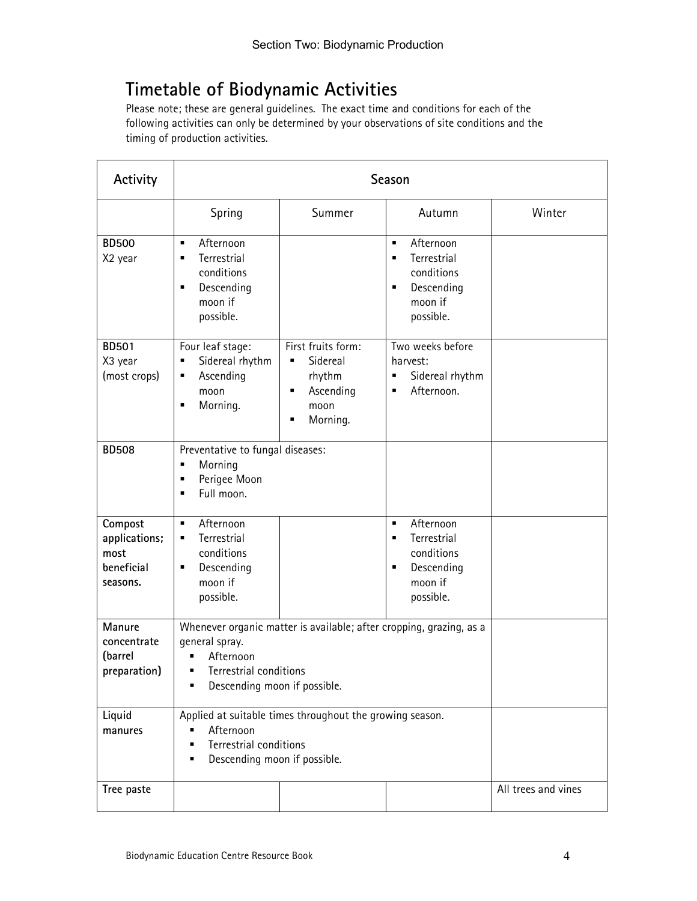## Timetable of Biodynamic Activities

Please note; these are general guidelines. The exact time and conditions for each of the following activities can only be determined by your observations of site conditions and the timing of production activities.

| Activity | Season | | | |
|---|---|---|---|---|
| | Spring | Summer | Autumn | Winter |
| **BD500** X2 year | ▪ Afternoon<br>▪ Terrestrial conditions<br>▪ Descending moon if possible. | | ▪ Afternoon<br>▪ Terrestrial conditions<br>▪ Descending moon if possible. | |
| **BD501** X3 year (most crops) | Four leaf stage:<br>▪ Sidereal rhythm<br>▪ Ascending moon<br>▪ Morning. | First fruits form:<br>▪ Sidereal rhythm<br>▪ Ascending moon<br>▪ Morning. | Two weeks before harvest:<br>▪ Sidereal rhythm<br>▪ Afternoon. | |
| **BD508** | Preventative to fungal diseases:<br>▪ Morning<br>▪ Perigee Moon<br>▪ Full moon. | | | |
| **Compost applications; most beneficial seasons.** | ▪ Afternoon<br>▪ Terrestrial conditions<br>▪ Descending moon if possible. | | ▪ Afternoon<br>▪ Terrestrial conditions<br>▪ Descending moon if possible. | |
| **Manure concentrate (barrel preparation)** | Whenever organic matter is available; after cropping, grazing, as a general spray.<br>▪ Afternoon<br>▪ Terrestrial conditions<br>▪ Descending moon if possible. | | | |
| **Liquid manures** | Applied at suitable times throughout the growing season.<br>▪ Afternoon<br>▪ Terrestrial conditions<br>▪ Descending moon if possible. | | | |
| **Tree paste** | | | | All trees and vines |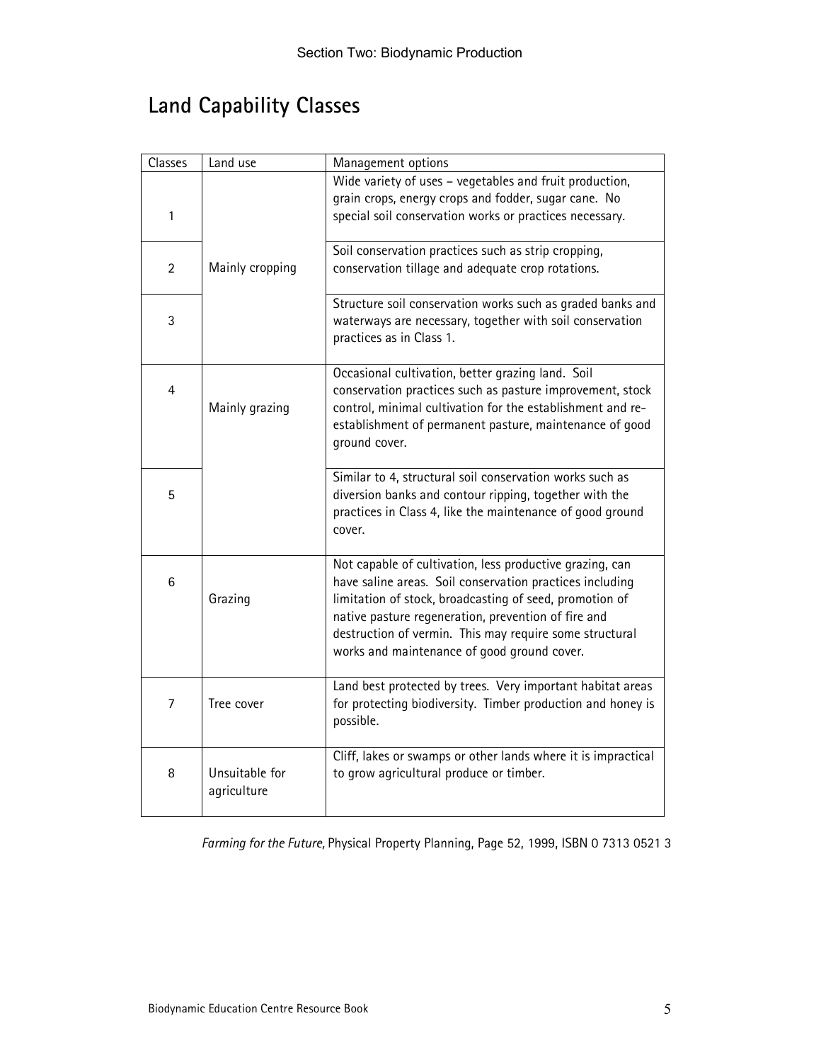## Land Capability Classes

| Classes | Land use | Management options |
|---|---|---|
| 1 | Mainly cropping | Wide variety of uses – vegetables and fruit production, grain crops, energy crops and fodder, sugar cane. No special soil conservation works or practices necessary. |
| 2 | | Soil conservation practices such as strip cropping, conservation tillage and adequate crop rotations. |
| 3 | | Structure soil conservation works such as graded banks and waterways are necessary, together with soil conservation practices as in Class 1. |
| 4 | Mainly grazing | Occasional cultivation, better grazing land. Soil conservation practices such as pasture improvement, stock control, minimal cultivation for the establishment and re-establishment of permanent pasture, maintenance of good ground cover. |
| 5 | | Similar to 4, structural soil conservation works such as diversion banks and contour ripping, together with the practices in Class 4, like the maintenance of good ground cover. |
| 6 | Grazing | Not capable of cultivation, less productive grazing, can have saline areas. Soil conservation practices including limitation of stock, broadcasting of seed, promotion of native pasture regeneration, prevention of fire and destruction of vermin. This may require some structural works and maintenance of good ground cover. |
| 7 | Tree cover | Land best protected by trees. Very important habitat areas for protecting biodiversity. Timber production and honey is possible. |
| 8 | Unsuitable for agriculture | Cliff, lakes or swamps or other lands where it is impractical to grow agricultural produce or timber. |

*Farming for the Future,* Physical Property Planning, Page 52, 1999, ISBN 0 7313 0521 3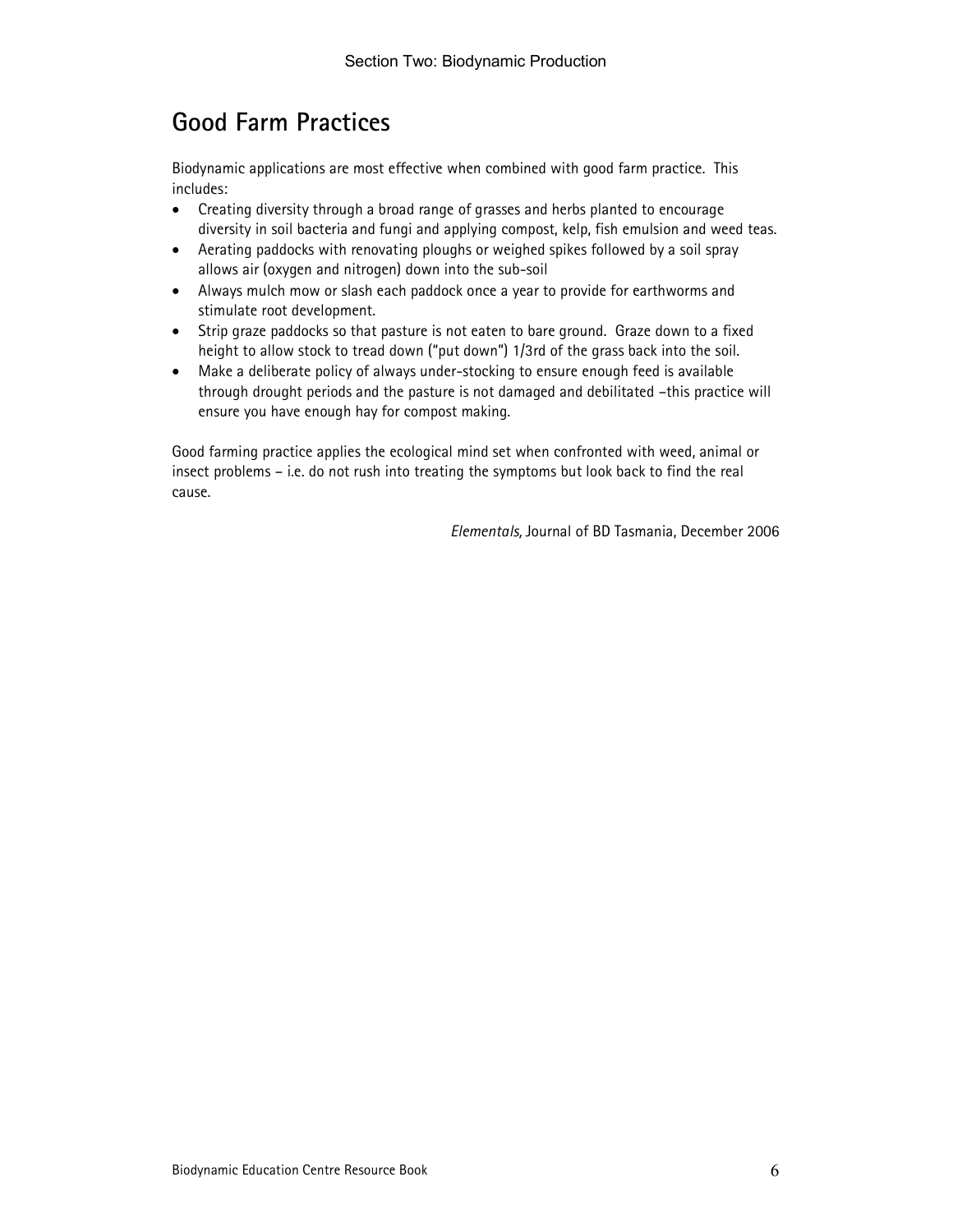# Good Farm Practices

Biodynamic applications are most effective when combined with good farm practice. This includes:

- Creating diversity through a broad range of grasses and herbs planted to encourage diversity in soil bacteria and fungi and applying compost, kelp, fish emulsion and weed teas.
- Aerating paddocks with renovating ploughs or weighed spikes followed by a soil spray allows air (oxygen and nitrogen) down into the sub-soil
- Always mulch mow or slash each paddock once a year to provide for earthworms and stimulate root development.
- Strip graze paddocks so that pasture is not eaten to bare ground. Graze down to a fixed height to allow stock to tread down ("put down") 1/3rd of the grass back into the soil.
- Make a deliberate policy of always under-stocking to ensure enough feed is available through drought periods and the pasture is not damaged and debilitated –this practice will ensure you have enough hay for compost making.

Good farming practice applies the ecological mind set when confronted with weed, animal or insect problems – i.e. do not rush into treating the symptoms but look back to find the real cause.

*Elementals,* Journal of BD Tasmania, December 2006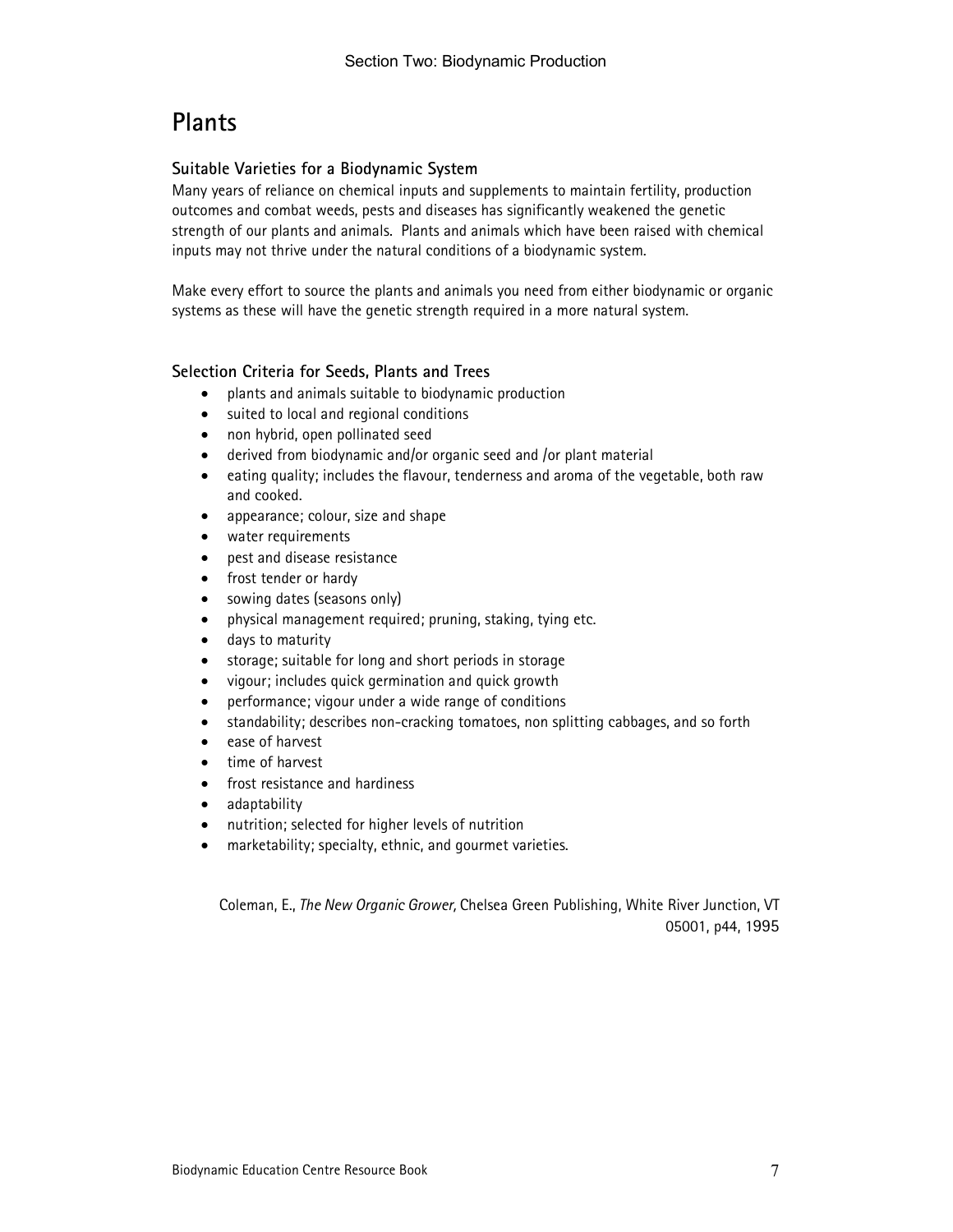# Plants

## Suitable Varieties for a Biodynamic System

Many years of reliance on chemical inputs and supplements to maintain fertility, production outcomes and combat weeds, pests and diseases has significantly weakened the genetic strength of our plants and animals. Plants and animals which have been raised with chemical inputs may not thrive under the natural conditions of a biodynamic system.

Make every effort to source the plants and animals you need from either biodynamic or organic systems as these will have the genetic strength required in a more natural system.

## Selection Criteria for Seeds, Plants and Trees

- plants and animals suitable to biodynamic production
- suited to local and regional conditions
- non hybrid, open pollinated seed
- derived from biodynamic and/or organic seed and /or plant material
- eating quality; includes the flavour, tenderness and aroma of the vegetable, both raw and cooked.
- appearance; colour, size and shape
- water requirements
- pest and disease resistance
- frost tender or hardy
- sowing dates (seasons only)
- physical management required; pruning, staking, tying etc.
- days to maturity
- storage; suitable for long and short periods in storage
- vigour; includes quick germination and quick growth
- performance; vigour under a wide range of conditions
- standability; describes non-cracking tomatoes, non splitting cabbages, and so forth
- ease of harvest
- time of harvest
- frost resistance and hardiness
- adaptability
- nutrition; selected for higher levels of nutrition
- marketability; specialty, ethnic, and gourmet varieties.

Coleman, E., *The New Organic Grower,* Chelsea Green Publishing, White River Junction, VT 05001, p44, 1995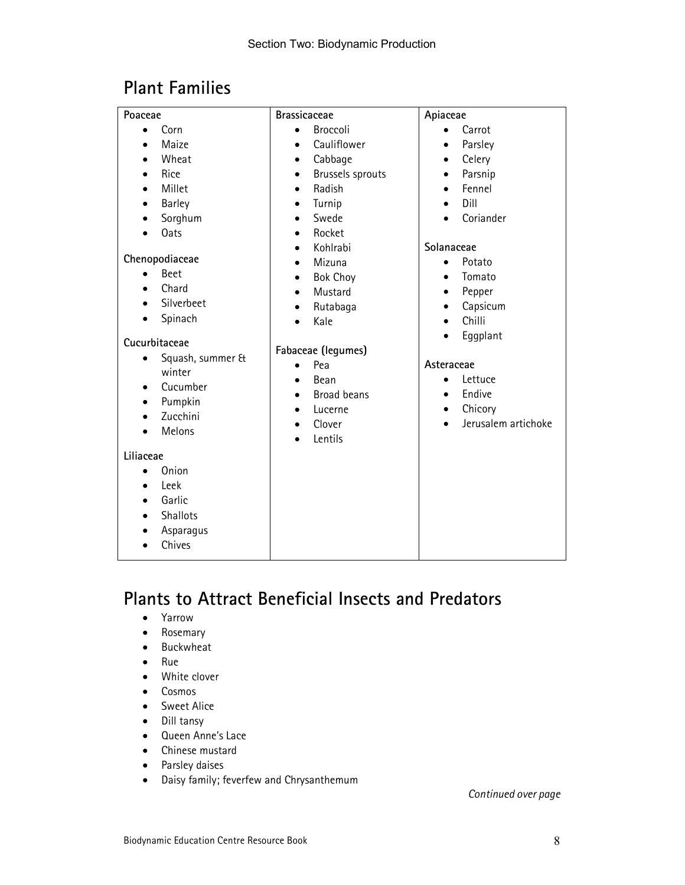## Plant Families

**Poaceae**

- Corn
- Maize
- Wheat
- Rice
- Millet
- Barley
- Sorghum
- Oats

**Chenopodiaceae**

- Beet
- Chard
- Silverbeet
- Spinach

**Cucurbitaceae**

- Squash, summer & winter
- Cucumber
- Pumpkin
- Zucchini
- Melons

**Liliaceae**

- Onion
- Leek
- Garlic
- Shallots
- Asparagus
- Chives

**Brassicaceae**

- Broccoli
- Cauliflower
- Cabbage
- Brussels sprouts
- Radish
- Turnip
- Swede
- Rocket
- Kohlrabi
- Mizuna
- Bok Choy
- Mustard
- Rutabaga
- Kale

**Fabaceae (legumes)**

- Pea
- Bean
- Broad beans
- Lucerne
- Clover
- Lentils

**Apiaceae**

- Carrot
- Parsley
- Celery
- Parsnip
- Fennel
- Dill
- Coriander

**Solanaceae**

- Potato
- Tomato
- Pepper
- Capsicum
- Chilli
- Eggplant

**Asteraceae**

- Lettuce
- Endive
- Chicory
- Jerusalem artichoke

## Plants to Attract Beneficial Insects and Predators

- Yarrow
- Rosemary
- Buckwheat
- Rue
- White clover
- Cosmos
- Sweet Alice
- Dill tansy
- Queen Anne's Lace
- Chinese mustard
- Parsley daises
- Daisy family; feverfew and Chrysanthemum

*Continued over page*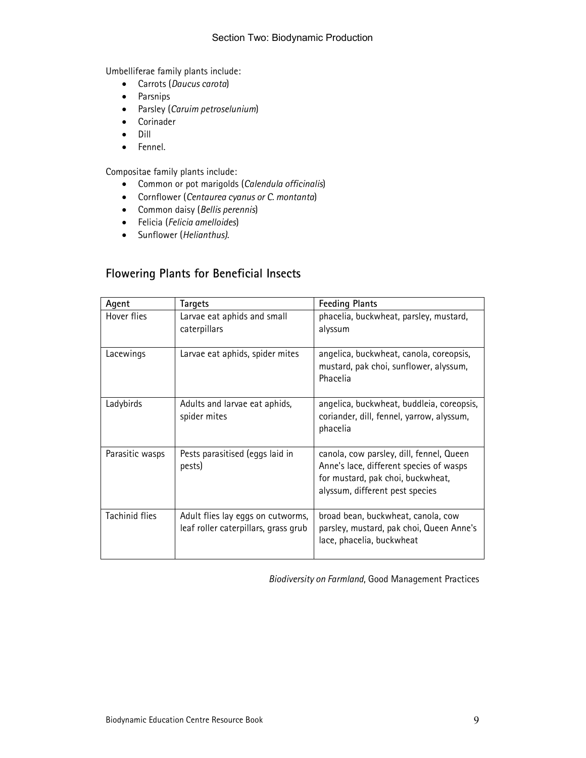Umbelliferae family plants include:

- Carrots (*Daucus carota*)
- Parsnips
- Parsley (*Caruim petroselunium*)
- Corinader
- Dill
- Fennel.

Compositae family plants include:

- Common or pot marigolds (*Calendula officinalis*)
- Cornflower (*Centaurea cyanus or C. montanta*)
- Common daisy (*Bellis perennis*)
- Felicia (*Felicia amelloides*)
- Sunflower (*Helianthus).*

## Flowering Plants for Beneficial Insects

| Agent | Targets | Feeding Plants |
|---|---|---|
| Hover flies | Larvae eat aphids and small caterpillars | phacelia, buckwheat, parsley, mustard, alyssum |
| Lacewings | Larvae eat aphids, spider mites | angelica, buckwheat, canola, coreopsis, mustard, pak choi, sunflower, alyssum, Phacelia |
| Ladybirds | Adults and larvae eat aphids, spider mites | angelica, buckwheat, buddleia, coreopsis, coriander, dill, fennel, yarrow, alyssum, phacelia |
| Parasitic wasps | Pests parasitised (eggs laid in pests) | canola, cow parsley, dill, fennel, Queen Anne's lace, different species of wasps for mustard, pak choi, buckwheat, alyssum, different pest species |
| Tachinid flies | Adult flies lay eggs on cutworms, leaf roller caterpillars, grass grub | broad bean, buckwheat, canola, cow parsley, mustard, pak choi, Queen Anne's lace, phacelia, buckwheat |

*Biodiversity on Farmland*, Good Management Practices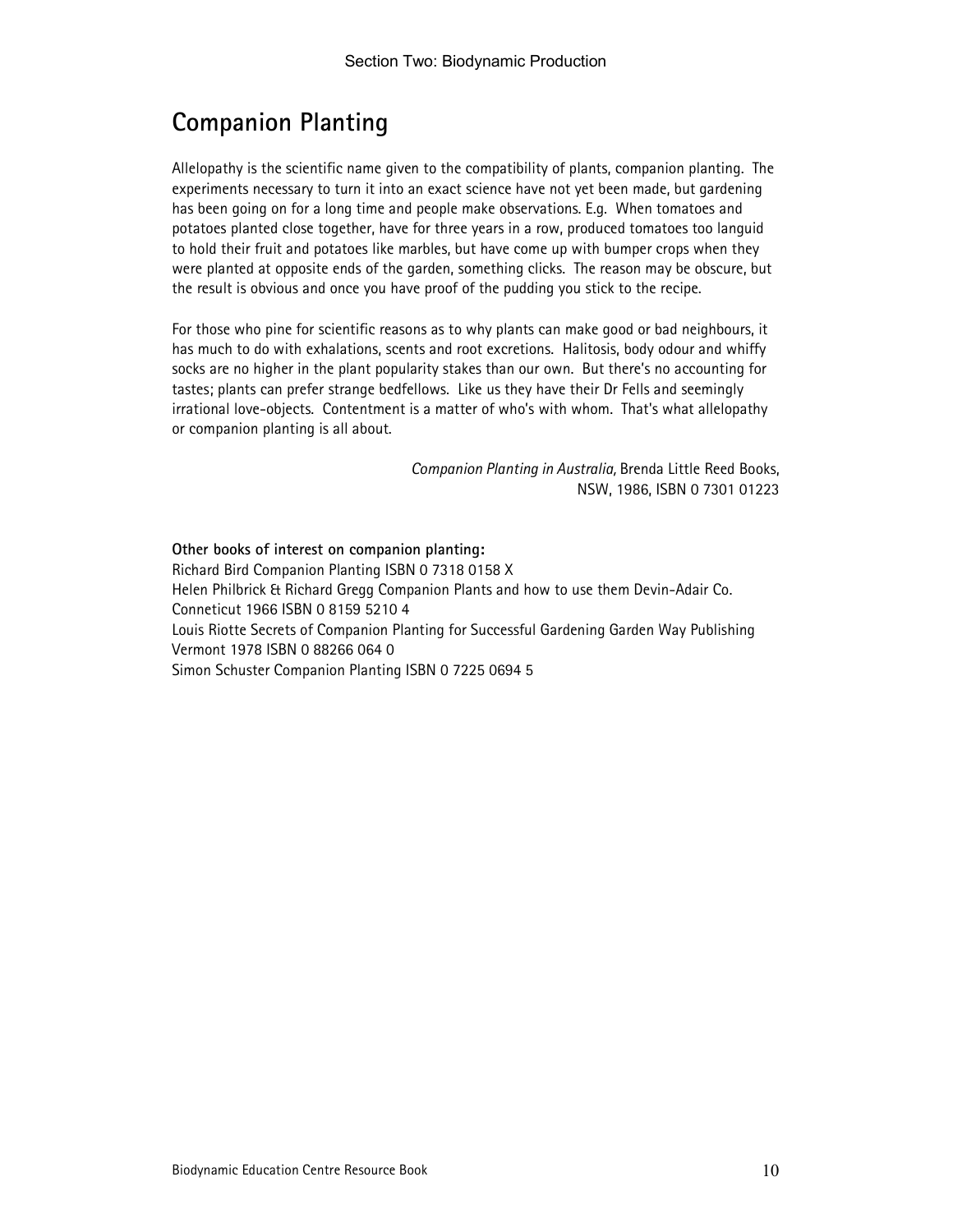# Companion Planting

Allelopathy is the scientific name given to the compatibility of plants, companion planting. The experiments necessary to turn it into an exact science have not yet been made, but gardening has been going on for a long time and people make observations. E.g. When tomatoes and potatoes planted close together, have for three years in a row, produced tomatoes too languid to hold their fruit and potatoes like marbles, but have come up with bumper crops when they were planted at opposite ends of the garden, something clicks. The reason may be obscure, but the result is obvious and once you have proof of the pudding you stick to the recipe.

For those who pine for scientific reasons as to why plants can make good or bad neighbours, it has much to do with exhalations, scents and root excretions. Halitosis, body odour and whiffy socks are no higher in the plant popularity stakes than our own. But there's no accounting for tastes; plants can prefer strange bedfellows. Like us they have their Dr Fells and seemingly irrational love-objects. Contentment is a matter of who's with whom. That's what allelopathy or companion planting is all about.

*Companion Planting in Australia,* Brenda Little Reed Books, NSW, 1986, ISBN 0 7301 01223

**Other books of interest on companion planting:**

Richard Bird Companion Planting ISBN 0 7318 0158 X

Helen Philbrick & Richard Gregg Companion Plants and how to use them Devin-Adair Co. Conneticut 1966 ISBN 0 8159 5210 4

Louis Riotte Secrets of Companion Planting for Successful Gardening Garden Way Publishing Vermont 1978 ISBN 0 88266 064 0

Simon Schuster Companion Planting ISBN 0 7225 0694 5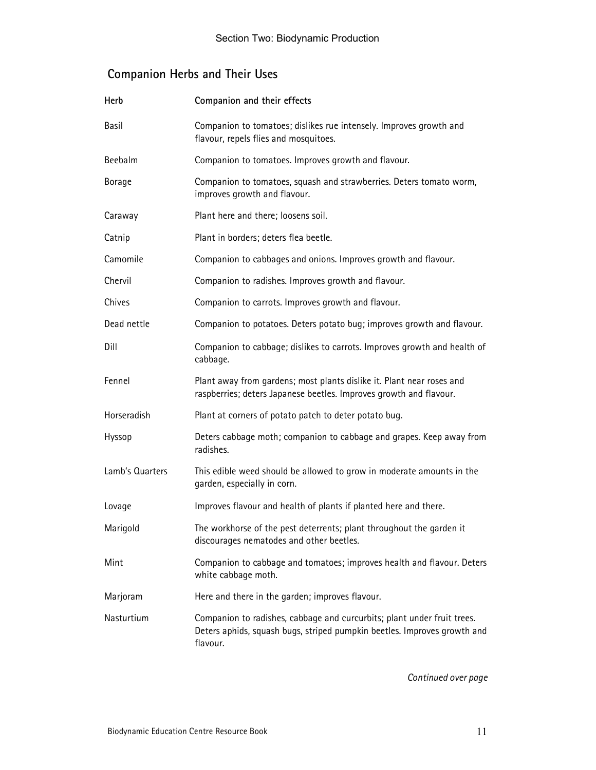## Companion Herbs and Their Uses

| Herb | Companion and their effects |
| --- | --- |
| Basil | Companion to tomatoes; dislikes rue intensely. Improves growth and flavour, repels flies and mosquitoes. |
| Beebalm | Companion to tomatoes. Improves growth and flavour. |
| Borage | Companion to tomatoes, squash and strawberries. Deters tomato worm, improves growth and flavour. |
| Caraway | Plant here and there; loosens soil. |
| Catnip | Plant in borders; deters flea beetle. |
| Camomile | Companion to cabbages and onions. Improves growth and flavour. |
| Chervil | Companion to radishes. Improves growth and flavour. |
| Chives | Companion to carrots. Improves growth and flavour. |
| Dead nettle | Companion to potatoes. Deters potato bug; improves growth and flavour. |
| Dill | Companion to cabbage; dislikes to carrots. Improves growth and health of cabbage. |
| Fennel | Plant away from gardens; most plants dislike it. Plant near roses and raspberries; deters Japanese beetles. Improves growth and flavour. |
| Horseradish | Plant at corners of potato patch to deter potato bug. |
| Hyssop | Deters cabbage moth; companion to cabbage and grapes. Keep away from radishes. |
| Lamb's Quarters | This edible weed should be allowed to grow in moderate amounts in the garden, especially in corn. |
| Lovage | Improves flavour and health of plants if planted here and there. |
| Marigold | The workhorse of the pest deterrents; plant throughout the garden it discourages nematodes and other beetles. |
| Mint | Companion to cabbage and tomatoes; improves health and flavour. Deters white cabbage moth. |
| Marjoram | Here and there in the garden; improves flavour. |
| Nasturtium | Companion to radishes, cabbage and curcurbits; plant under fruit trees. Deters aphids, squash bugs, striped pumpkin beetles. Improves growth and flavour. |

*Continued over page*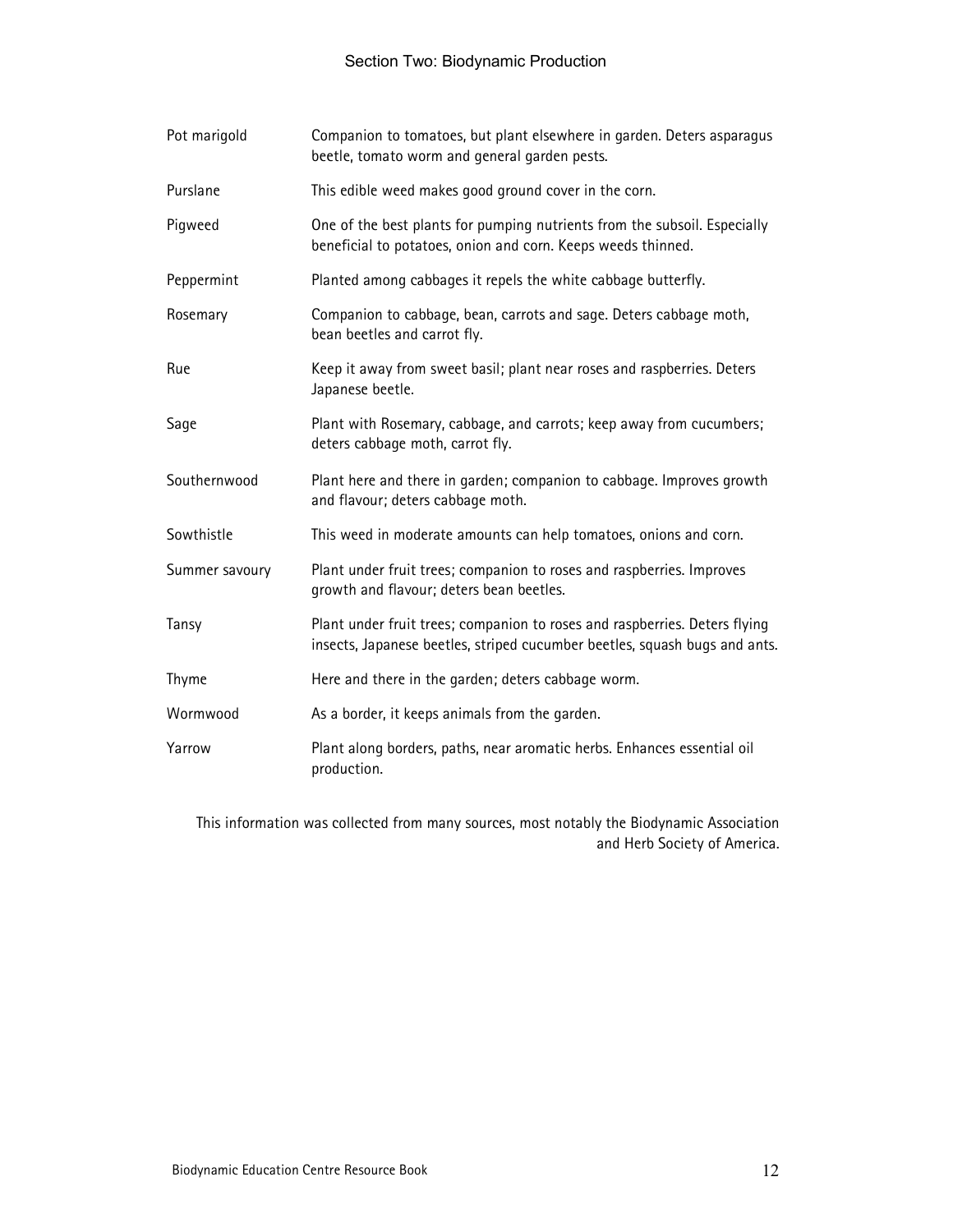| | |
|---|---|
| Pot marigold | Companion to tomatoes, but plant elsewhere in garden. Deters asparagus beetle, tomato worm and general garden pests. |
| Purslane | This edible weed makes good ground cover in the corn. |
| Pigweed | One of the best plants for pumping nutrients from the subsoil. Especially beneficial to potatoes, onion and corn. Keeps weeds thinned. |
| Peppermint | Planted among cabbages it repels the white cabbage butterfly. |
| Rosemary | Companion to cabbage, bean, carrots and sage. Deters cabbage moth, bean beetles and carrot fly. |
| Rue | Keep it away from sweet basil; plant near roses and raspberries. Deters Japanese beetle. |
| Sage | Plant with Rosemary, cabbage, and carrots; keep away from cucumbers; deters cabbage moth, carrot fly. |
| Southernwood | Plant here and there in garden; companion to cabbage. Improves growth and flavour; deters cabbage moth. |
| Sowthistle | This weed in moderate amounts can help tomatoes, onions and corn. |
| Summer savoury | Plant under fruit trees; companion to roses and raspberries. Improves growth and flavour; deters bean beetles. |
| Tansy | Plant under fruit trees; companion to roses and raspberries. Deters flying insects, Japanese beetles, striped cucumber beetles, squash bugs and ants. |
| Thyme | Here and there in the garden; deters cabbage worm. |
| Wormwood | As a border, it keeps animals from the garden. |
| Yarrow | Plant along borders, paths, near aromatic herbs. Enhances essential oil production. |

This information was collected from many sources, most notably the Biodynamic Association and Herb Society of America.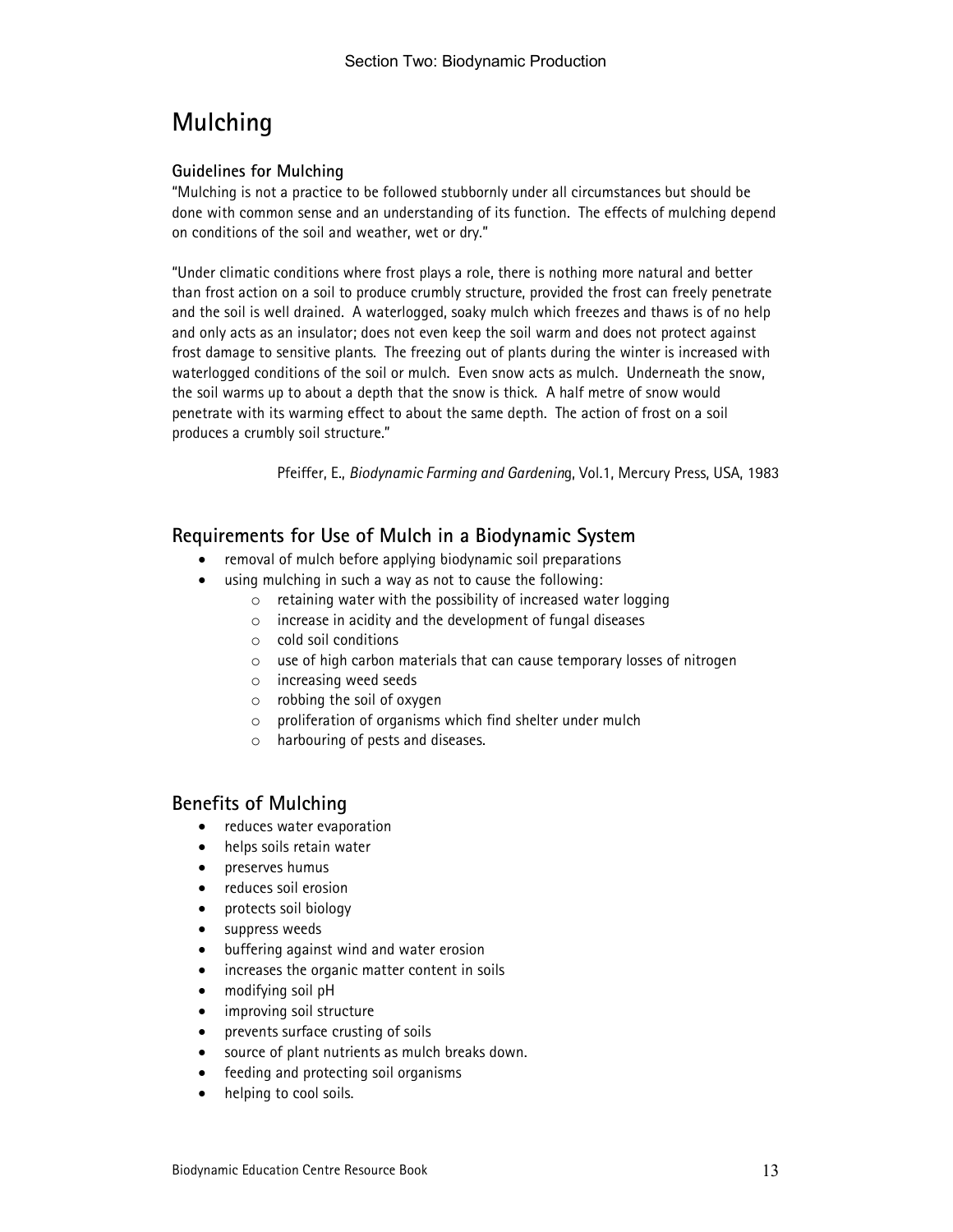# Mulching

### Guidelines for Mulching

"Mulching is not a practice to be followed stubbornly under all circumstances but should be done with common sense and an understanding of its function. The effects of mulching depend on conditions of the soil and weather, wet or dry."

"Under climatic conditions where frost plays a role, there is nothing more natural and better than frost action on a soil to produce crumbly structure, provided the frost can freely penetrate and the soil is well drained. A waterlogged, soaky mulch which freezes and thaws is of no help and only acts as an insulator; does not even keep the soil warm and does not protect against frost damage to sensitive plants. The freezing out of plants during the winter is increased with waterlogged conditions of the soil or mulch. Even snow acts as mulch. Underneath the snow, the soil warms up to about a depth that the snow is thick. A half metre of snow would penetrate with its warming effect to about the same depth. The action of frost on a soil produces a crumbly soil structure."

Pfeiffer, E., *Biodynamic Farming and Gardening*, Vol.1, Mercury Press, USA, 1983

## Requirements for Use of Mulch in a Biodynamic System

- removal of mulch before applying biodynamic soil preparations
- using mulching in such a way as not to cause the following:
  - retaining water with the possibility of increased water logging
  - increase in acidity and the development of fungal diseases
  - cold soil conditions
  - use of high carbon materials that can cause temporary losses of nitrogen
  - increasing weed seeds
  - robbing the soil of oxygen
  - proliferation of organisms which find shelter under mulch
  - harbouring of pests and diseases.

## Benefits of Mulching

- reduces water evaporation
- helps soils retain water
- preserves humus
- reduces soil erosion
- protects soil biology
- suppress weeds
- buffering against wind and water erosion
- increases the organic matter content in soils
- modifying soil pH
- improving soil structure
- prevents surface crusting of soils
- source of plant nutrients as mulch breaks down.
- feeding and protecting soil organisms
- helping to cool soils.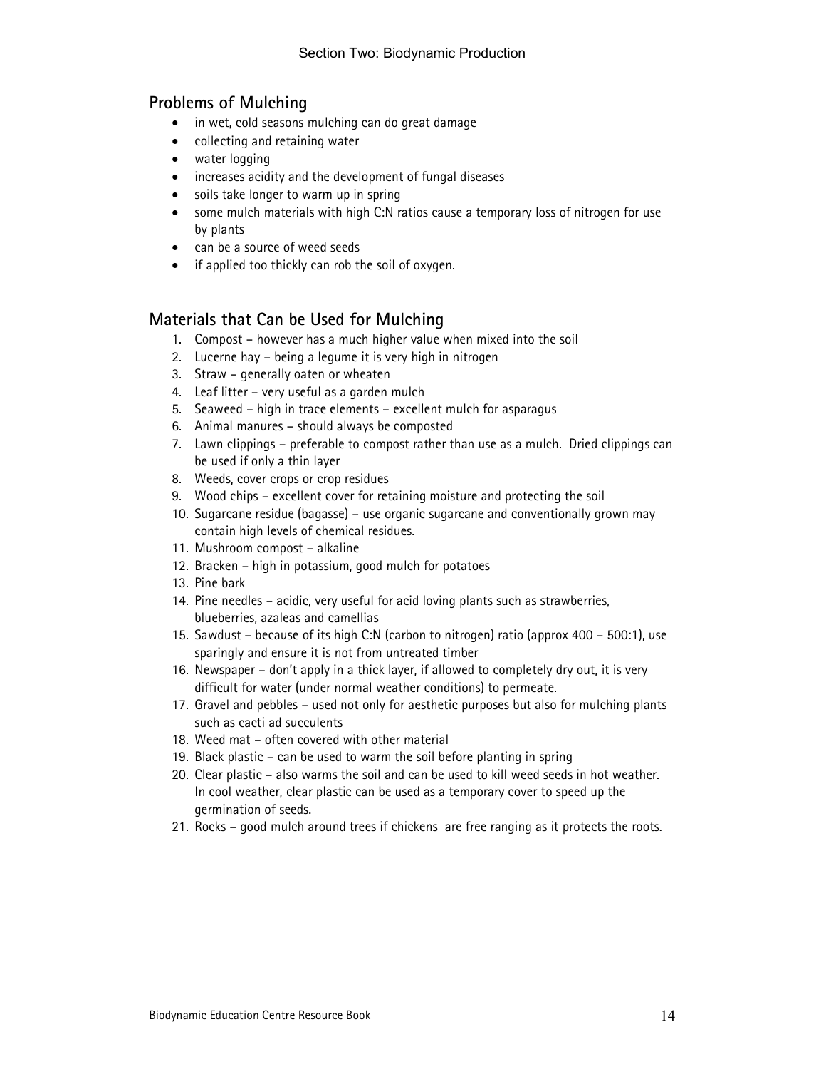## Problems of Mulching

- in wet, cold seasons mulching can do great damage
- collecting and retaining water
- water logging
- increases acidity and the development of fungal diseases
- soils take longer to warm up in spring
- some mulch materials with high C:N ratios cause a temporary loss of nitrogen for use by plants
- can be a source of weed seeds
- if applied too thickly can rob the soil of oxygen.

## Materials that Can be Used for Mulching

1. Compost – however has a much higher value when mixed into the soil
2. Lucerne hay – being a legume it is very high in nitrogen
3. Straw – generally oaten or wheaten
4. Leaf litter – very useful as a garden mulch
5. Seaweed – high in trace elements – excellent mulch for asparagus
6. Animal manures – should always be composted
7. Lawn clippings – preferable to compost rather than use as a mulch. Dried clippings can be used if only a thin layer
8. Weeds, cover crops or crop residues
9. Wood chips – excellent cover for retaining moisture and protecting the soil
10. Sugarcane residue (bagasse) – use organic sugarcane and conventionally grown may contain high levels of chemical residues.
11. Mushroom compost – alkaline
12. Bracken – high in potassium, good mulch for potatoes
13. Pine bark
14. Pine needles – acidic, very useful for acid loving plants such as strawberries, blueberries, azaleas and camellias
15. Sawdust – because of its high C:N (carbon to nitrogen) ratio (approx 400 – 500:1), use sparingly and ensure it is not from untreated timber
16. Newspaper – don't apply in a thick layer, if allowed to completely dry out, it is very difficult for water (under normal weather conditions) to permeate.
17. Gravel and pebbles – used not only for aesthetic purposes but also for mulching plants such as cacti ad succulents
18. Weed mat – often covered with other material
19. Black plastic – can be used to warm the soil before planting in spring
20. Clear plastic – also warms the soil and can be used to kill weed seeds in hot weather. In cool weather, clear plastic can be used as a temporary cover to speed up the germination of seeds.
21. Rocks – good mulch around trees if chickens are free ranging as it protects the roots.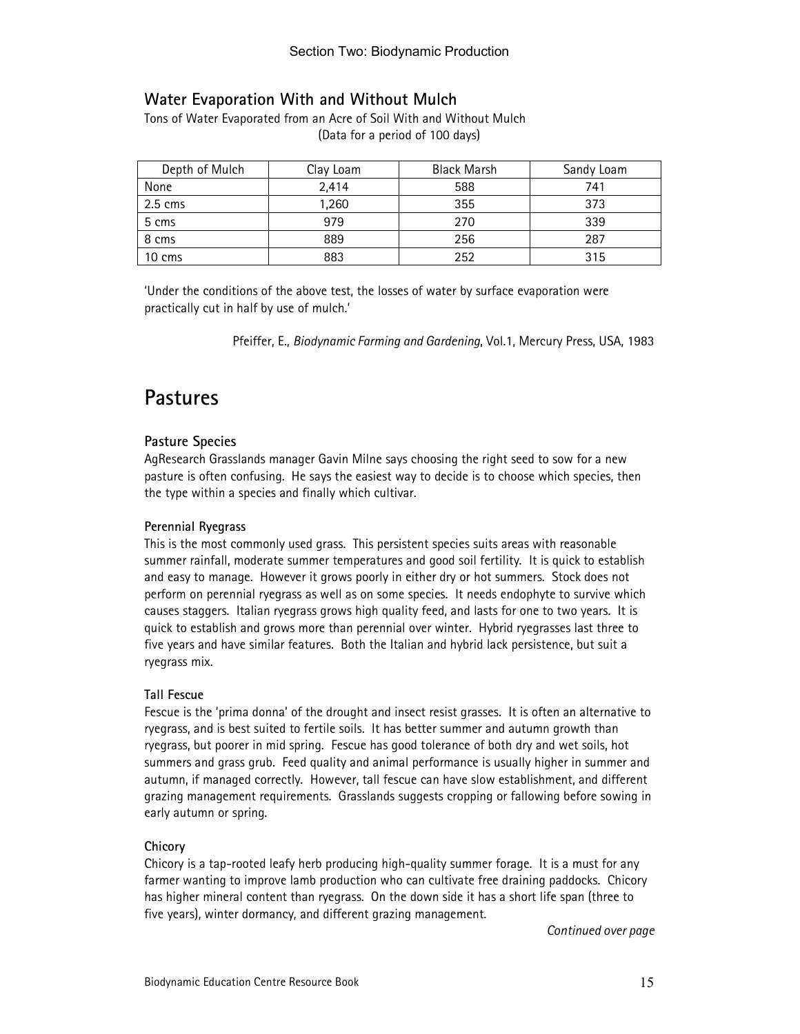### Water Evaporation With and Without Mulch

Tons of Water Evaporated from an Acre of Soil With and Without Mulch
(Data for a period of 100 days)

| Depth of Mulch | Clay Loam | Black Marsh | Sandy Loam |
|---|---|---|---|
| None | 2,414 | 588 | 741 |
| 2.5 cms | 1,260 | 355 | 373 |
| 5 cms | 979 | 270 | 339 |
| 8 cms | 889 | 256 | 287 |
| 10 cms | 883 | 252 | 315 |

'Under the conditions of the above test, the losses of water by surface evaporation were practically cut in half by use of mulch.'

Pfeiffer, E., *Biodynamic Farming and Gardening*, Vol.1, Mercury Press, USA, 1983

## Pastures

### Pasture Species

AgResearch Grasslands manager Gavin Milne says choosing the right seed to sow for a new pasture is often confusing. He says the easiest way to decide is to choose which species, then the type within a species and finally which cultivar.

**Perennial Ryegrass**

This is the most commonly used grass. This persistent species suits areas with reasonable summer rainfall, moderate summer temperatures and good soil fertility. It is quick to establish and easy to manage. However it grows poorly in either dry or hot summers. Stock does not perform on perennial ryegrass as well as on some species. It needs endophyte to survive which causes staggers. Italian ryegrass grows high quality feed, and lasts for one to two years. It is quick to establish and grows more than perennial over winter. Hybrid ryegrasses last three to five years and have similar features. Both the Italian and hybrid lack persistence, but suit a ryegrass mix.

**Tall Fescue**

Fescue is the 'prima donna' of the drought and insect resist grasses. It is often an alternative to ryegrass, and is best suited to fertile soils. It has better summer and autumn growth than ryegrass, but poorer in mid spring. Fescue has good tolerance of both dry and wet soils, hot summers and grass grub. Feed quality and animal performance is usually higher in summer and autumn, if managed correctly. However, tall fescue can have slow establishment, and different grazing management requirements. Grasslands suggests cropping or fallowing before sowing in early autumn or spring.

**Chicory**

Chicory is a tap-rooted leafy herb producing high-quality summer forage. It is a must for any farmer wanting to improve lamb production who can cultivate free draining paddocks. Chicory has higher mineral content than ryegrass. On the down side it has a short life span (three to five years), winter dormancy, and different grazing management.

*Continued over page*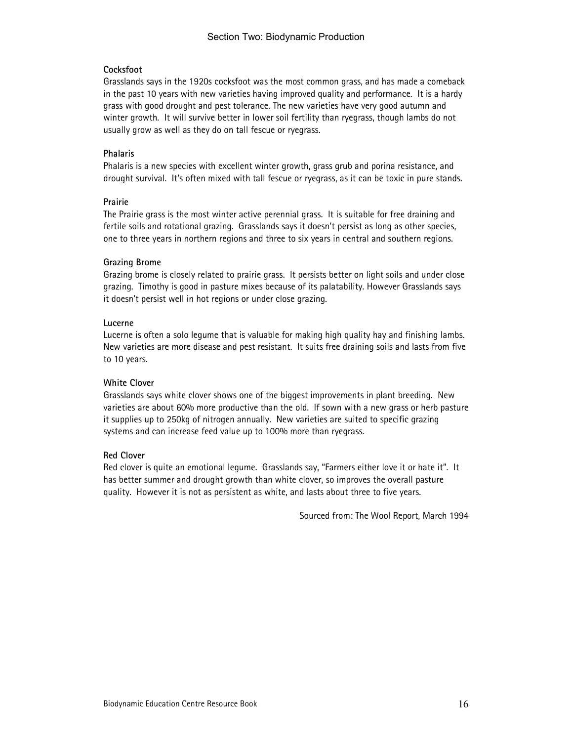**Cocksfoot**

Grasslands says in the 1920s cocksfoot was the most common grass, and has made a comeback in the past 10 years with new varieties having improved quality and performance. It is a hardy grass with good drought and pest tolerance. The new varieties have very good autumn and winter growth. It will survive better in lower soil fertility than ryegrass, though lambs do not usually grow as well as they do on tall fescue or ryegrass.

**Phalaris**

Phalaris is a new species with excellent winter growth, grass grub and porina resistance, and drought survival. It's often mixed with tall fescue or ryegrass, as it can be toxic in pure stands.

**Prairie**

The Prairie grass is the most winter active perennial grass. It is suitable for free draining and fertile soils and rotational grazing. Grasslands says it doesn't persist as long as other species, one to three years in northern regions and three to six years in central and southern regions.

**Grazing Brome**

Grazing brome is closely related to prairie grass. It persists better on light soils and under close grazing. Timothy is good in pasture mixes because of its palatability. However Grasslands says it doesn't persist well in hot regions or under close grazing.

**Lucerne**

Lucerne is often a solo legume that is valuable for making high quality hay and finishing lambs. New varieties are more disease and pest resistant. It suits free draining soils and lasts from five to 10 years.

**White Clover**

Grasslands says white clover shows one of the biggest improvements in plant breeding. New varieties are about 60% more productive than the old. If sown with a new grass or herb pasture it supplies up to 250kg of nitrogen annually. New varieties are suited to specific grazing systems and can increase feed value up to 100% more than ryegrass.

**Red Clover**

Red clover is quite an emotional legume. Grasslands say, "Farmers either love it or hate it". It has better summer and drought growth than white clover, so improves the overall pasture quality. However it is not as persistent as white, and lasts about three to five years.

Sourced from: The Wool Report, March 1994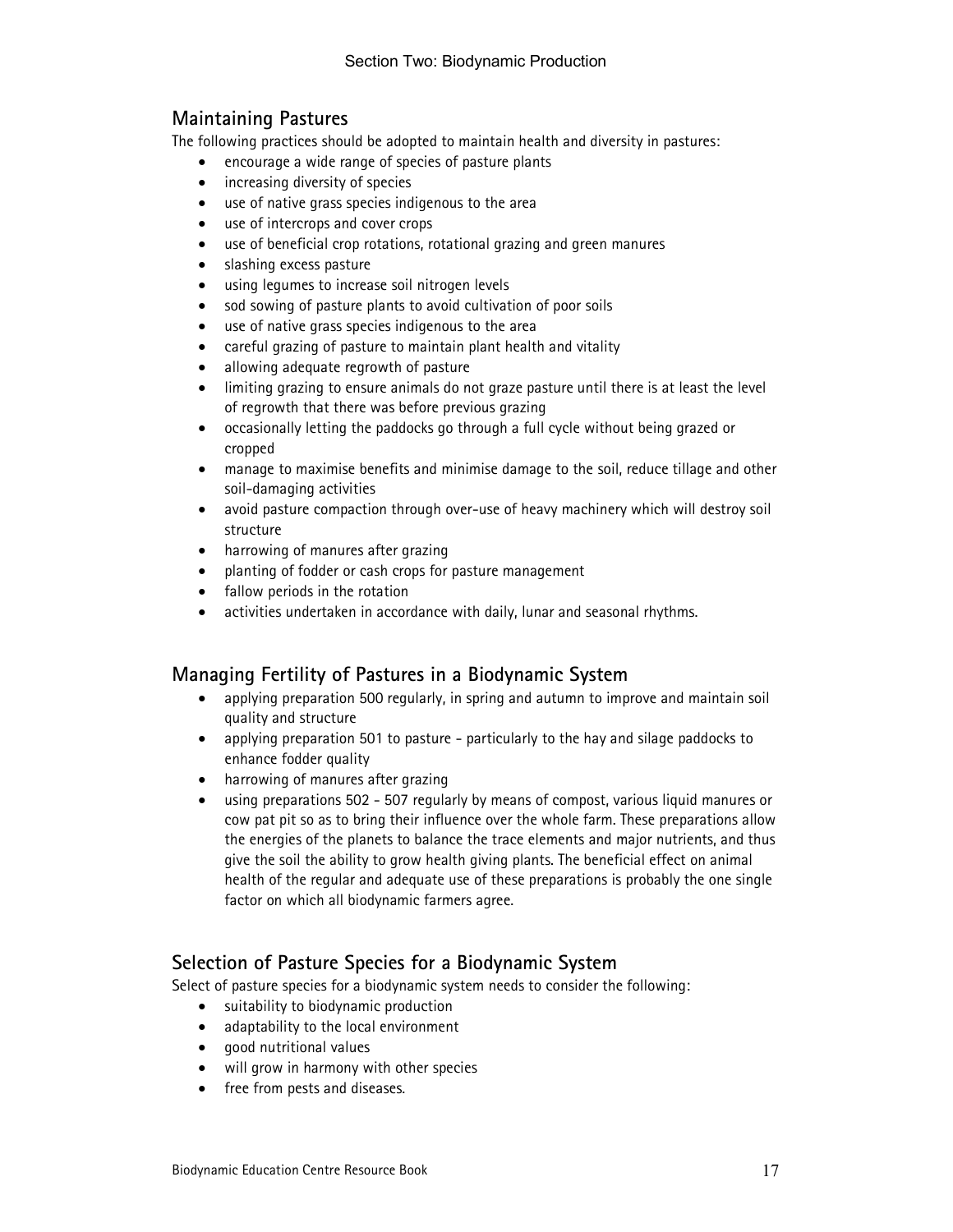## Maintaining Pastures

The following practices should be adopted to maintain health and diversity in pastures:

- encourage a wide range of species of pasture plants
- increasing diversity of species
- use of native grass species indigenous to the area
- use of intercrops and cover crops
- use of beneficial crop rotations, rotational grazing and green manures
- slashing excess pasture
- using legumes to increase soil nitrogen levels
- sod sowing of pasture plants to avoid cultivation of poor soils
- use of native grass species indigenous to the area
- careful grazing of pasture to maintain plant health and vitality
- allowing adequate regrowth of pasture
- limiting grazing to ensure animals do not graze pasture until there is at least the level of regrowth that there was before previous grazing
- occasionally letting the paddocks go through a full cycle without being grazed or cropped
- manage to maximise benefits and minimise damage to the soil, reduce tillage and other soil-damaging activities
- avoid pasture compaction through over-use of heavy machinery which will destroy soil structure
- harrowing of manures after grazing
- planting of fodder or cash crops for pasture management
- fallow periods in the rotation
- activities undertaken in accordance with daily, lunar and seasonal rhythms.

## Managing Fertility of Pastures in a Biodynamic System

- applying preparation 500 regularly, in spring and autumn to improve and maintain soil quality and structure
- applying preparation 501 to pasture - particularly to the hay and silage paddocks to enhance fodder quality
- harrowing of manures after grazing
- using preparations 502 - 507 regularly by means of compost, various liquid manures or cow pat pit so as to bring their influence over the whole farm. These preparations allow the energies of the planets to balance the trace elements and major nutrients, and thus give the soil the ability to grow health giving plants. The beneficial effect on animal health of the regular and adequate use of these preparations is probably the one single factor on which all biodynamic farmers agree.

## Selection of Pasture Species for a Biodynamic System

Select of pasture species for a biodynamic system needs to consider the following:

- suitability to biodynamic production
- adaptability to the local environment
- good nutritional values
- will grow in harmony with other species
- free from pests and diseases.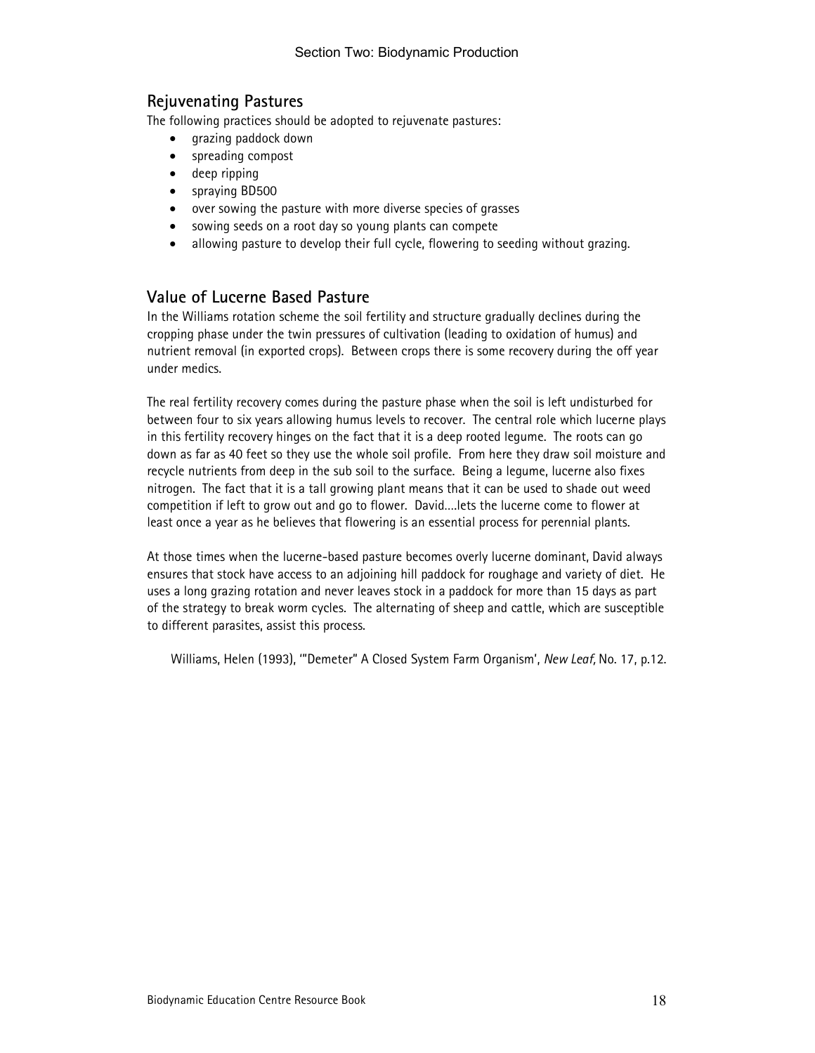## Rejuvenating Pastures

The following practices should be adopted to rejuvenate pastures:

- grazing paddock down
- spreading compost
- deep ripping
- spraying BD500
- over sowing the pasture with more diverse species of grasses
- sowing seeds on a root day so young plants can compete
- allowing pasture to develop their full cycle, flowering to seeding without grazing.

## Value of Lucerne Based Pasture

In the Williams rotation scheme the soil fertility and structure gradually declines during the cropping phase under the twin pressures of cultivation (leading to oxidation of humus) and nutrient removal (in exported crops). Between crops there is some recovery during the off year under medics.

The real fertility recovery comes during the pasture phase when the soil is left undisturbed for between four to six years allowing humus levels to recover. The central role which lucerne plays in this fertility recovery hinges on the fact that it is a deep rooted legume. The roots can go down as far as 40 feet so they use the whole soil profile. From here they draw soil moisture and recycle nutrients from deep in the sub soil to the surface. Being a legume, lucerne also fixes nitrogen. The fact that it is a tall growing plant means that it can be used to shade out weed competition if left to grow out and go to flower. David....lets the lucerne come to flower at least once a year as he believes that flowering is an essential process for perennial plants.

At those times when the lucerne-based pasture becomes overly lucerne dominant, David always ensures that stock have access to an adjoining hill paddock for roughage and variety of diet. He uses a long grazing rotation and never leaves stock in a paddock for more than 15 days as part of the strategy to break worm cycles. The alternating of sheep and cattle, which are susceptible to different parasites, assist this process.

Williams, Helen (1993), '"Demeter" A Closed System Farm Organism', *New Leaf,* No. 17, p.12.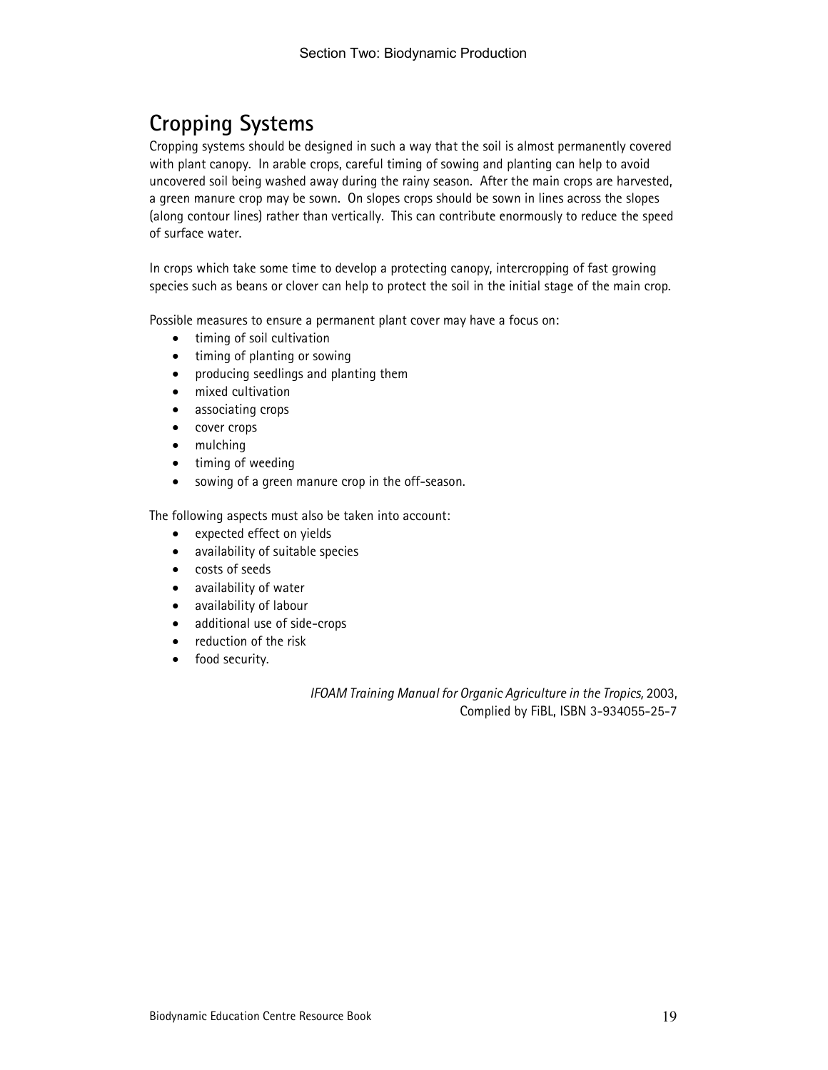# Cropping Systems

Cropping systems should be designed in such a way that the soil is almost permanently covered with plant canopy. In arable crops, careful timing of sowing and planting can help to avoid uncovered soil being washed away during the rainy season. After the main crops are harvested, a green manure crop may be sown. On slopes crops should be sown in lines across the slopes (along contour lines) rather than vertically. This can contribute enormously to reduce the speed of surface water.

In crops which take some time to develop a protecting canopy, intercropping of fast growing species such as beans or clover can help to protect the soil in the initial stage of the main crop.

Possible measures to ensure a permanent plant cover may have a focus on:

- timing of soil cultivation
- timing of planting or sowing
- producing seedlings and planting them
- mixed cultivation
- associating crops
- cover crops
- mulching
- timing of weeding
- sowing of a green manure crop in the off-season.

The following aspects must also be taken into account:

- expected effect on yields
- availability of suitable species
- costs of seeds
- availability of water
- availability of labour
- additional use of side-crops
- reduction of the risk
- food security.

*IFOAM Training Manual for Organic Agriculture in the Tropics,* 2003,
Complied by FiBL, ISBN 3-934055-25-7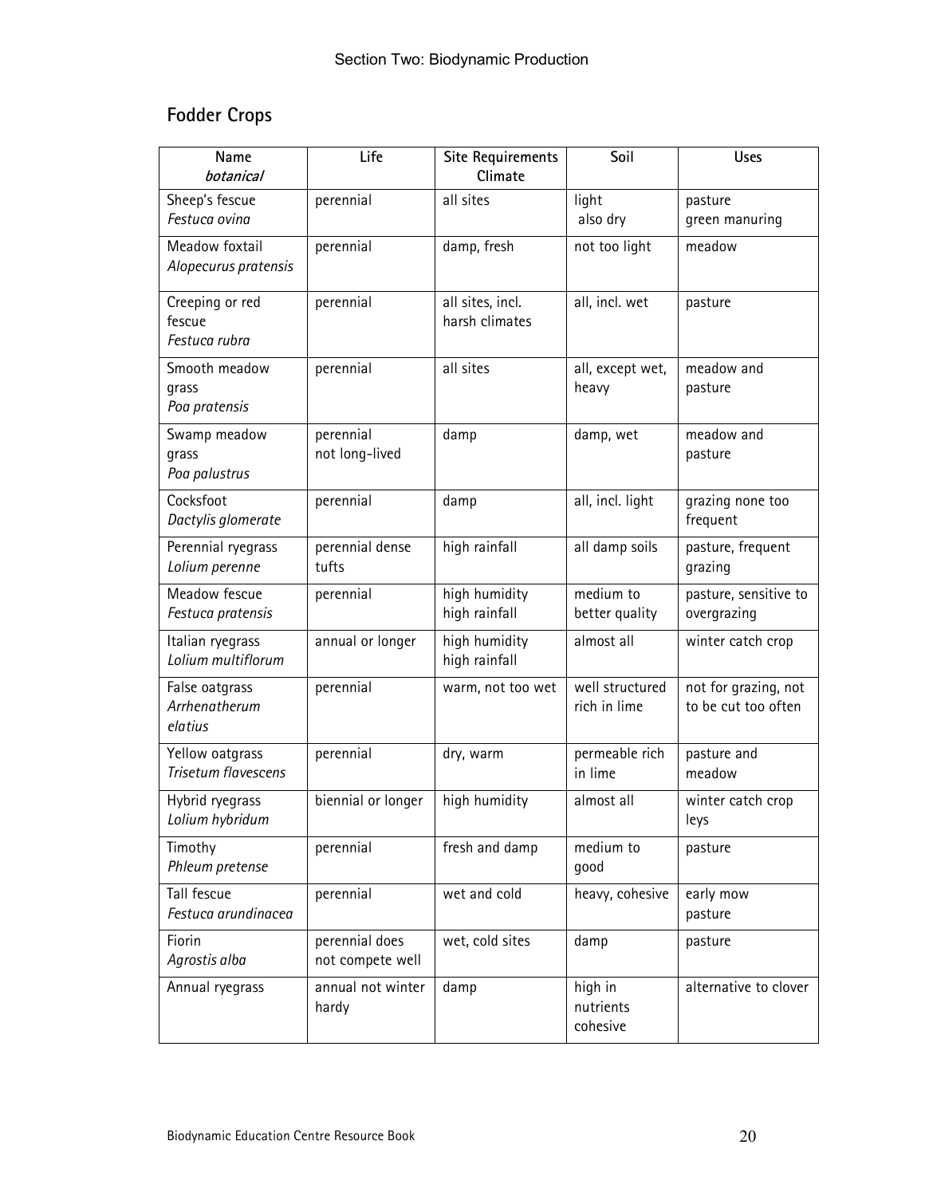## Fodder Crops

| Name *botanical* | Life | Site Requirements Climate | Soil | Uses |
| --- | --- | --- | --- | --- |
| Sheep's fescue *Festuca ovina* | perennial | all sites | light also dry | pasture green manuring |
| Meadow foxtail *Alopecurus pratensis* | perennial | damp, fresh | not too light | meadow |
| Creeping or red fescue *Festuca rubra* | perennial | all sites, incl. harsh climates | all, incl. wet | pasture |
| Smooth meadow grass *Poa pratensis* | perennial | all sites | all, except wet, heavy | meadow and pasture |
| Swamp meadow grass *Poa palustrus* | perennial not long-lived | damp | damp, wet | meadow and pasture |
| Cocksfoot *Dactylis glomerate* | perennial | damp | all, incl. light | grazing none too frequent |
| Perennial ryegrass *Lolium perenne* | perennial dense tufts | high rainfall | all damp soils | pasture, frequent grazing |
| Meadow fescue *Festuca pratensis* | perennial | high humidity high rainfall | medium to better quality | pasture, sensitive to overgrazing |
| Italian ryegrass *Lolium multiflorum* | annual or longer | high humidity high rainfall | almost all | winter catch crop |
| False oatgrass *Arrhenatherum elatius* | perennial | warm, not too wet | well structured rich in lime | not for grazing, not to be cut too often |
| Yellow oatgrass *Trisetum flavescens* | perennial | dry, warm | permeable rich in lime | pasture and meadow |
| Hybrid ryegrass *Lolium hybridum* | biennial or longer | high humidity | almost all | winter catch crop leys |
| Timothy *Phleum pretense* | perennial | fresh and damp | medium to good | pasture |
| Tall fescue *Festuca arundinacea* | perennial | wet and cold | heavy, cohesive | early mow pasture |
| Fiorin *Agrostis alba* | perennial does not compete well | wet, cold sites | damp | pasture |
| Annual ryegrass | annual not winter hardy | damp | high in nutrients cohesive | alternative to clover |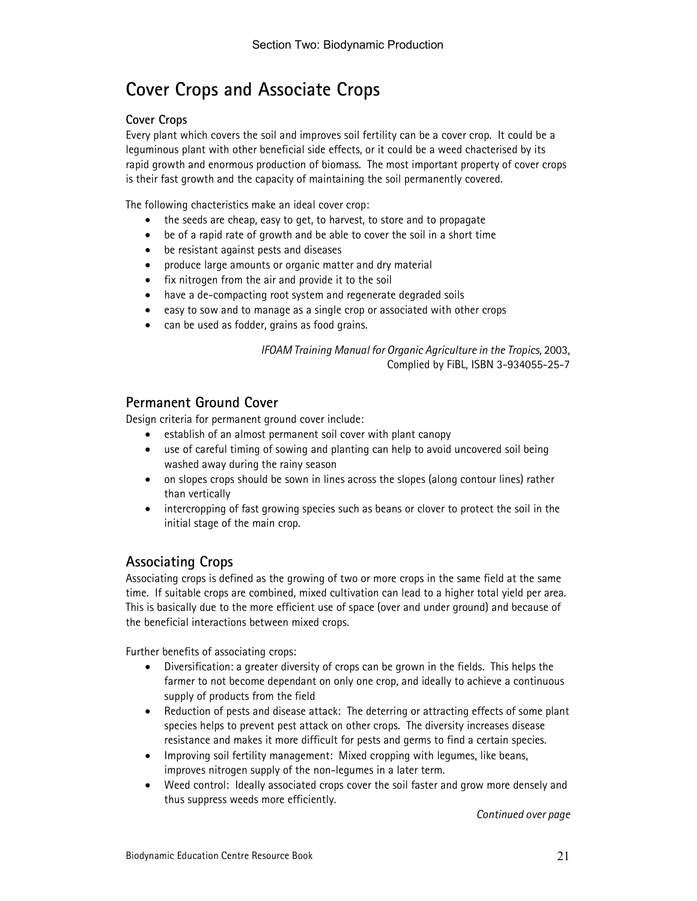# Cover Crops and Associate Crops

### Cover Crops

Every plant which covers the soil and improves soil fertility can be a cover crop. It could be a leguminous plant with other beneficial side effects, or it could be a weed chacterised by its rapid growth and enormous production of biomass. The most important property of cover crops is their fast growth and the capacity of maintaining the soil permanently covered.

The following chacteristics make an ideal cover crop:

- the seeds are cheap, easy to get, to harvest, to store and to propagate
- be of a rapid rate of growth and be able to cover the soil in a short time
- be resistant against pests and diseases
- produce large amounts or organic matter and dry material
- fix nitrogen from the air and provide it to the soil
- have a de-compacting root system and regenerate degraded soils
- easy to sow and to manage as a single crop or associated with other crops
- can be used as fodder, grains as food grains.

*IFOAM Training Manual for Organic Agriculture in the Tropics,* 2003,
Complied by FiBL, ISBN 3-934055-25-7

## Permanent Ground Cover

Design criteria for permanent ground cover include:

- establish of an almost permanent soil cover with plant canopy
- use of careful timing of sowing and planting can help to avoid uncovered soil being washed away during the rainy season
- on slopes crops should be sown in lines across the slopes (along contour lines) rather than vertically
- intercropping of fast growing species such as beans or clover to protect the soil in the initial stage of the main crop.

## Associating Crops

Associating crops is defined as the growing of two or more crops in the same field at the same time. If suitable crops are combined, mixed cultivation can lead to a higher total yield per area. This is basically due to the more efficient use of space (over and under ground) and because of the beneficial interactions between mixed crops.

Further benefits of associating crops:

- Diversification: a greater diversity of crops can be grown in the fields. This helps the farmer to not become dependant on only one crop, and ideally to achieve a continuous supply of products from the field
- Reduction of pests and disease attack: The deterring or attracting effects of some plant species helps to prevent pest attack on other crops. The diversity increases disease resistance and makes it more difficult for pests and germs to find a certain species.
- Improving soil fertility management: Mixed cropping with legumes, like beans, improves nitrogen supply of the non-legumes in a later term.
- Weed control: Ideally associated crops cover the soil faster and grow more densely and thus suppress weeds more efficiently.

*Continued over page*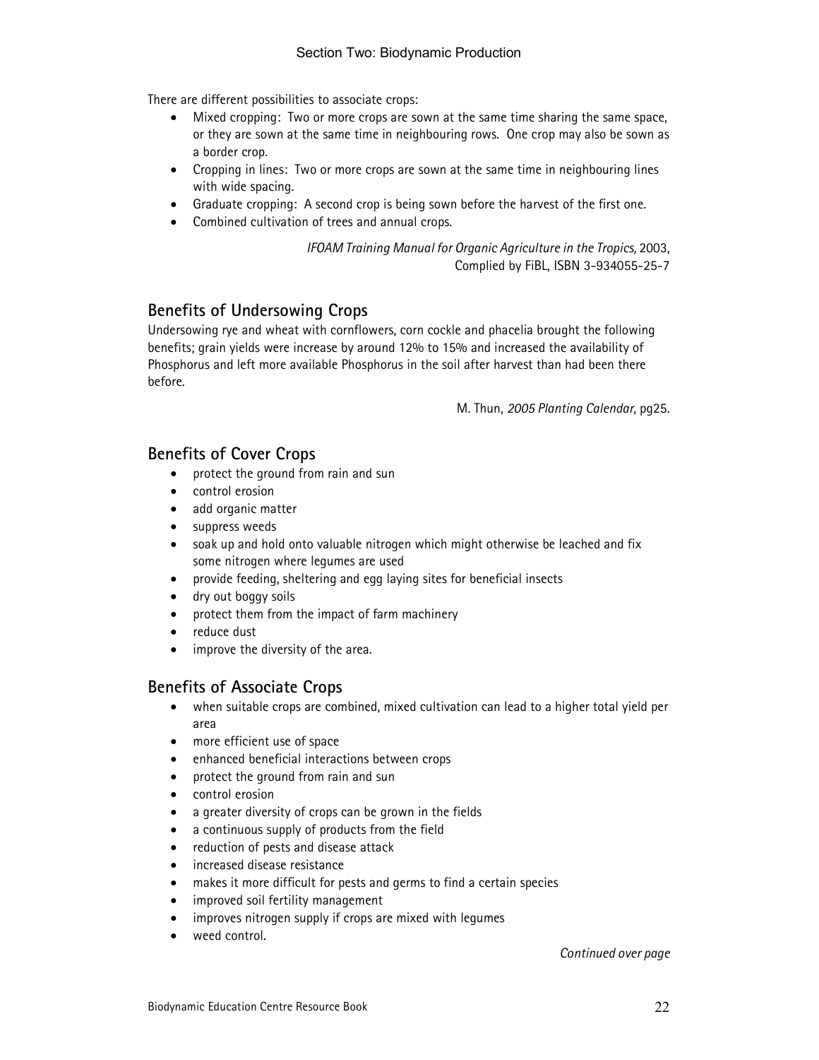There are different possibilities to associate crops:

- Mixed cropping: Two or more crops are sown at the same time sharing the same space, or they are sown at the same time in neighbouring rows. One crop may also be sown as a border crop.
- Cropping in lines: Two or more crops are sown at the same time in neighbouring lines with wide spacing.
- Graduate cropping: A second crop is being sown before the harvest of the first one.
- Combined cultivation of trees and annual crops.

*IFOAM Training Manual for Organic Agriculture in the Tropics,* 2003, Complied by FiBL, ISBN 3-934055-25-7

## Benefits of Undersowing Crops

Undersowing rye and wheat with cornflowers, corn cockle and phacelia brought the following benefits; grain yields were increase by around 12% to 15% and increased the availability of Phosphorus and left more available Phosphorus in the soil after harvest than had been there before.

M. Thun, *2005 Planting Calendar*, pg25.

## Benefits of Cover Crops

- protect the ground from rain and sun
- control erosion
- add organic matter
- suppress weeds
- soak up and hold onto valuable nitrogen which might otherwise be leached and fix some nitrogen where legumes are used
- provide feeding, sheltering and egg laying sites for beneficial insects
- dry out boggy soils
- protect them from the impact of farm machinery
- reduce dust
- improve the diversity of the area.

## Benefits of Associate Crops

- when suitable crops are combined, mixed cultivation can lead to a higher total yield per area
- more efficient use of space
- enhanced beneficial interactions between crops
- protect the ground from rain and sun
- control erosion
- a greater diversity of crops can be grown in the fields
- a continuous supply of products from the field
- reduction of pests and disease attack
- increased disease resistance
- makes it more difficult for pests and germs to find a certain species
- improved soil fertility management
- improves nitrogen supply if crops are mixed with legumes
- weed control.

*Continued over page*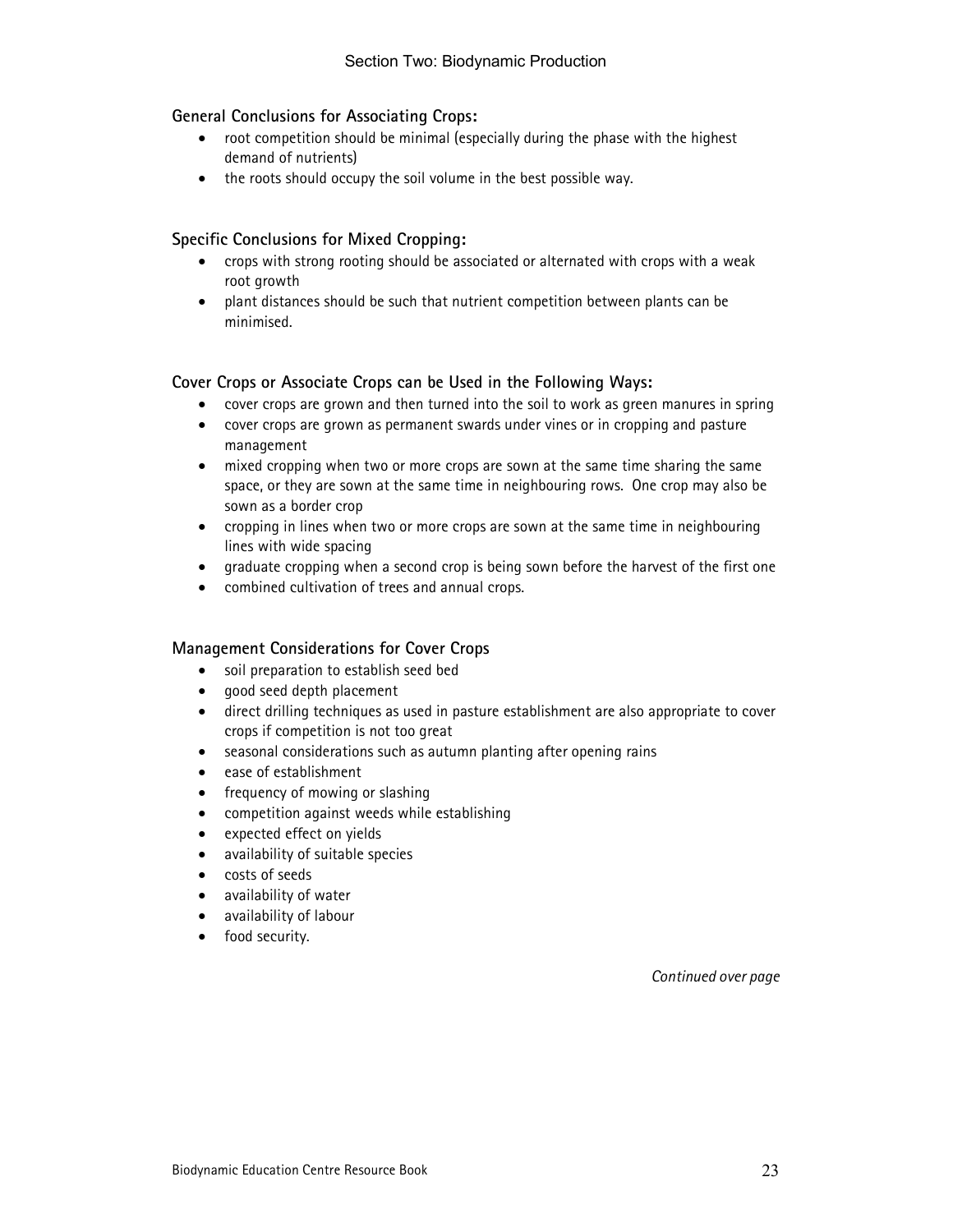### General Conclusions for Associating Crops:

- root competition should be minimal (especially during the phase with the highest demand of nutrients)
- the roots should occupy the soil volume in the best possible way.

### Specific Conclusions for Mixed Cropping:

- crops with strong rooting should be associated or alternated with crops with a weak root growth
- plant distances should be such that nutrient competition between plants can be minimised.

### Cover Crops or Associate Crops can be Used in the Following Ways:

- cover crops are grown and then turned into the soil to work as green manures in spring
- cover crops are grown as permanent swards under vines or in cropping and pasture management
- mixed cropping when two or more crops are sown at the same time sharing the same space, or they are sown at the same time in neighbouring rows. One crop may also be sown as a border crop
- cropping in lines when two or more crops are sown at the same time in neighbouring lines with wide spacing
- graduate cropping when a second crop is being sown before the harvest of the first one
- combined cultivation of trees and annual crops.

### Management Considerations for Cover Crops

- soil preparation to establish seed bed
- good seed depth placement
- direct drilling techniques as used in pasture establishment are also appropriate to cover crops if competition is not too great
- seasonal considerations such as autumn planting after opening rains
- ease of establishment
- frequency of mowing or slashing
- competition against weeds while establishing
- expected effect on yields
- availability of suitable species
- costs of seeds
- availability of water
- availability of labour
- food security.

*Continued over page*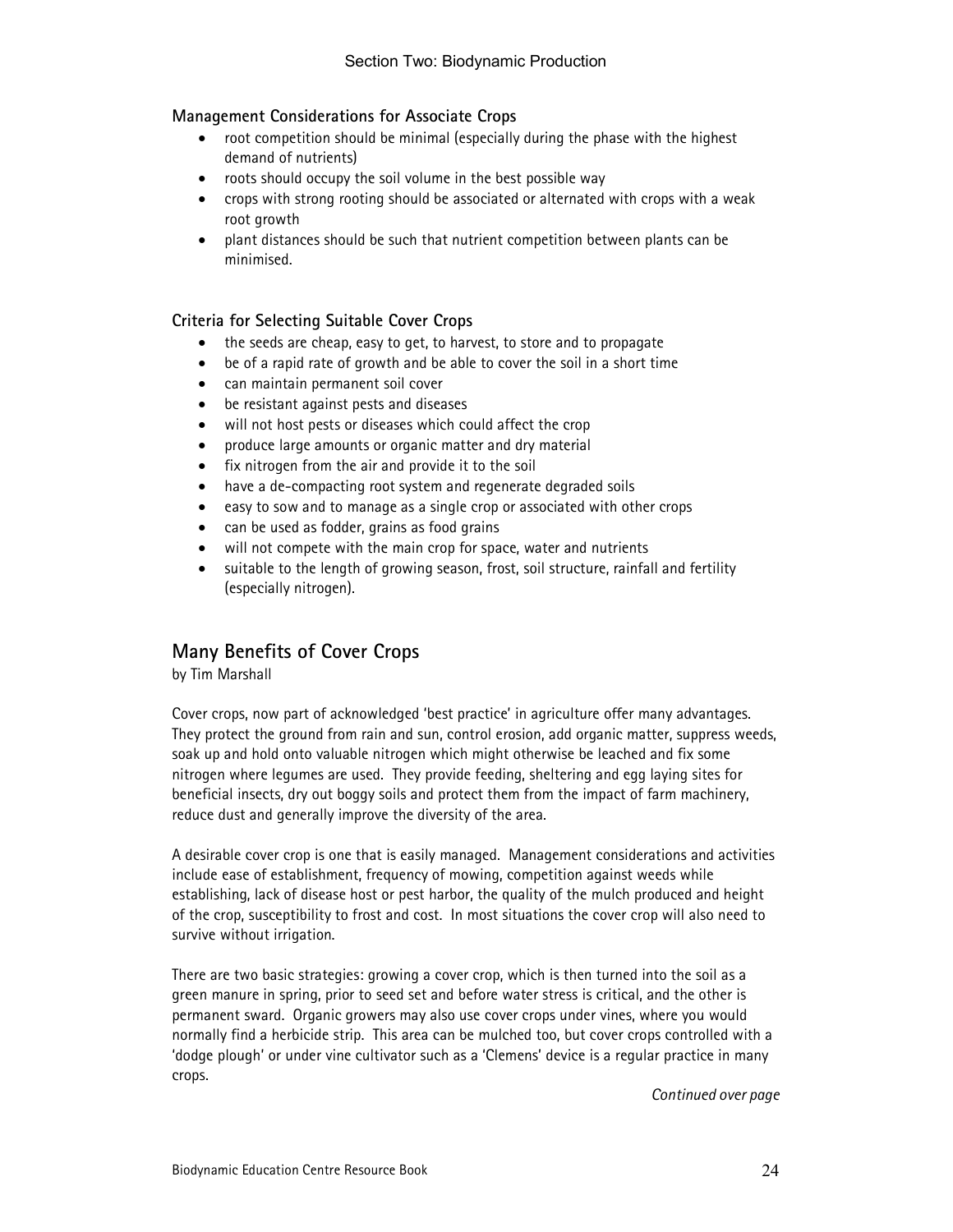**Management Considerations for Associate Crops**

- root competition should be minimal (especially during the phase with the highest demand of nutrients)
- roots should occupy the soil volume in the best possible way
- crops with strong rooting should be associated or alternated with crops with a weak root growth
- plant distances should be such that nutrient competition between plants can be minimised.

**Criteria for Selecting Suitable Cover Crops**

- the seeds are cheap, easy to get, to harvest, to store and to propagate
- be of a rapid rate of growth and be able to cover the soil in a short time
- can maintain permanent soil cover
- be resistant against pests and diseases
- will not host pests or diseases which could affect the crop
- produce large amounts or organic matter and dry material
- fix nitrogen from the air and provide it to the soil
- have a de-compacting root system and regenerate degraded soils
- easy to sow and to manage as a single crop or associated with other crops
- can be used as fodder, grains as food grains
- will not compete with the main crop for space, water and nutrients
- suitable to the length of growing season, frost, soil structure, rainfall and fertility (especially nitrogen).

## Many Benefits of Cover Crops

by Tim Marshall

Cover crops, now part of acknowledged 'best practice' in agriculture offer many advantages. They protect the ground from rain and sun, control erosion, add organic matter, suppress weeds, soak up and hold onto valuable nitrogen which might otherwise be leached and fix some nitrogen where legumes are used. They provide feeding, sheltering and egg laying sites for beneficial insects, dry out boggy soils and protect them from the impact of farm machinery, reduce dust and generally improve the diversity of the area.

A desirable cover crop is one that is easily managed. Management considerations and activities include ease of establishment, frequency of mowing, competition against weeds while establishing, lack of disease host or pest harbor, the quality of the mulch produced and height of the crop, susceptibility to frost and cost. In most situations the cover crop will also need to survive without irrigation.

There are two basic strategies: growing a cover crop, which is then turned into the soil as a green manure in spring, prior to seed set and before water stress is critical, and the other is permanent sward. Organic growers may also use cover crops under vines, where you would normally find a herbicide strip. This area can be mulched too, but cover crops controlled with a 'dodge plough' or under vine cultivator such as a 'Clemens' device is a regular practice in many crops.

*Continued over page*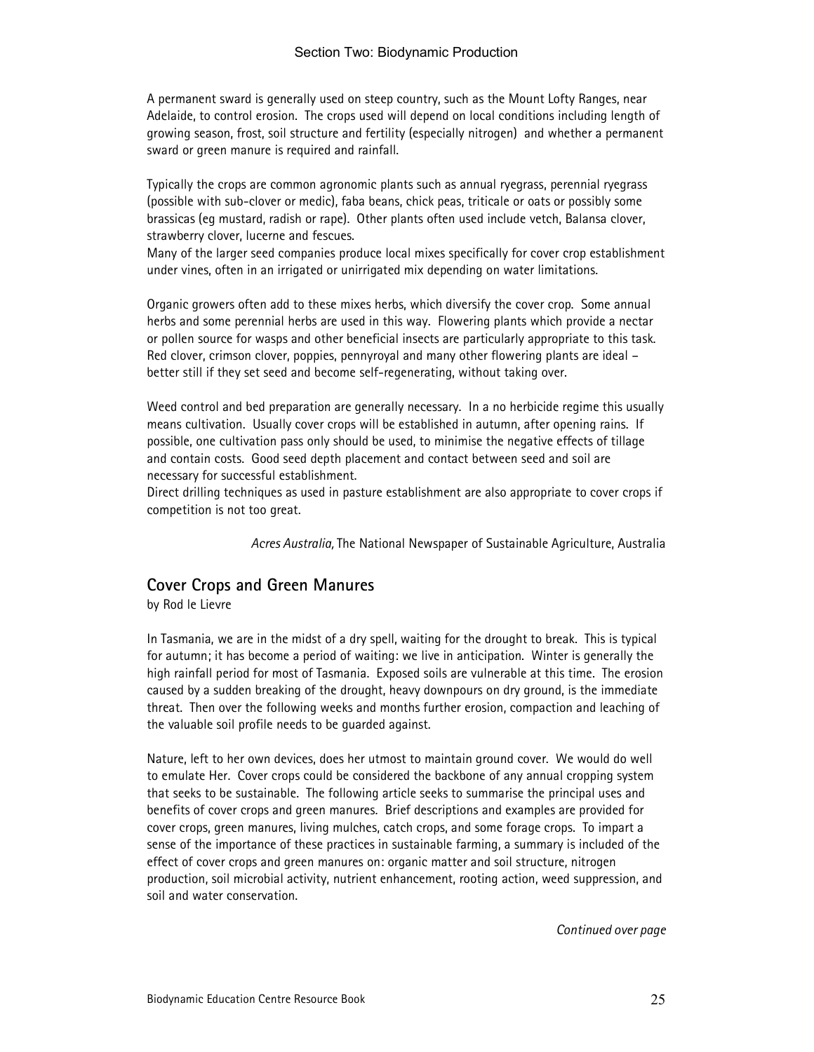A permanent sward is generally used on steep country, such as the Mount Lofty Ranges, near Adelaide, to control erosion. The crops used will depend on local conditions including length of growing season, frost, soil structure and fertility (especially nitrogen) and whether a permanent sward or green manure is required and rainfall.

Typically the crops are common agronomic plants such as annual ryegrass, perennial ryegrass (possible with sub-clover or medic), faba beans, chick peas, triticale or oats or possibly some brassicas (eg mustard, radish or rape). Other plants often used include vetch, Balansa clover, strawberry clover, lucerne and fescues.
Many of the larger seed companies produce local mixes specifically for cover crop establishment under vines, often in an irrigated or unirrigated mix depending on water limitations.

Organic growers often add to these mixes herbs, which diversify the cover crop. Some annual herbs and some perennial herbs are used in this way. Flowering plants which provide a nectar or pollen source for wasps and other beneficial insects are particularly appropriate to this task. Red clover, crimson clover, poppies, pennyroyal and many other flowering plants are ideal – better still if they set seed and become self-regenerating, without taking over.

Weed control and bed preparation are generally necessary. In a no herbicide regime this usually means cultivation. Usually cover crops will be established in autumn, after opening rains. If possible, one cultivation pass only should be used, to minimise the negative effects of tillage and contain costs. Good seed depth placement and contact between seed and soil are necessary for successful establishment.
Direct drilling techniques as used in pasture establishment are also appropriate to cover crops if competition is not too great.

*Acres Australia,* The National Newspaper of Sustainable Agriculture, Australia

## Cover Crops and Green Manures

by Rod le Lievre

In Tasmania, we are in the midst of a dry spell, waiting for the drought to break. This is typical for autumn; it has become a period of waiting: we live in anticipation. Winter is generally the high rainfall period for most of Tasmania. Exposed soils are vulnerable at this time. The erosion caused by a sudden breaking of the drought, heavy downpours on dry ground, is the immediate threat. Then over the following weeks and months further erosion, compaction and leaching of the valuable soil profile needs to be guarded against.

Nature, left to her own devices, does her utmost to maintain ground cover. We would do well to emulate Her. Cover crops could be considered the backbone of any annual cropping system that seeks to be sustainable. The following article seeks to summarise the principal uses and benefits of cover crops and green manures. Brief descriptions and examples are provided for cover crops, green manures, living mulches, catch crops, and some forage crops. To impart a sense of the importance of these practices in sustainable farming, a summary is included of the effect of cover crops and green manures on: organic matter and soil structure, nitrogen production, soil microbial activity, nutrient enhancement, rooting action, weed suppression, and soil and water conservation.

*Continued over page*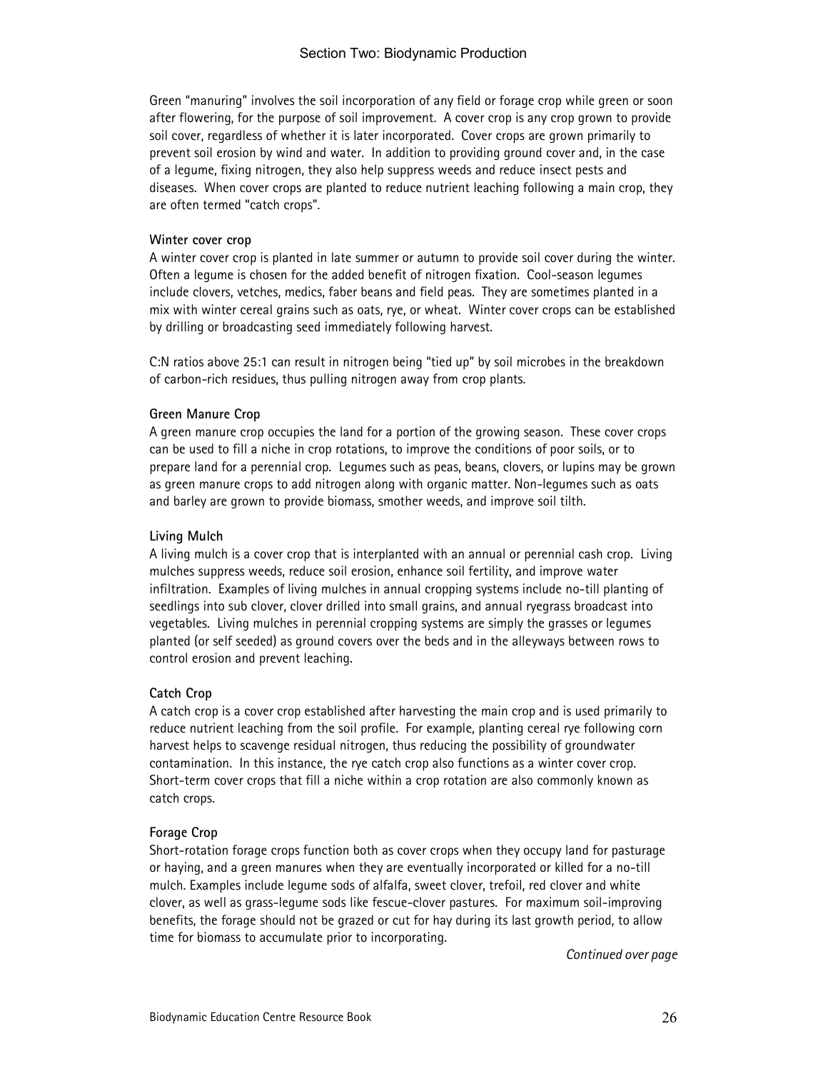Green "manuring" involves the soil incorporation of any field or forage crop while green or soon after flowering, for the purpose of soil improvement. A cover crop is any crop grown to provide soil cover, regardless of whether it is later incorporated. Cover crops are grown primarily to prevent soil erosion by wind and water. In addition to providing ground cover and, in the case of a legume, fixing nitrogen, they also help suppress weeds and reduce insect pests and diseases. When cover crops are planted to reduce nutrient leaching following a main crop, they are often termed "catch crops".

**Winter cover crop**

A winter cover crop is planted in late summer or autumn to provide soil cover during the winter. Often a legume is chosen for the added benefit of nitrogen fixation. Cool-season legumes include clovers, vetches, medics, faber beans and field peas. They are sometimes planted in a mix with winter cereal grains such as oats, rye, or wheat. Winter cover crops can be established by drilling or broadcasting seed immediately following harvest.

C:N ratios above 25:1 can result in nitrogen being "tied up" by soil microbes in the breakdown of carbon-rich residues, thus pulling nitrogen away from crop plants.

**Green Manure Crop**

A green manure crop occupies the land for a portion of the growing season. These cover crops can be used to fill a niche in crop rotations, to improve the conditions of poor soils, or to prepare land for a perennial crop. Legumes such as peas, beans, clovers, or lupins may be grown as green manure crops to add nitrogen along with organic matter. Non-legumes such as oats and barley are grown to provide biomass, smother weeds, and improve soil tilth.

**Living Mulch**

A living mulch is a cover crop that is interplanted with an annual or perennial cash crop. Living mulches suppress weeds, reduce soil erosion, enhance soil fertility, and improve water infiltration. Examples of living mulches in annual cropping systems include no-till planting of seedlings into sub clover, clover drilled into small grains, and annual ryegrass broadcast into vegetables. Living mulches in perennial cropping systems are simply the grasses or legumes planted (or self seeded) as ground covers over the beds and in the alleyways between rows to control erosion and prevent leaching.

**Catch Crop**

A catch crop is a cover crop established after harvesting the main crop and is used primarily to reduce nutrient leaching from the soil profile. For example, planting cereal rye following corn harvest helps to scavenge residual nitrogen, thus reducing the possibility of groundwater contamination. In this instance, the rye catch crop also functions as a winter cover crop. Short-term cover crops that fill a niche within a crop rotation are also commonly known as catch crops.

**Forage Crop**

Short-rotation forage crops function both as cover crops when they occupy land for pasturage or haying, and a green manures when they are eventually incorporated or killed for a no-till mulch. Examples include legume sods of alfalfa, sweet clover, trefoil, red clover and white clover, as well as grass-legume sods like fescue-clover pastures. For maximum soil-improving benefits, the forage should not be grazed or cut for hay during its last growth period, to allow time for biomass to accumulate prior to incorporating.

*Continued over page*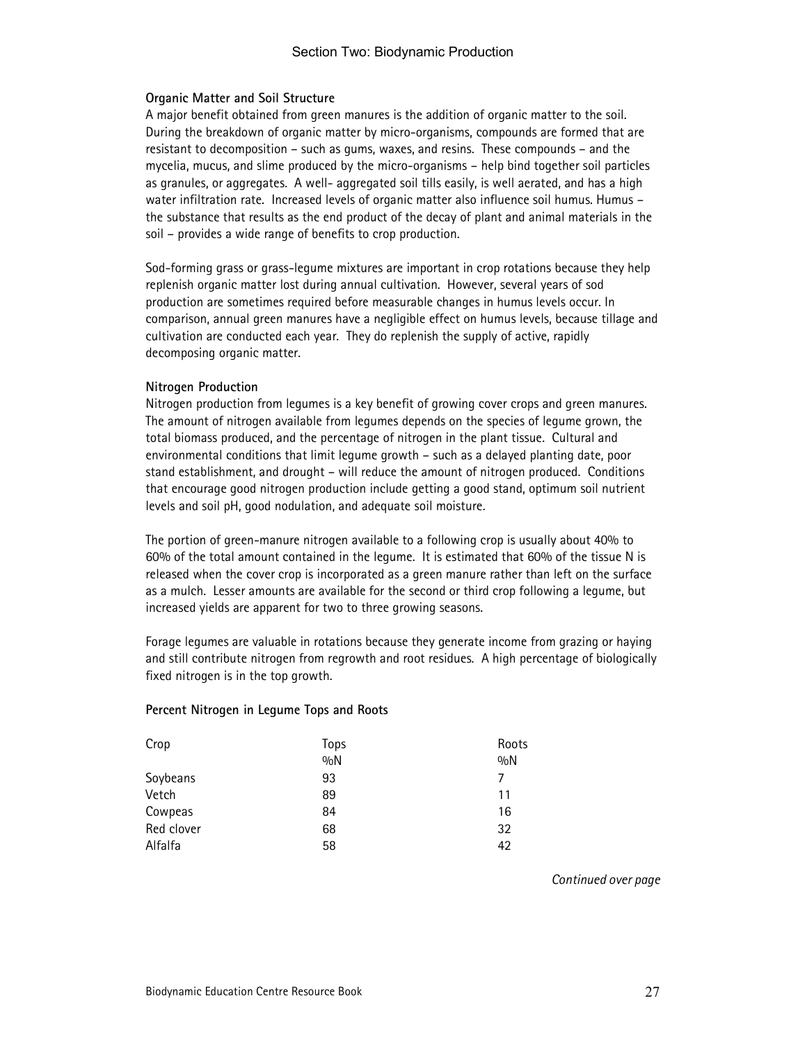**Organic Matter and Soil Structure**

A major benefit obtained from green manures is the addition of organic matter to the soil. During the breakdown of organic matter by micro-organisms, compounds are formed that are resistant to decomposition – such as gums, waxes, and resins. These compounds – and the mycelia, mucus, and slime produced by the micro-organisms – help bind together soil particles as granules, or aggregates. A well- aggregated soil tills easily, is well aerated, and has a high water infiltration rate. Increased levels of organic matter also influence soil humus. Humus – the substance that results as the end product of the decay of plant and animal materials in the soil – provides a wide range of benefits to crop production.

Sod-forming grass or grass-legume mixtures are important in crop rotations because they help replenish organic matter lost during annual cultivation. However, several years of sod production are sometimes required before measurable changes in humus levels occur. In comparison, annual green manures have a negligible effect on humus levels, because tillage and cultivation are conducted each year. They do replenish the supply of active, rapidly decomposing organic matter.

**Nitrogen Production**

Nitrogen production from legumes is a key benefit of growing cover crops and green manures. The amount of nitrogen available from legumes depends on the species of legume grown, the total biomass produced, and the percentage of nitrogen in the plant tissue. Cultural and environmental conditions that limit legume growth – such as a delayed planting date, poor stand establishment, and drought – will reduce the amount of nitrogen produced. Conditions that encourage good nitrogen production include getting a good stand, optimum soil nutrient levels and soil pH, good nodulation, and adequate soil moisture.

The portion of green-manure nitrogen available to a following crop is usually about 40% to 60% of the total amount contained in the legume. It is estimated that 60% of the tissue N is released when the cover crop is incorporated as a green manure rather than left on the surface as a mulch. Lesser amounts are available for the second or third crop following a legume, but increased yields are apparent for two to three growing seasons.

Forage legumes are valuable in rotations because they generate income from grazing or haying and still contribute nitrogen from regrowth and root residues. A high percentage of biologically fixed nitrogen is in the top growth.

**Percent Nitrogen in Legume Tops and Roots**

| Crop | Tops %N | Roots %N |
|---|---|---|
| Soybeans | 93 | 7 |
| Vetch | 89 | 11 |
| Cowpeas | 84 | 16 |
| Red clover | 68 | 32 |
| Alfalfa | 58 | 42 |

*Continued over page*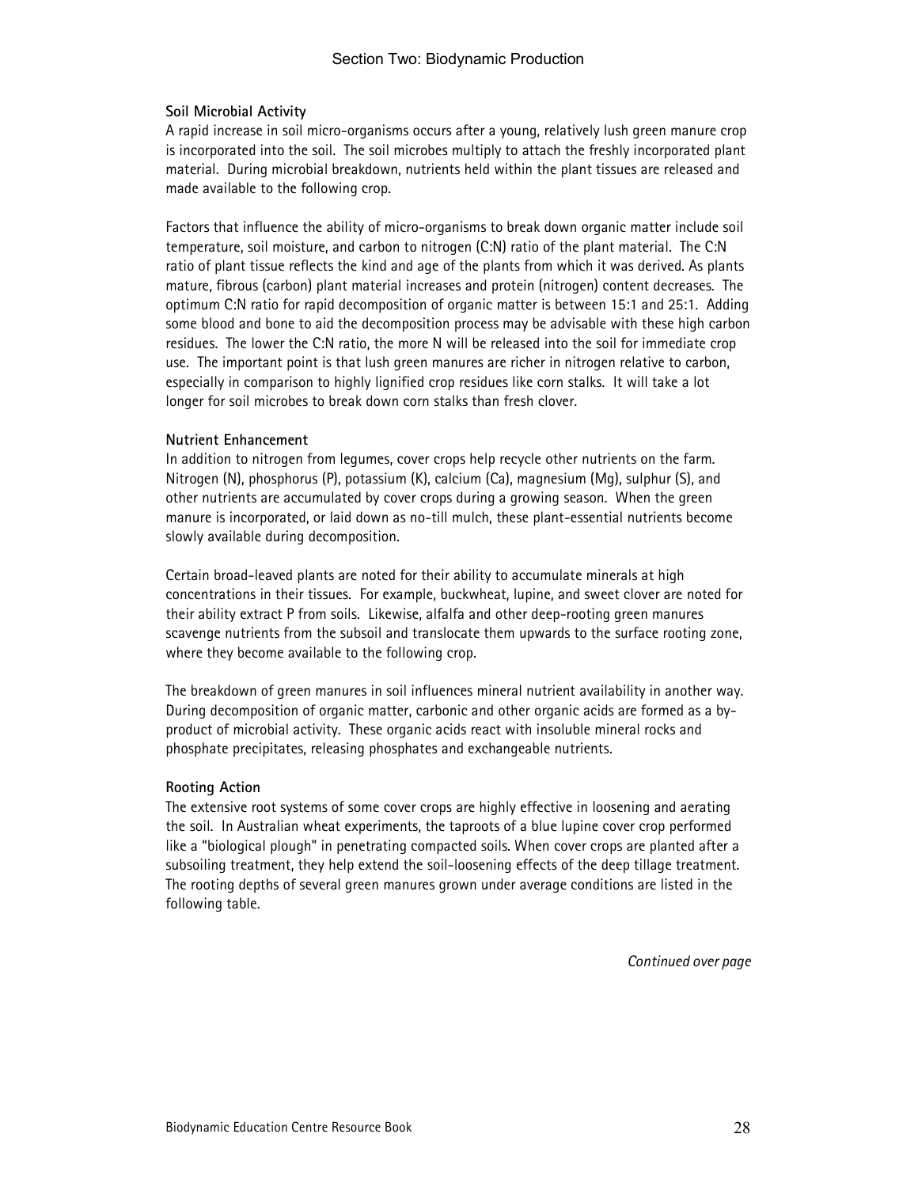**Soil Microbial Activity**

A rapid increase in soil micro-organisms occurs after a young, relatively lush green manure crop is incorporated into the soil. The soil microbes multiply to attach the freshly incorporated plant material. During microbial breakdown, nutrients held within the plant tissues are released and made available to the following crop.

Factors that influence the ability of micro-organisms to break down organic matter include soil temperature, soil moisture, and carbon to nitrogen (C:N) ratio of the plant material. The C:N ratio of plant tissue reflects the kind and age of the plants from which it was derived. As plants mature, fibrous (carbon) plant material increases and protein (nitrogen) content decreases. The optimum C:N ratio for rapid decomposition of organic matter is between 15:1 and 25:1. Adding some blood and bone to aid the decomposition process may be advisable with these high carbon residues. The lower the C:N ratio, the more N will be released into the soil for immediate crop use. The important point is that lush green manures are richer in nitrogen relative to carbon, especially in comparison to highly lignified crop residues like corn stalks. It will take a lot longer for soil microbes to break down corn stalks than fresh clover.

**Nutrient Enhancement**

In addition to nitrogen from legumes, cover crops help recycle other nutrients on the farm. Nitrogen (N), phosphorus (P), potassium (K), calcium (Ca), magnesium (Mg), sulphur (S), and other nutrients are accumulated by cover crops during a growing season. When the green manure is incorporated, or laid down as no-till mulch, these plant-essential nutrients become slowly available during decomposition.

Certain broad-leaved plants are noted for their ability to accumulate minerals at high concentrations in their tissues. For example, buckwheat, lupine, and sweet clover are noted for their ability extract P from soils. Likewise, alfalfa and other deep-rooting green manures scavenge nutrients from the subsoil and translocate them upwards to the surface rooting zone, where they become available to the following crop.

The breakdown of green manures in soil influences mineral nutrient availability in another way. During decomposition of organic matter, carbonic and other organic acids are formed as a by-product of microbial activity. These organic acids react with insoluble mineral rocks and phosphate precipitates, releasing phosphates and exchangeable nutrients.

**Rooting Action**

The extensive root systems of some cover crops are highly effective in loosening and aerating the soil. In Australian wheat experiments, the taproots of a blue lupine cover crop performed like a "biological plough" in penetrating compacted soils. When cover crops are planted after a subsoiling treatment, they help extend the soil-loosening effects of the deep tillage treatment. The rooting depths of several green manures grown under average conditions are listed in the following table.

*Continued over page*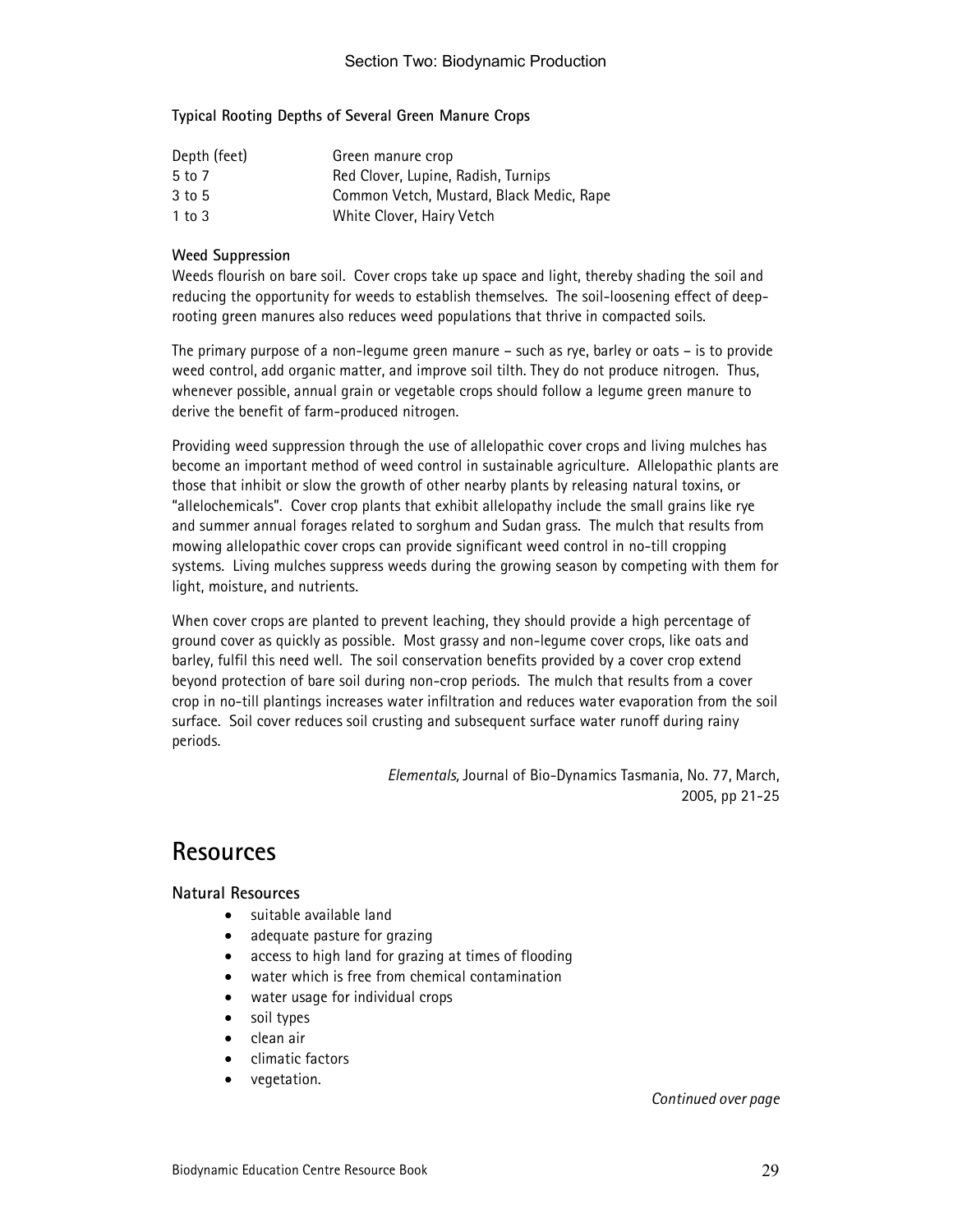**Typical Rooting Depths of Several Green Manure Crops**

| Depth (feet) | Green manure crop |
|---|---|
| 5 to 7 | Red Clover, Lupine, Radish, Turnips |
| 3 to 5 | Common Vetch, Mustard, Black Medic, Rape |
| 1 to 3 | White Clover, Hairy Vetch |

**Weed Suppression**

Weeds flourish on bare soil. Cover crops take up space and light, thereby shading the soil and reducing the opportunity for weeds to establish themselves. The soil-loosening effect of deep-rooting green manures also reduces weed populations that thrive in compacted soils.

The primary purpose of a non-legume green manure – such as rye, barley or oats – is to provide weed control, add organic matter, and improve soil tilth. They do not produce nitrogen. Thus, whenever possible, annual grain or vegetable crops should follow a legume green manure to derive the benefit of farm-produced nitrogen.

Providing weed suppression through the use of allelopathic cover crops and living mulches has become an important method of weed control in sustainable agriculture. Allelopathic plants are those that inhibit or slow the growth of other nearby plants by releasing natural toxins, or "allelochemicals". Cover crop plants that exhibit allelopathy include the small grains like rye and summer annual forages related to sorghum and Sudan grass. The mulch that results from mowing allelopathic cover crops can provide significant weed control in no-till cropping systems. Living mulches suppress weeds during the growing season by competing with them for light, moisture, and nutrients.

When cover crops are planted to prevent leaching, they should provide a high percentage of ground cover as quickly as possible. Most grassy and non-legume cover crops, like oats and barley, fulfil this need well. The soil conservation benefits provided by a cover crop extend beyond protection of bare soil during non-crop periods. The mulch that results from a cover crop in no-till plantings increases water infiltration and reduces water evaporation from the soil surface. Soil cover reduces soil crusting and subsequent surface water runoff during rainy periods.

*Elementals,* Journal of Bio-Dynamics Tasmania, No. 77, March, 2005, pp 21-25

## Resources

### Natural Resources

- suitable available land
- adequate pasture for grazing
- access to high land for grazing at times of flooding
- water which is free from chemical contamination
- water usage for individual crops
- soil types
- clean air
- climatic factors
- vegetation.

*Continued over page*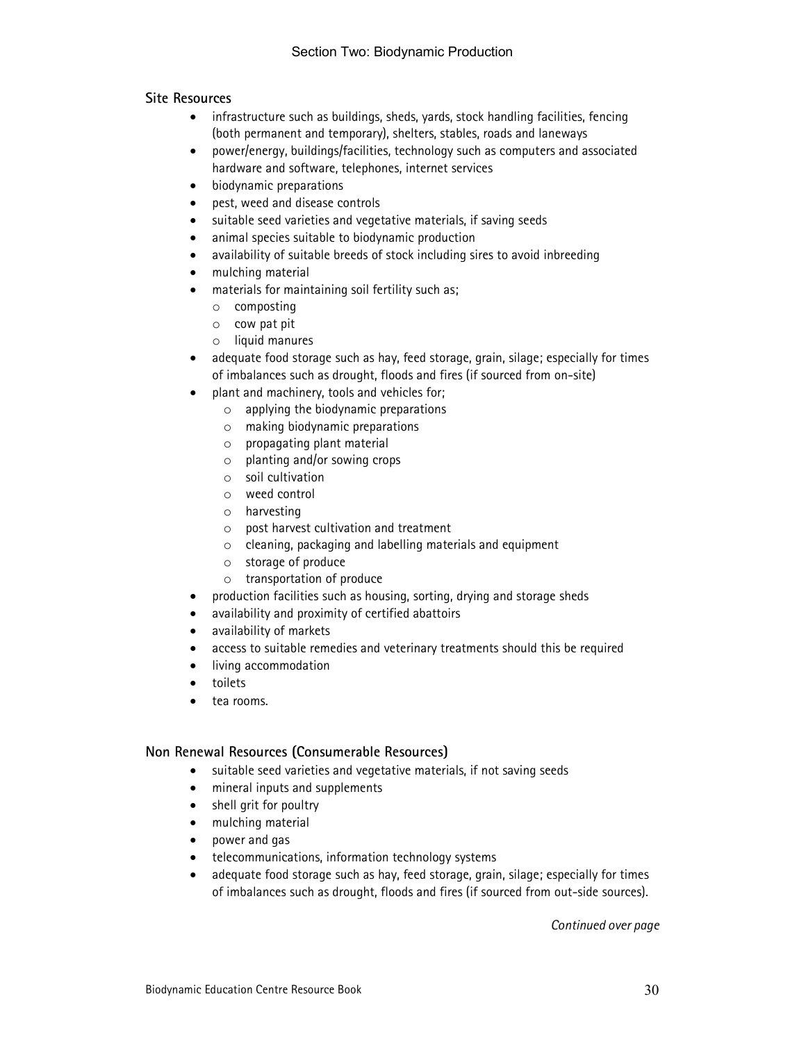### Site Resources

- infrastructure such as buildings, sheds, yards, stock handling facilities, fencing (both permanent and temporary), shelters, stables, roads and laneways
- power/energy, buildings/facilities, technology such as computers and associated hardware and software, telephones, internet services
- biodynamic preparations
- pest, weed and disease controls
- suitable seed varieties and vegetative materials, if saving seeds
- animal species suitable to biodynamic production
- availability of suitable breeds of stock including sires to avoid inbreeding
- mulching material
- materials for maintaining soil fertility such as;
  - composting
  - cow pat pit
  - liquid manures
- adequate food storage such as hay, feed storage, grain, silage; especially for times of imbalances such as drought, floods and fires (if sourced from on-site)
- plant and machinery, tools and vehicles for;
  - applying the biodynamic preparations
  - making biodynamic preparations
  - propagating plant material
  - planting and/or sowing crops
  - soil cultivation
  - weed control
  - harvesting
  - post harvest cultivation and treatment
  - cleaning, packaging and labelling materials and equipment
  - storage of produce
  - transportation of produce
- production facilities such as housing, sorting, drying and storage sheds
- availability and proximity of certified abattoirs
- availability of markets
- access to suitable remedies and veterinary treatments should this be required
- living accommodation
- toilets
- tea rooms.

### Non Renewal Resources (Consumerable Resources)

- suitable seed varieties and vegetative materials, if not saving seeds
- mineral inputs and supplements
- shell grit for poultry
- mulching material
- power and gas
- telecommunications, information technology systems
- adequate food storage such as hay, feed storage, grain, silage; especially for times of imbalances such as drought, floods and fires (if sourced from out-side sources).

*Continued over page*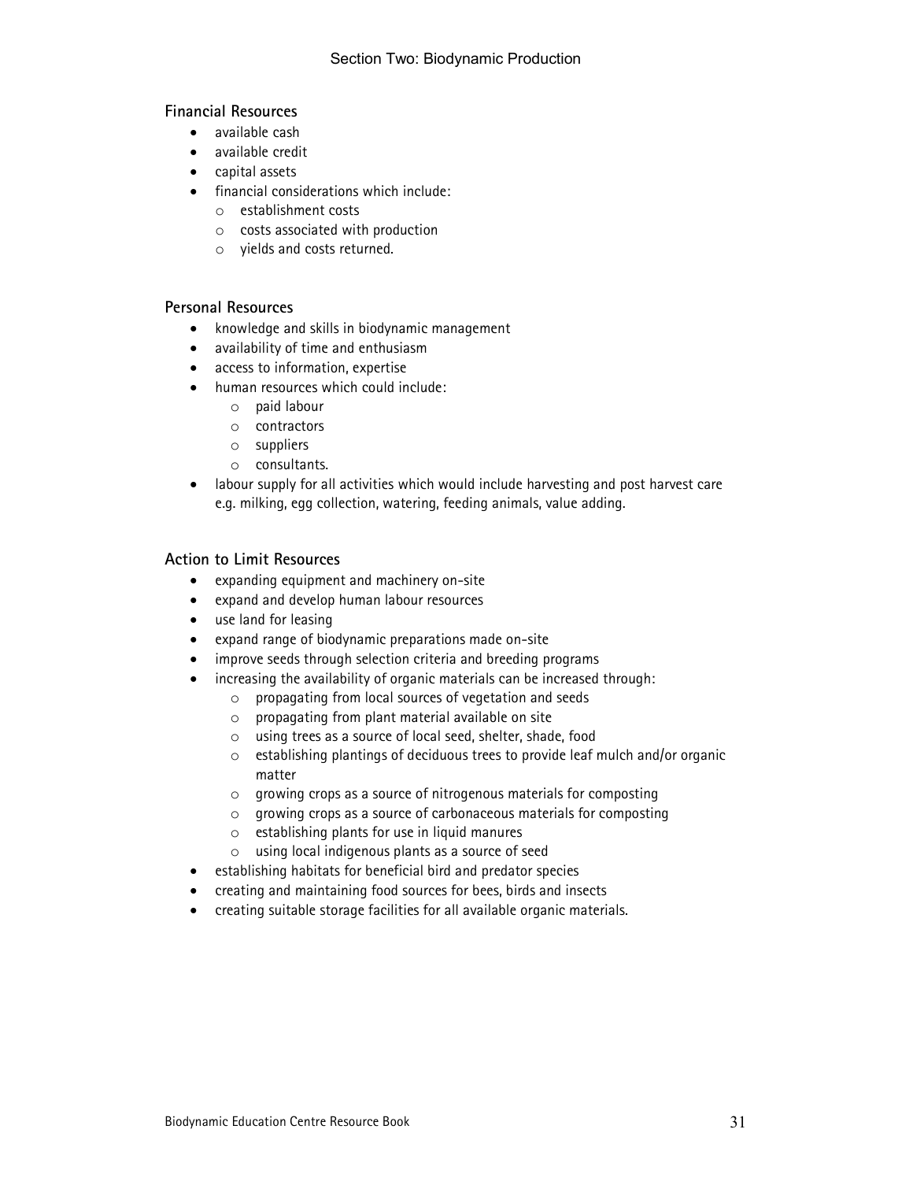### Financial Resources

- available cash
- available credit
- capital assets
- financial considerations which include:
    - establishment costs
    - costs associated with production
    - yields and costs returned.

### Personal Resources

- knowledge and skills in biodynamic management
- availability of time and enthusiasm
- access to information, expertise
- human resources which could include:
    - paid labour
    - contractors
    - suppliers
    - consultants.
- labour supply for all activities which would include harvesting and post harvest care e.g. milking, egg collection, watering, feeding animals, value adding.

### Action to Limit Resources

- expanding equipment and machinery on-site
- expand and develop human labour resources
- use land for leasing
- expand range of biodynamic preparations made on-site
- improve seeds through selection criteria and breeding programs
- increasing the availability of organic materials can be increased through:
    - propagating from local sources of vegetation and seeds
    - propagating from plant material available on site
    - using trees as a source of local seed, shelter, shade, food
    - establishing plantings of deciduous trees to provide leaf mulch and/or organic matter
    - growing crops as a source of nitrogenous materials for composting
    - growing crops as a source of carbonaceous materials for composting
    - establishing plants for use in liquid manures
    - using local indigenous plants as a source of seed
- establishing habitats for beneficial bird and predator species
- creating and maintaining food sources for bees, birds and insects
- creating suitable storage facilities for all available organic materials.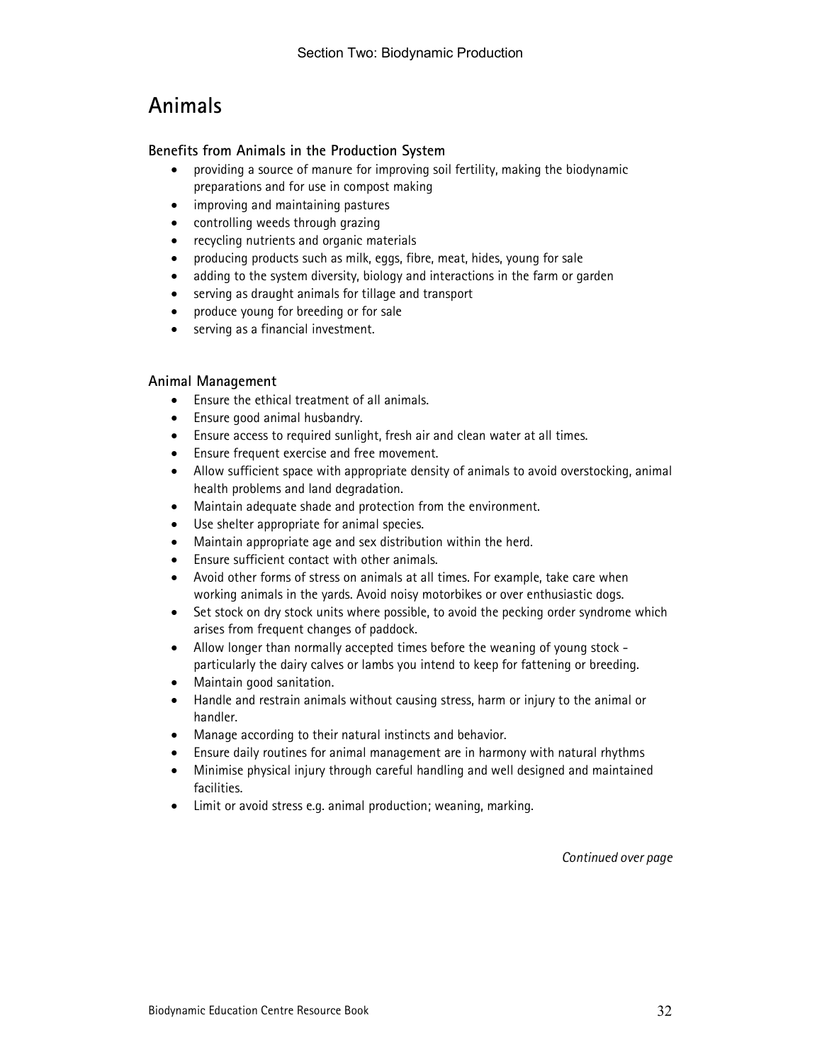# Animals

### Benefits from Animals in the Production System

- providing a source of manure for improving soil fertility, making the biodynamic preparations and for use in compost making
- improving and maintaining pastures
- controlling weeds through grazing
- recycling nutrients and organic materials
- producing products such as milk, eggs, fibre, meat, hides, young for sale
- adding to the system diversity, biology and interactions in the farm or garden
- serving as draught animals for tillage and transport
- produce young for breeding or for sale
- serving as a financial investment.

### Animal Management

- Ensure the ethical treatment of all animals.
- Ensure good animal husbandry.
- Ensure access to required sunlight, fresh air and clean water at all times.
- Ensure frequent exercise and free movement.
- Allow sufficient space with appropriate density of animals to avoid overstocking, animal health problems and land degradation.
- Maintain adequate shade and protection from the environment.
- Use shelter appropriate for animal species.
- Maintain appropriate age and sex distribution within the herd.
- Ensure sufficient contact with other animals.
- Avoid other forms of stress on animals at all times. For example, take care when working animals in the yards. Avoid noisy motorbikes or over enthusiastic dogs.
- Set stock on dry stock units where possible, to avoid the pecking order syndrome which arises from frequent changes of paddock.
- Allow longer than normally accepted times before the weaning of young stock - particularly the dairy calves or lambs you intend to keep for fattening or breeding.
- Maintain good sanitation.
- Handle and restrain animals without causing stress, harm or injury to the animal or handler.
- Manage according to their natural instincts and behavior.
- Ensure daily routines for animal management are in harmony with natural rhythms
- Minimise physical injury through careful handling and well designed and maintained facilities.
- Limit or avoid stress e.g. animal production; weaning, marking.

*Continued over page*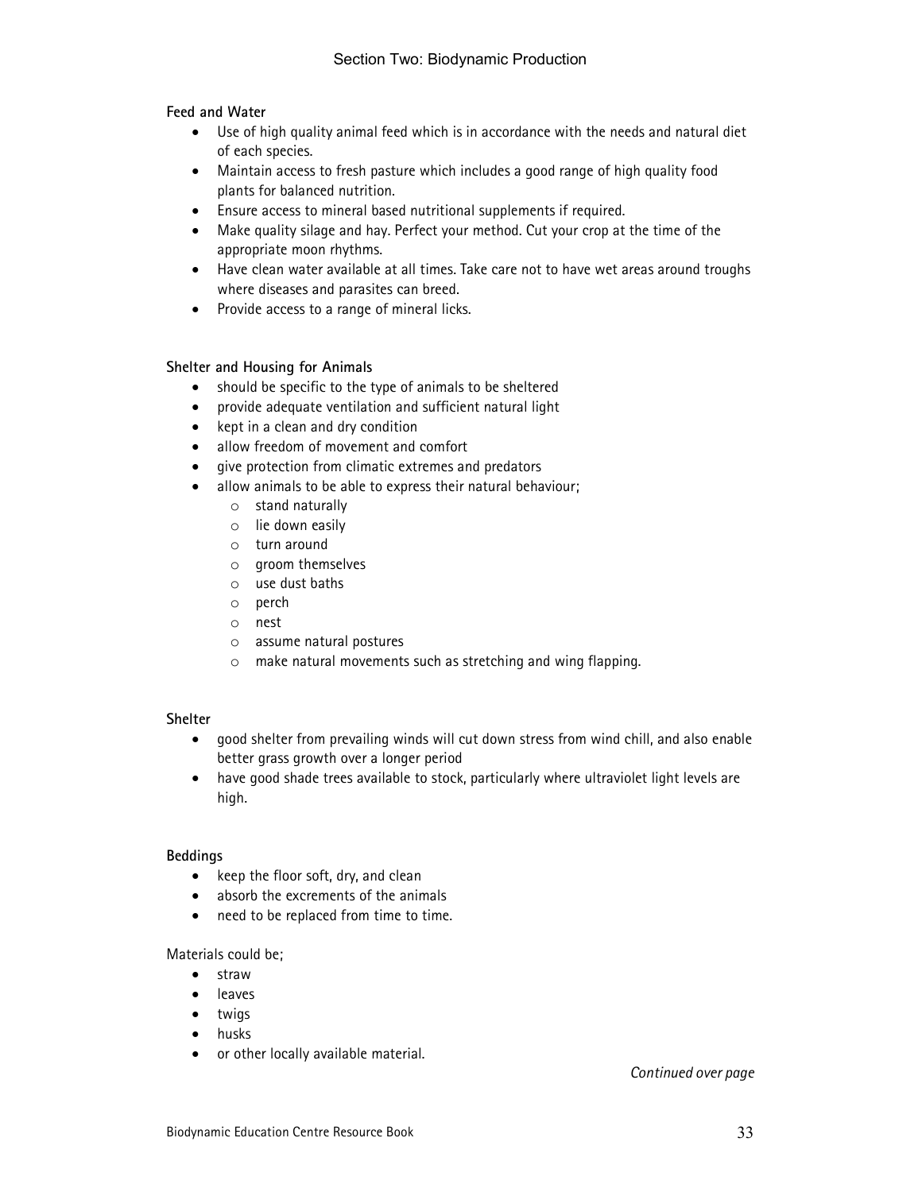**Feed and Water**

- Use of high quality animal feed which is in accordance with the needs and natural diet of each species.
- Maintain access to fresh pasture which includes a good range of high quality food plants for balanced nutrition.
- Ensure access to mineral based nutritional supplements if required.
- Make quality silage and hay. Perfect your method. Cut your crop at the time of the appropriate moon rhythms.
- Have clean water available at all times. Take care not to have wet areas around troughs where diseases and parasites can breed.
- Provide access to a range of mineral licks.

**Shelter and Housing for Animals**

- should be specific to the type of animals to be sheltered
- provide adequate ventilation and sufficient natural light
- kept in a clean and dry condition
- allow freedom of movement and comfort
- give protection from climatic extremes and predators
- allow animals to be able to express their natural behaviour;
  - stand naturally
  - lie down easily
  - turn around
  - groom themselves
  - use dust baths
  - perch
  - nest
  - assume natural postures
  - make natural movements such as stretching and wing flapping.

**Shelter**

- good shelter from prevailing winds will cut down stress from wind chill, and also enable better grass growth over a longer period
- have good shade trees available to stock, particularly where ultraviolet light levels are high.

**Beddings**

- keep the floor soft, dry, and clean
- absorb the excrements of the animals
- need to be replaced from time to time.

Materials could be;

- straw
- leaves
- twigs
- husks
- or other locally available material.

*Continued over page*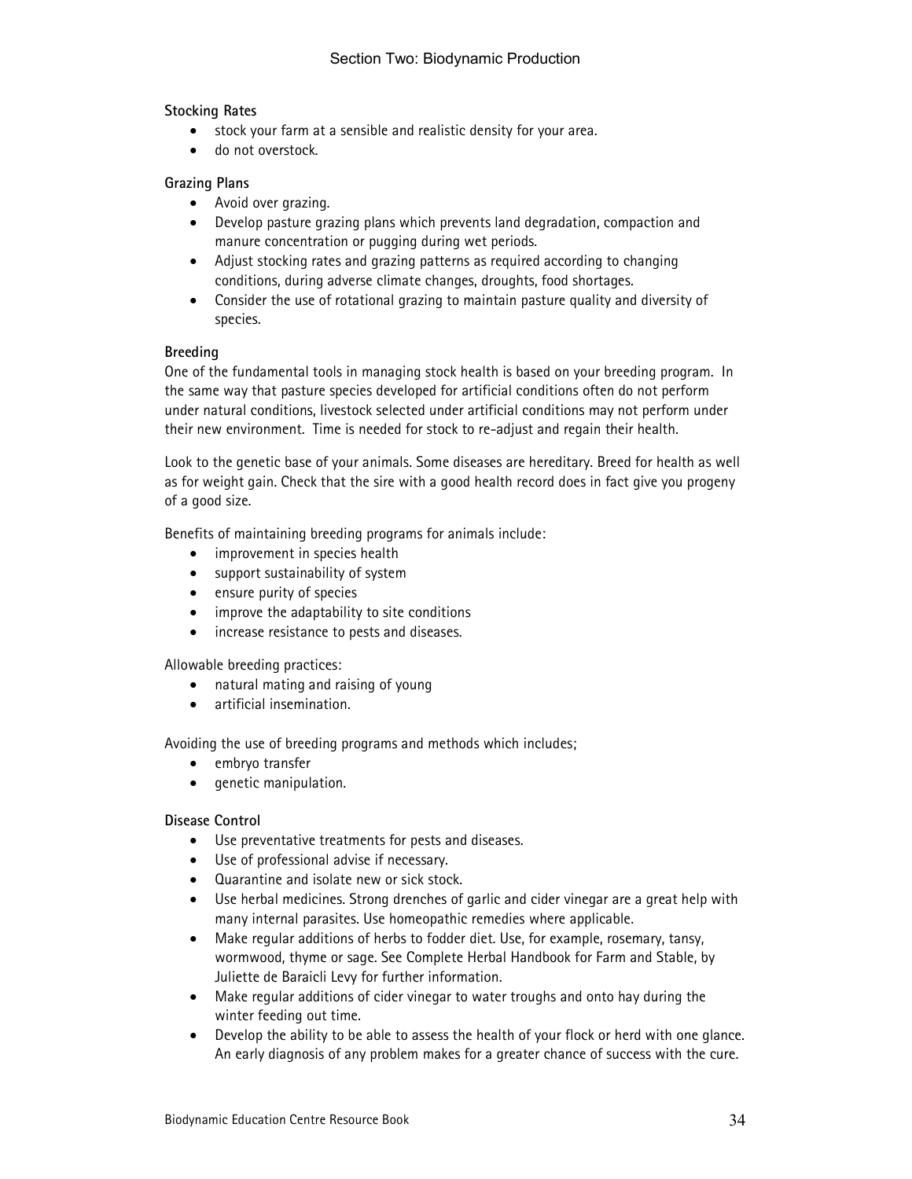**Stocking Rates**

- stock your farm at a sensible and realistic density for your area.
- do not overstock.

**Grazing Plans**

- Avoid over grazing.
- Develop pasture grazing plans which prevents land degradation, compaction and manure concentration or pugging during wet periods.
- Adjust stocking rates and grazing patterns as required according to changing conditions, during adverse climate changes, droughts, food shortages.
- Consider the use of rotational grazing to maintain pasture quality and diversity of species.

**Breeding**

One of the fundamental tools in managing stock health is based on your breeding program. In the same way that pasture species developed for artificial conditions often do not perform under natural conditions, livestock selected under artificial conditions may not perform under their new environment. Time is needed for stock to re-adjust and regain their health.

Look to the genetic base of your animals. Some diseases are hereditary. Breed for health as well as for weight gain. Check that the sire with a good health record does in fact give you progeny of a good size.

Benefits of maintaining breeding programs for animals include:

- improvement in species health
- support sustainability of system
- ensure purity of species
- improve the adaptability to site conditions
- increase resistance to pests and diseases.

Allowable breeding practices:

- natural mating and raising of young
- artificial insemination.

Avoiding the use of breeding programs and methods which includes;

- embryo transfer
- genetic manipulation.

**Disease Control**

- Use preventative treatments for pests and diseases.
- Use of professional advise if necessary.
- Quarantine and isolate new or sick stock.
- Use herbal medicines. Strong drenches of garlic and cider vinegar are a great help with many internal parasites. Use homeopathic remedies where applicable.
- Make regular additions of herbs to fodder diet. Use, for example, rosemary, tansy, wormwood, thyme or sage. See Complete Herbal Handbook for Farm and Stable, by Juliette de Baraicli Levy for further information.
- Make regular additions of cider vinegar to water troughs and onto hay during the winter feeding out time.
- Develop the ability to be able to assess the health of your flock or herd with one glance. An early diagnosis of any problem makes for a greater chance of success with the cure.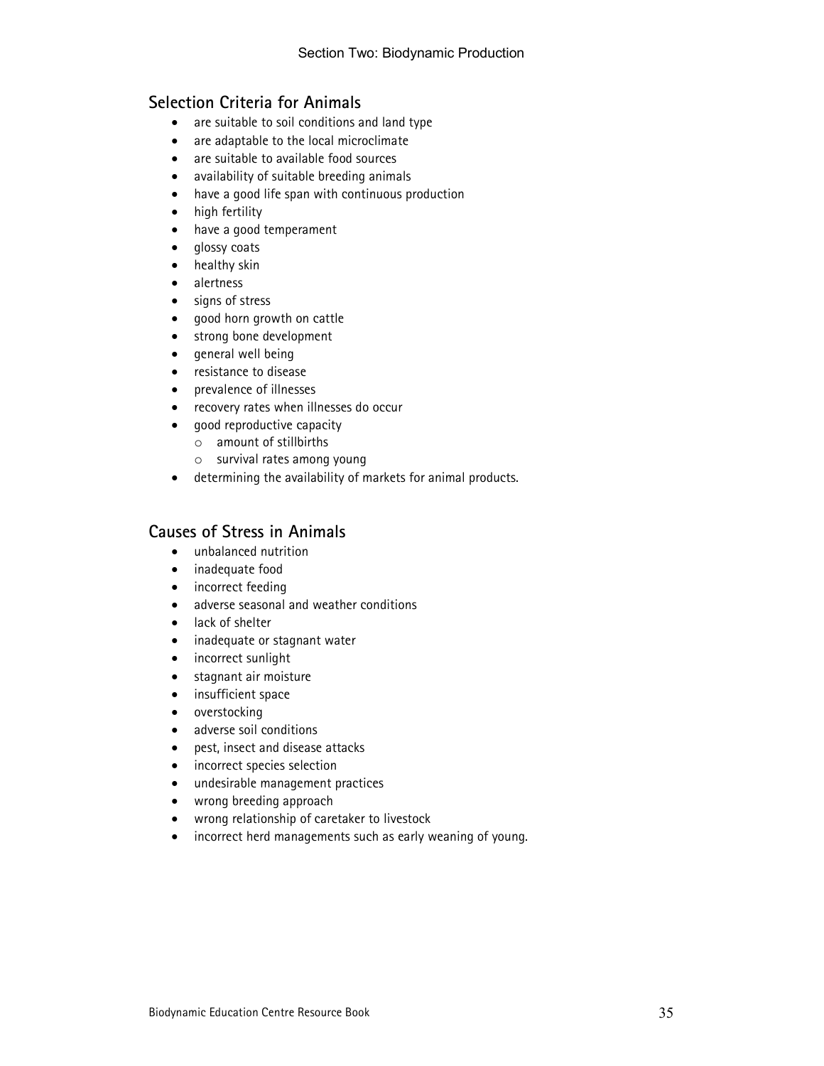## Selection Criteria for Animals

- are suitable to soil conditions and land type
- are adaptable to the local microclimate
- are suitable to available food sources
- availability of suitable breeding animals
- have a good life span with continuous production
- high fertility
- have a good temperament
- glossy coats
- healthy skin
- alertness
- signs of stress
- good horn growth on cattle
- strong bone development
- general well being
- resistance to disease
- prevalence of illnesses
- recovery rates when illnesses do occur
- good reproductive capacity
  - amount of stillbirths
  - survival rates among young
- determining the availability of markets for animal products.

## Causes of Stress in Animals

- unbalanced nutrition
- inadequate food
- incorrect feeding
- adverse seasonal and weather conditions
- lack of shelter
- inadequate or stagnant water
- incorrect sunlight
- stagnant air moisture
- insufficient space
- overstocking
- adverse soil conditions
- pest, insect and disease attacks
- incorrect species selection
- undesirable management practices
- wrong breeding approach
- wrong relationship of caretaker to livestock
- incorrect herd managements such as early weaning of young.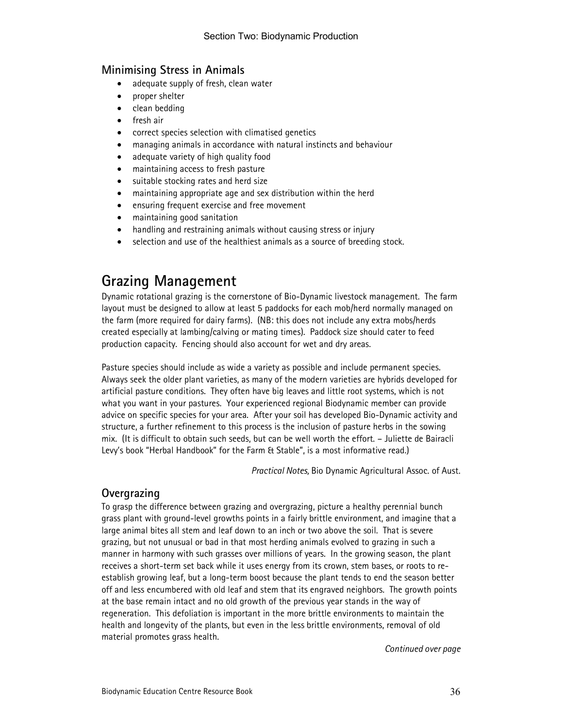### Minimising Stress in Animals

- adequate supply of fresh, clean water
- proper shelter
- clean bedding
- fresh air
- correct species selection with climatised genetics
- managing animals in accordance with natural instincts and behaviour
- adequate variety of high quality food
- maintaining access to fresh pasture
- suitable stocking rates and herd size
- maintaining appropriate age and sex distribution within the herd
- ensuring frequent exercise and free movement
- maintaining good sanitation
- handling and restraining animals without causing stress or injury
- selection and use of the healthiest animals as a source of breeding stock.

## Grazing Management

Dynamic rotational grazing is the cornerstone of Bio-Dynamic livestock management. The farm layout must be designed to allow at least 5 paddocks for each mob/herd normally managed on the farm (more required for dairy farms). (NB: this does not include any extra mobs/herds created especially at lambing/calving or mating times). Paddock size should cater to feed production capacity. Fencing should also account for wet and dry areas.

Pasture species should include as wide a variety as possible and include permanent species. Always seek the older plant varieties, as many of the modern varieties are hybrids developed for artificial pasture conditions. They often have big leaves and little root systems, which is not what you want in your pastures. Your experienced regional Biodynamic member can provide advice on specific species for your area. After your soil has developed Bio-Dynamic activity and structure, a further refinement to this process is the inclusion of pasture herbs in the sowing mix. (It is difficult to obtain such seeds, but can be well worth the effort. – Juliette de Bairacli Levy's book "Herbal Handbook" for the Farm & Stable", is a most informative read.)

*Practical Notes,* Bio Dynamic Agricultural Assoc. of Aust.

### Overgrazing

To grasp the difference between grazing and overgrazing, picture a healthy perennial bunch grass plant with ground-level growths points in a fairly brittle environment, and imagine that a large animal bites all stem and leaf down to an inch or two above the soil. That is severe grazing, but not unusual or bad in that most herding animals evolved to grazing in such a manner in harmony with such grasses over millions of years. In the growing season, the plant receives a short-term set back while it uses energy from its crown, stem bases, or roots to re-establish growing leaf, but a long-term boost because the plant tends to end the season better off and less encumbered with old leaf and stem that its engraved neighbors. The growth points at the base remain intact and no old growth of the previous year stands in the way of regeneration. This defoliation is important in the more brittle environments to maintain the health and longevity of the plants, but even in the less brittle environments, removal of old material promotes grass health.

*Continued over page*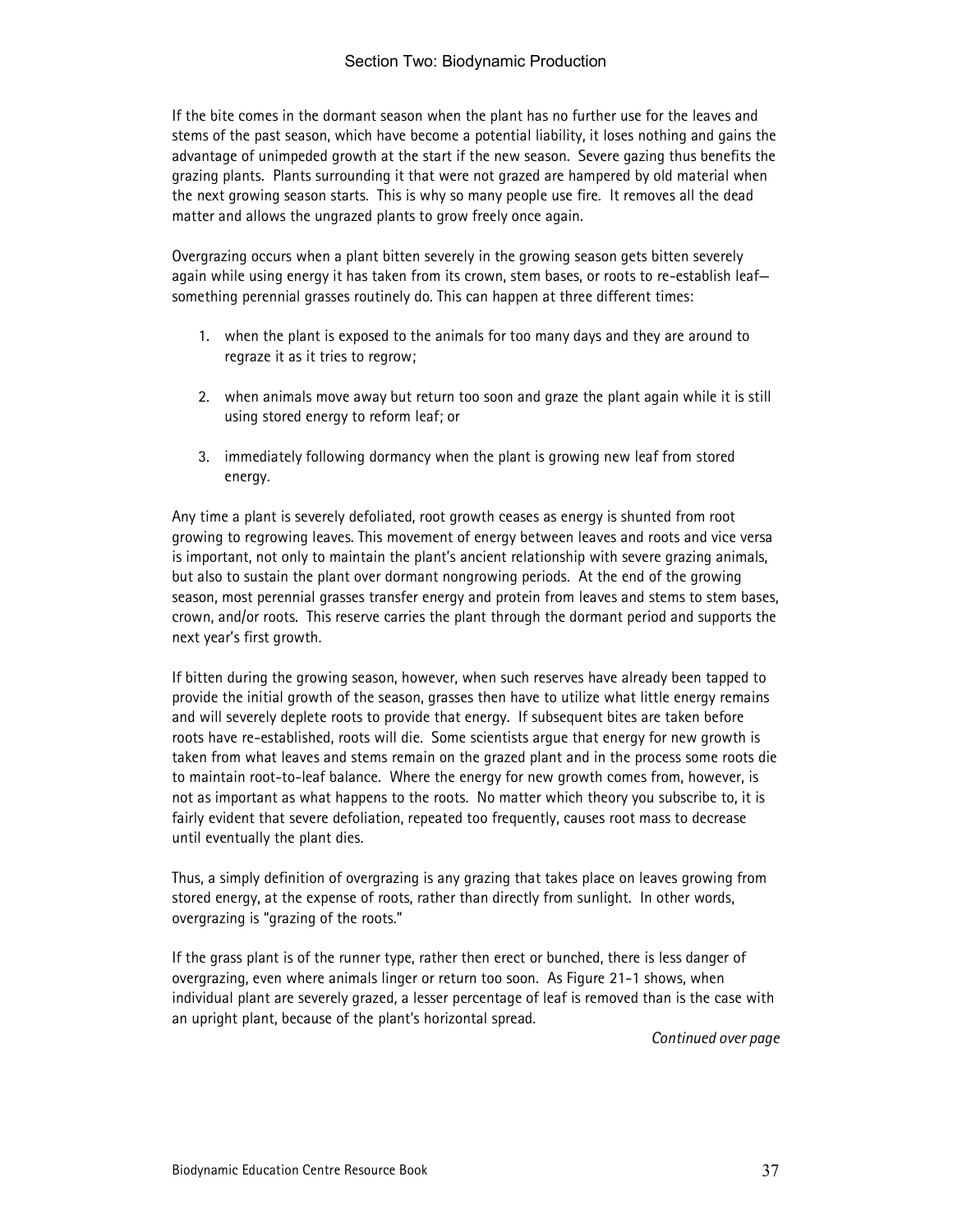If the bite comes in the dormant season when the plant has no further use for the leaves and stems of the past season, which have become a potential liability, it loses nothing and gains the advantage of unimpeded growth at the start if the new season. Severe gazing thus benefits the grazing plants. Plants surrounding it that were not grazed are hampered by old material when the next growing season starts. This is why so many people use fire. It removes all the dead matter and allows the ungrazed plants to grow freely once again.

Overgrazing occurs when a plant bitten severely in the growing season gets bitten severely again while using energy it has taken from its crown, stem bases, or roots to re-establish leaf—something perennial grasses routinely do. This can happen at three different times:

1. when the plant is exposed to the animals for too many days and they are around to regraze it as it tries to regrow;

2. when animals move away but return too soon and graze the plant again while it is still using stored energy to reform leaf; or

3. immediately following dormancy when the plant is growing new leaf from stored energy.

Any time a plant is severely defoliated, root growth ceases as energy is shunted from root growing to regrowing leaves. This movement of energy between leaves and roots and vice versa is important, not only to maintain the plant's ancient relationship with severe grazing animals, but also to sustain the plant over dormant nongrowing periods. At the end of the growing season, most perennial grasses transfer energy and protein from leaves and stems to stem bases, crown, and/or roots. This reserve carries the plant through the dormant period and supports the next year's first growth.

If bitten during the growing season, however, when such reserves have already been tapped to provide the initial growth of the season, grasses then have to utilize what little energy remains and will severely deplete roots to provide that energy. If subsequent bites are taken before roots have re-established, roots will die. Some scientists argue that energy for new growth is taken from what leaves and stems remain on the grazed plant and in the process some roots die to maintain root-to-leaf balance. Where the energy for new growth comes from, however, is not as important as what happens to the roots. No matter which theory you subscribe to, it is fairly evident that severe defoliation, repeated too frequently, causes root mass to decrease until eventually the plant dies.

Thus, a simply definition of overgrazing is any grazing that takes place on leaves growing from stored energy, at the expense of roots, rather than directly from sunlight. In other words, overgrazing is "grazing of the roots."

If the grass plant is of the runner type, rather then erect or bunched, there is less danger of overgrazing, even where animals linger or return too soon. As Figure 21-1 shows, when individual plant are severely grazed, a lesser percentage of leaf is removed than is the case with an upright plant, because of the plant's horizontal spread.

*Continued over page*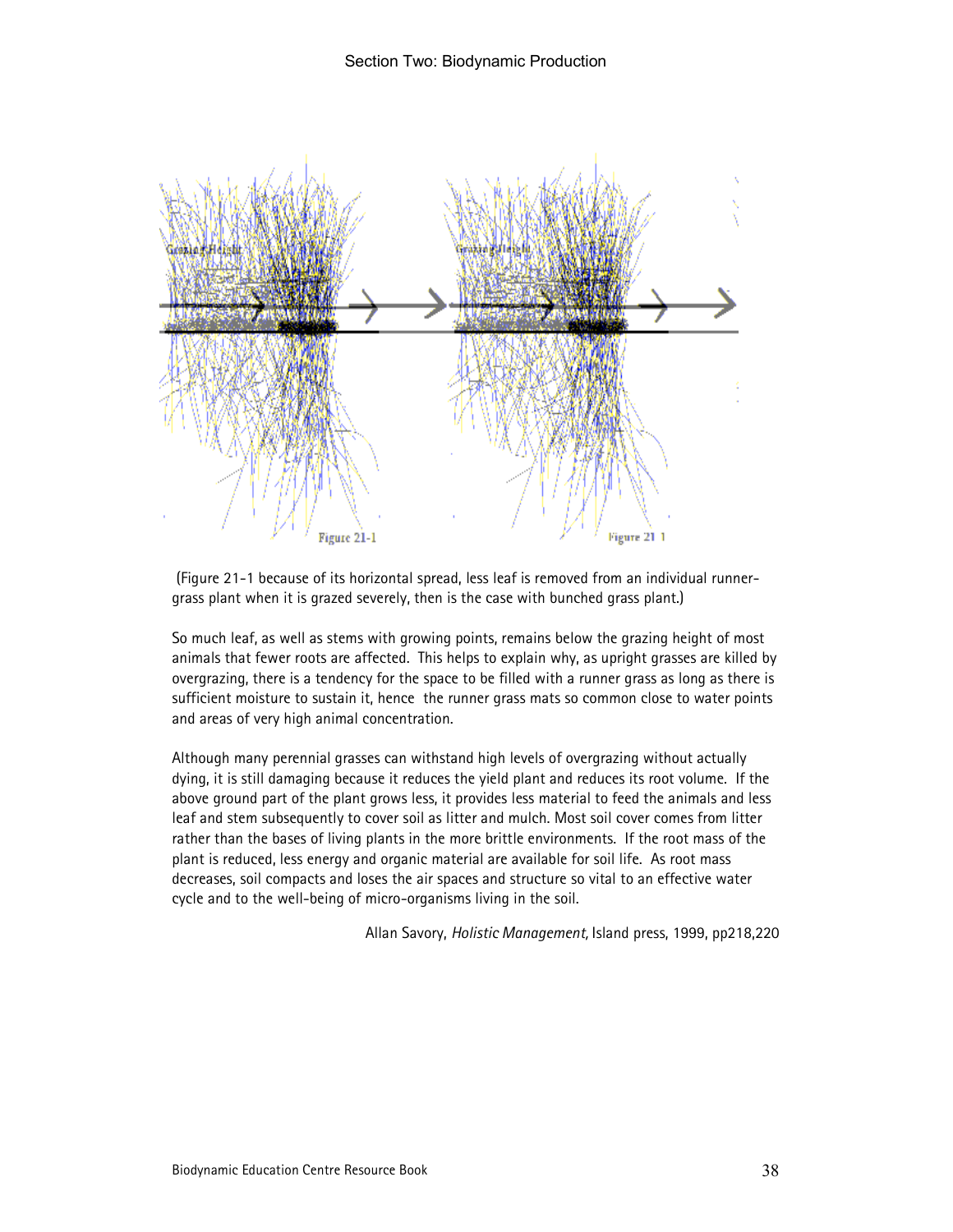(Figure 21-1 because of its horizontal spread, less leaf is removed from an individual runner-grass plant when it is grazed severely, then is the case with bunched grass plant.)

So much leaf, as well as stems with growing points, remains below the grazing height of most animals that fewer roots are affected. This helps to explain why, as upright grasses are killed by overgrazing, there is a tendency for the space to be filled with a runner grass as long as there is sufficient moisture to sustain it, hence the runner grass mats so common close to water points and areas of very high animal concentration.

Although many perennial grasses can withstand high levels of overgrazing without actually dying, it is still damaging because it reduces the yield plant and reduces its root volume. If the above ground part of the plant grows less, it provides less material to feed the animals and less leaf and stem subsequently to cover soil as litter and mulch. Most soil cover comes from litter rather than the bases of living plants in the more brittle environments. If the root mass of the plant is reduced, less energy and organic material are available for soil life. As root mass decreases, soil compacts and loses the air spaces and structure so vital to an effective water cycle and to the well-being of micro-organisms living in the soil.

Allan Savory, *Holistic Management,* Island press, 1999, pp218,220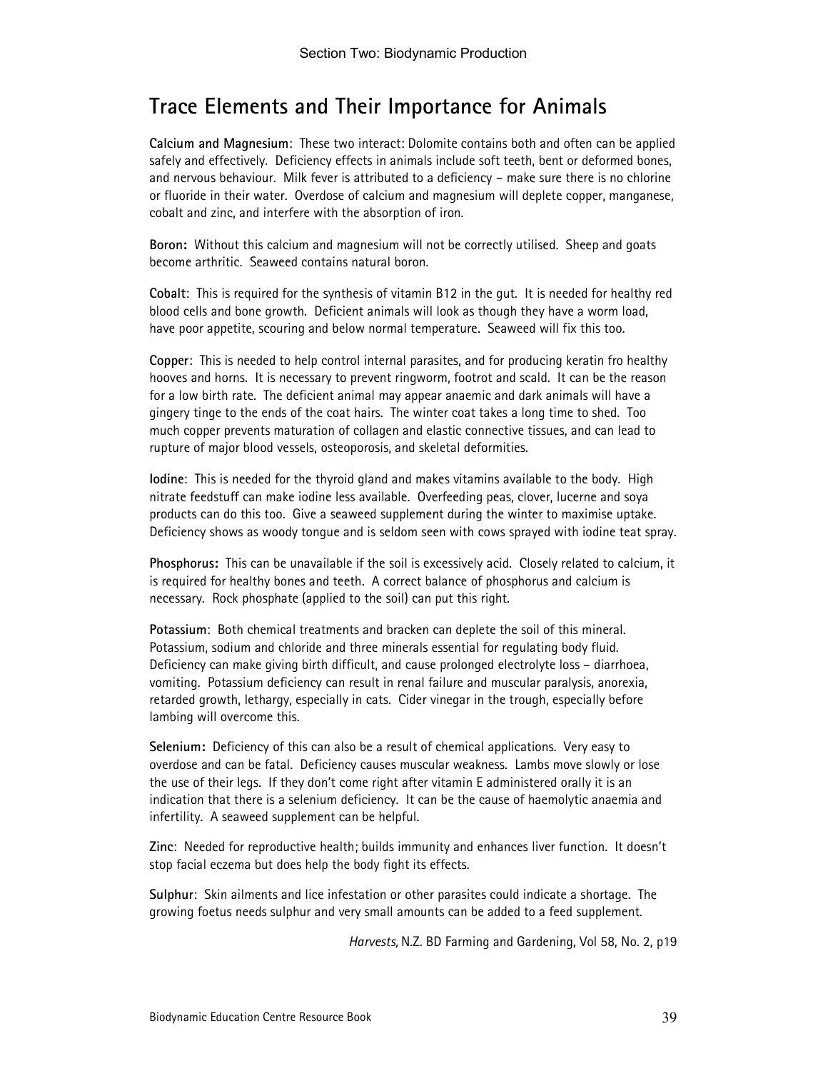## Trace Elements and Their Importance for Animals

**Calcium and Magnesium**: These two interact: Dolomite contains both and often can be applied safely and effectively. Deficiency effects in animals include soft teeth, bent or deformed bones, and nervous behaviour. Milk fever is attributed to a deficiency – make sure there is no chlorine or fluoride in their water. Overdose of calcium and magnesium will deplete copper, manganese, cobalt and zinc, and interfere with the absorption of iron.

**Boron:** Without this calcium and magnesium will not be correctly utilised. Sheep and goats become arthritic. Seaweed contains natural boron.

**Cobalt**: This is required for the synthesis of vitamin B12 in the gut. It is needed for healthy red blood cells and bone growth. Deficient animals will look as though they have a worm load, have poor appetite, scouring and below normal temperature. Seaweed will fix this too.

**Copper**: This is needed to help control internal parasites, and for producing keratin fro healthy hooves and horns. It is necessary to prevent ringworm, footrot and scald. It can be the reason for a low birth rate. The deficient animal may appear anaemic and dark animals will have a gingery tinge to the ends of the coat hairs. The winter coat takes a long time to shed. Too much copper prevents maturation of collagen and elastic connective tissues, and can lead to rupture of major blood vessels, osteoporosis, and skeletal deformities.

**Iodine**: This is needed for the thyroid gland and makes vitamins available to the body. High nitrate feedstuff can make iodine less available. Overfeeding peas, clover, lucerne and soya products can do this too. Give a seaweed supplement during the winter to maximise uptake. Deficiency shows as woody tongue and is seldom seen with cows sprayed with iodine teat spray.

**Phosphorus:** This can be unavailable if the soil is excessively acid. Closely related to calcium, it is required for healthy bones and teeth. A correct balance of phosphorus and calcium is necessary. Rock phosphate (applied to the soil) can put this right.

**Potassium**: Both chemical treatments and bracken can deplete the soil of this mineral. Potassium, sodium and chloride and three minerals essential for regulating body fluid. Deficiency can make giving birth difficult, and cause prolonged electrolyte loss – diarrhoea, vomiting. Potassium deficiency can result in renal failure and muscular paralysis, anorexia, retarded growth, lethargy, especially in cats. Cider vinegar in the trough, especially before lambing will overcome this.

**Selenium:** Deficiency of this can also be a result of chemical applications. Very easy to overdose and can be fatal. Deficiency causes muscular weakness. Lambs move slowly or lose the use of their legs. If they don't come right after vitamin E administered orally it is an indication that there is a selenium deficiency. It can be the cause of haemolytic anaemia and infertility. A seaweed supplement can be helpful.

**Zinc**: Needed for reproductive health; builds immunity and enhances liver function. It doesn't stop facial eczema but does help the body fight its effects.

**Sulphur**: Skin ailments and lice infestation or other parasites could indicate a shortage. The growing foetus needs sulphur and very small amounts can be added to a feed supplement.

*Harvests,* N.Z. BD Farming and Gardening, Vol 58, No. 2, p19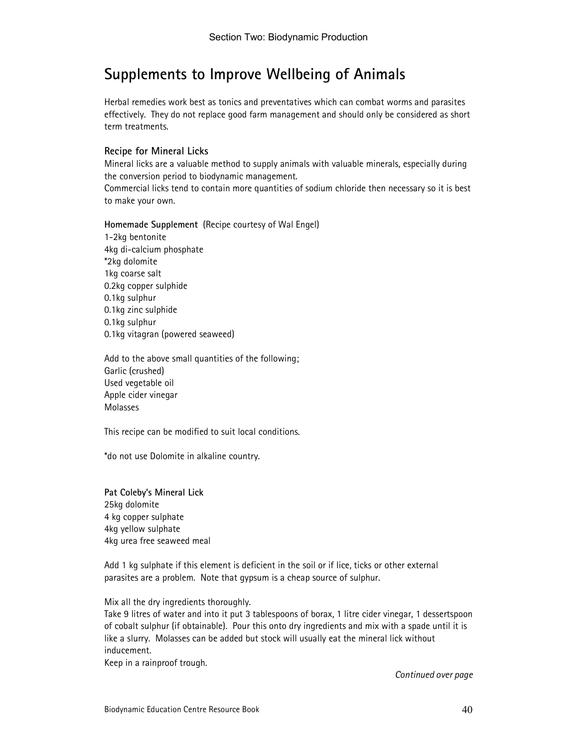## Supplements to Improve Wellbeing of Animals

Herbal remedies work best as tonics and preventatives which can combat worms and parasites effectively. They do not replace good farm management and should only be considered as short term treatments.

### Recipe for Mineral Licks

Mineral licks are a valuable method to supply animals with valuable minerals, especially during the conversion period to biodynamic management.
Commercial licks tend to contain more quantities of sodium chloride then necessary so it is best to make your own.

**Homemade Supplement** (Recipe courtesy of Wal Engel)
1-2kg bentonite
4kg di-calcium phosphate
*2kg dolomite
1kg coarse salt
0.2kg copper sulphide
0.1kg sulphur
0.1kg zinc sulphide
0.1kg sulphur
0.1kg vitagran (powered seaweed)

Add to the above small quantities of the following;
Garlic (crushed)
Used vegetable oil
Apple cider vinegar
Molasses

This recipe can be modified to suit local conditions.

*do not use Dolomite in alkaline country.

**Pat Coleby's Mineral Lick**
25kg dolomite
4 kg copper sulphate
4kg yellow sulphate
4kg urea free seaweed meal

Add 1 kg sulphate if this element is deficient in the soil or if lice, ticks or other external parasites are a problem. Note that gypsum is a cheap source of sulphur.

Mix all the dry ingredients thoroughly.
Take 9 litres of water and into it put 3 tablespoons of borax, 1 litre cider vinegar, 1 dessertspoon of cobalt sulphur (if obtainable). Pour this onto dry ingredients and mix with a spade until it is like a slurry. Molasses can be added but stock will usually eat the mineral lick without inducement.
Keep in a rainproof trough.

*Continued over page*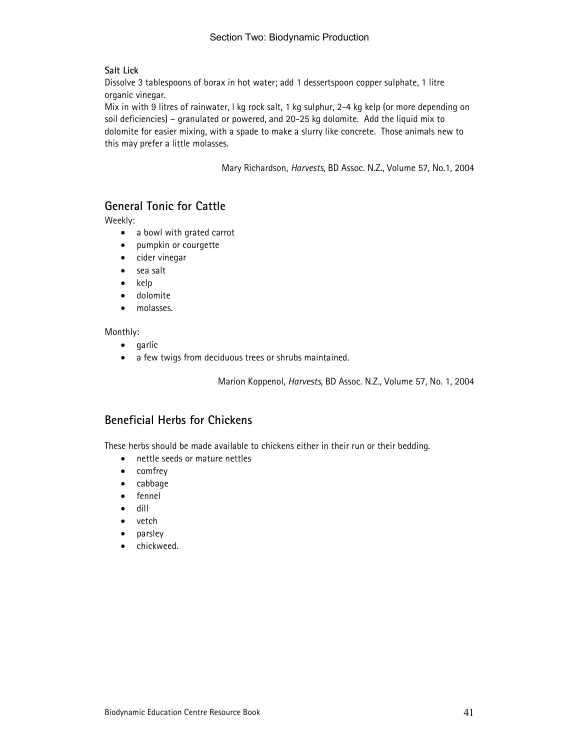**Salt Lick**

Dissolve 3 tablespoons of borax in hot water; add 1 dessertspoon copper sulphate, 1 litre organic vinegar.

Mix in with 9 litres of rainwater, l kg rock salt, 1 kg sulphur, 2-4 kg kelp (or more depending on soil deficiencies) – granulated or powered, and 20-25 kg dolomite. Add the liquid mix to dolomite for easier mixing, with a spade to make a slurry like concrete. Those animals new to this may prefer a little molasses.

Mary Richardson, *Harvests*, BD Assoc. N.Z., Volume 57, No.1, 2004

## General Tonic for Cattle

Weekly:

- a bowl with grated carrot
- pumpkin or courgette
- cider vinegar
- sea salt
- kelp
- dolomite
- molasses.

Monthly:

- garlic
- a few twigs from deciduous trees or shrubs maintained.

Marion Koppenol, *Harvests*, BD Assoc. N.Z., Volume 57, No. 1, 2004

## Beneficial Herbs for Chickens

These herbs should be made available to chickens either in their run or their bedding.

- nettle seeds or mature nettles
- comfrey
- cabbage
- fennel
- dill
- vetch
- parsley
- chickweed.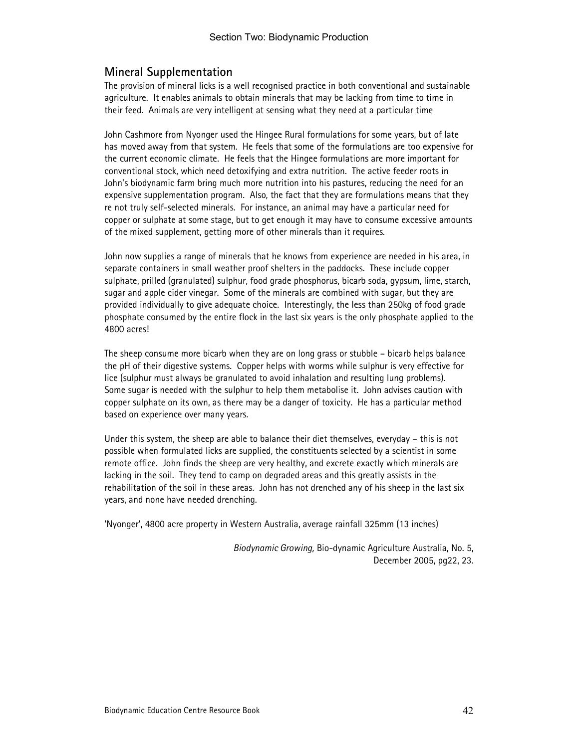## Mineral Supplementation

The provision of mineral licks is a well recognised practice in both conventional and sustainable agriculture. It enables animals to obtain minerals that may be lacking from time to time in their feed. Animals are very intelligent at sensing what they need at a particular time

John Cashmore from Nyonger used the Hingee Rural formulations for some years, but of late has moved away from that system. He feels that some of the formulations are too expensive for the current economic climate. He feels that the Hingee formulations are more important for conventional stock, which need detoxifying and extra nutrition. The active feeder roots in John's biodynamic farm bring much more nutrition into his pastures, reducing the need for an expensive supplementation program. Also, the fact that they are formulations means that they re not truly self-selected minerals. For instance, an animal may have a particular need for copper or sulphate at some stage, but to get enough it may have to consume excessive amounts of the mixed supplement, getting more of other minerals than it requires.

John now supplies a range of minerals that he knows from experience are needed in his area, in separate containers in small weather proof shelters in the paddocks. These include copper sulphate, prilled (granulated) sulphur, food grade phosphorus, bicarb soda, gypsum, lime, starch, sugar and apple cider vinegar. Some of the minerals are combined with sugar, but they are provided individually to give adequate choice. Interestingly, the less than 250kg of food grade phosphate consumed by the entire flock in the last six years is the only phosphate applied to the 4800 acres!

The sheep consume more bicarb when they are on long grass or stubble – bicarb helps balance the pH of their digestive systems. Copper helps with worms while sulphur is very effective for lice (sulphur must always be granulated to avoid inhalation and resulting lung problems). Some sugar is needed with the sulphur to help them metabolise it. John advises caution with copper sulphate on its own, as there may be a danger of toxicity. He has a particular method based on experience over many years.

Under this system, the sheep are able to balance their diet themselves, everyday – this is not possible when formulated licks are supplied, the constituents selected by a scientist in some remote office. John finds the sheep are very healthy, and excrete exactly which minerals are lacking in the soil. They tend to camp on degraded areas and this greatly assists in the rehabilitation of the soil in these areas. John has not drenched any of his sheep in the last six years, and none have needed drenching.

'Nyonger', 4800 acre property in Western Australia, average rainfall 325mm (13 inches)

*Biodynamic Growing,* Bio-dynamic Agriculture Australia, No. 5, December 2005, pg22, 23.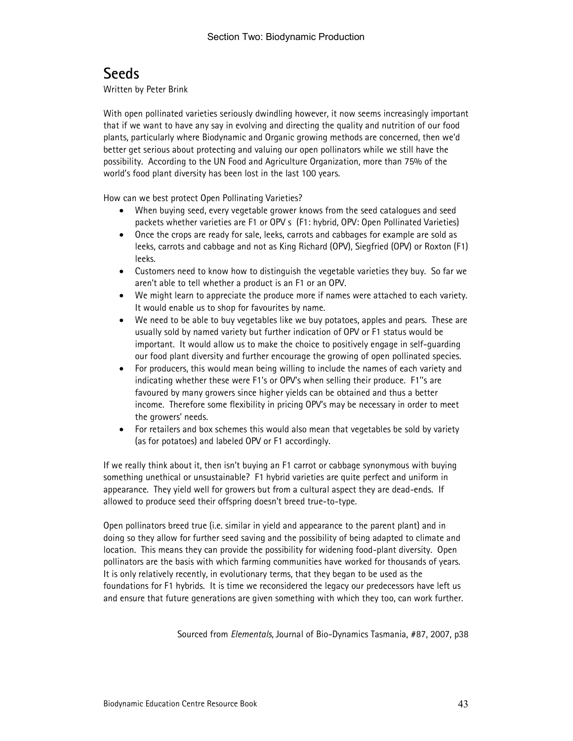# Seeds

Written by Peter Brink

With open pollinated varieties seriously dwindling however, it now seems increasingly important that if we want to have any say in evolving and directing the quality and nutrition of our food plants, particularly where Biodynamic and Organic growing methods are concerned, then we'd better get serious about protecting and valuing our open pollinators while we still have the possibility. According to the UN Food and Agriculture Organization, more than 75% of the world's food plant diversity has been lost in the last 100 years.

How can we best protect Open Pollinating Varieties?

- When buying seed, every vegetable grower knows from the seed catalogues and seed packets whether varieties are F1 or OPV s (F1: hybrid, OPV: Open Pollinated Varieties)
- Once the crops are ready for sale, leeks, carrots and cabbages for example are sold as leeks, carrots and cabbage and not as King Richard (OPV), Siegfried (OPV) or Roxton (F1) leeks.
- Customers need to know how to distinguish the vegetable varieties they buy. So far we aren't able to tell whether a product is an F1 or an OPV.
- We might learn to appreciate the produce more if names were attached to each variety. It would enable us to shop for favourites by name.
- We need to be able to buy vegetables like we buy potatoes, apples and pears. These are usually sold by named variety but further indication of OPV or F1 status would be important. It would allow us to make the choice to positively engage in self-guarding our food plant diversity and further encourage the growing of open pollinated species.
- For producers, this would mean being willing to include the names of each variety and indicating whether these were F1's or OPV's when selling their produce. F1''s are favoured by many growers since higher yields can be obtained and thus a better income. Therefore some flexibility in pricing OPV's may be necessary in order to meet the growers' needs.
- For retailers and box schemes this would also mean that vegetables be sold by variety (as for potatoes) and labeled OPV or F1 accordingly.

If we really think about it, then isn't buying an F1 carrot or cabbage synonymous with buying something unethical or unsustainable? F1 hybrid varieties are quite perfect and uniform in appearance. They yield well for growers but from a cultural aspect they are dead-ends. If allowed to produce seed their offspring doesn't breed true-to-type.

Open pollinators breed true (i.e. similar in yield and appearance to the parent plant) and in doing so they allow for further seed saving and the possibility of being adapted to climate and location. This means they can provide the possibility for widening food-plant diversity. Open pollinators are the basis with which farming communities have worked for thousands of years. It is only relatively recently, in evolutionary terms, that they began to be used as the foundations for F1 hybrids. It is time we reconsidered the legacy our predecessors have left us and ensure that future generations are given something with which they too, can work further.

Sourced from *Elementals,* Journal of Bio-Dynamics Tasmania, #87, 2007, p38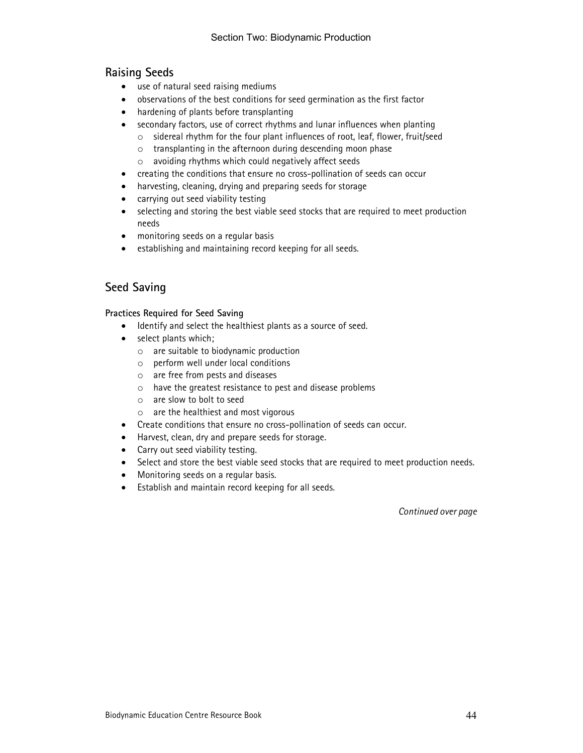## Raising Seeds

- use of natural seed raising mediums
- observations of the best conditions for seed germination as the first factor
- hardening of plants before transplanting
- secondary factors, use of correct rhythms and lunar influences when planting
  - sidereal rhythm for the four plant influences of root, leaf, flower, fruit/seed
  - transplanting in the afternoon during descending moon phase
  - avoiding rhythms which could negatively affect seeds
- creating the conditions that ensure no cross-pollination of seeds can occur
- harvesting, cleaning, drying and preparing seeds for storage
- carrying out seed viability testing
- selecting and storing the best viable seed stocks that are required to meet production needs
- monitoring seeds on a regular basis
- establishing and maintaining record keeping for all seeds.

## Seed Saving

**Practices Required for Seed Saving**

- Identify and select the healthiest plants as a source of seed.
- select plants which;
  - are suitable to biodynamic production
  - perform well under local conditions
  - are free from pests and diseases
  - have the greatest resistance to pest and disease problems
  - are slow to bolt to seed
  - are the healthiest and most vigorous
- Create conditions that ensure no cross-pollination of seeds can occur.
- Harvest, clean, dry and prepare seeds for storage.
- Carry out seed viability testing.
- Select and store the best viable seed stocks that are required to meet production needs.
- Monitoring seeds on a regular basis.
- Establish and maintain record keeping for all seeds.

*Continued over page*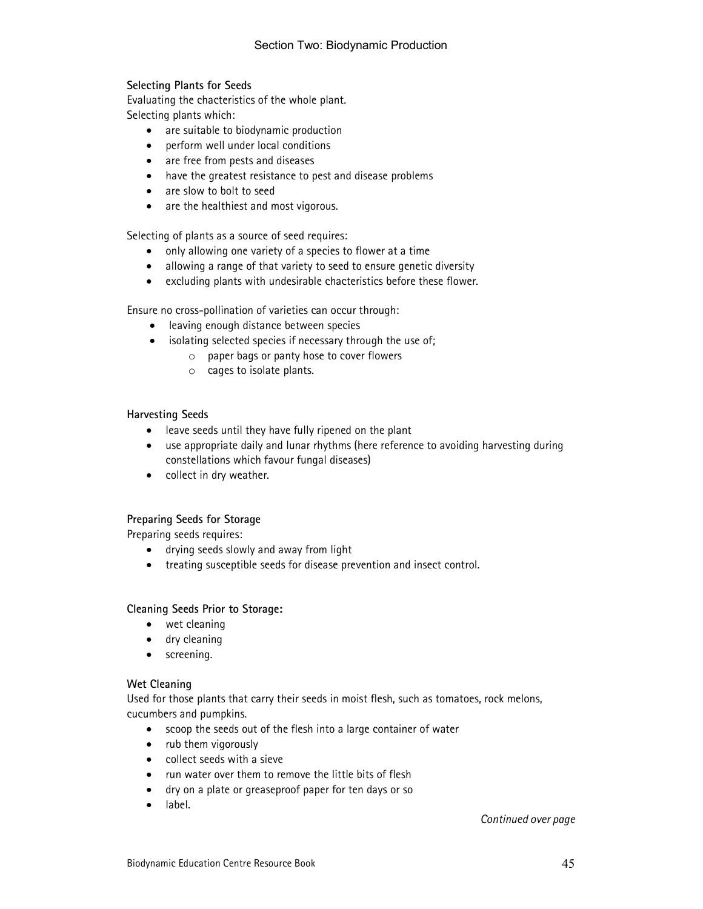**Selecting Plants for Seeds**

Evaluating the chacteristics of the whole plant.

Selecting plants which:

- are suitable to biodynamic production
- perform well under local conditions
- are free from pests and diseases
- have the greatest resistance to pest and disease problems
- are slow to bolt to seed
- are the healthiest and most vigorous.

Selecting of plants as a source of seed requires:

- only allowing one variety of a species to flower at a time
- allowing a range of that variety to seed to ensure genetic diversity
- excluding plants with undesirable chacteristics before these flower.

Ensure no cross-pollination of varieties can occur through:

- leaving enough distance between species
- isolating selected species if necessary through the use of;
  - paper bags or panty hose to cover flowers
  - cages to isolate plants.

**Harvesting Seeds**

- leave seeds until they have fully ripened on the plant
- use appropriate daily and lunar rhythms (here reference to avoiding harvesting during constellations which favour fungal diseases)
- collect in dry weather.

**Preparing Seeds for Storage**

Preparing seeds requires:

- drying seeds slowly and away from light
- treating susceptible seeds for disease prevention and insect control.

**Cleaning Seeds Prior to Storage:**

- wet cleaning
- dry cleaning
- screening.

**Wet Cleaning**

Used for those plants that carry their seeds in moist flesh, such as tomatoes, rock melons, cucumbers and pumpkins.

- scoop the seeds out of the flesh into a large container of water
- rub them vigorously
- collect seeds with a sieve
- run water over them to remove the little bits of flesh
- dry on a plate or greaseproof paper for ten days or so
- label.

*Continued over page*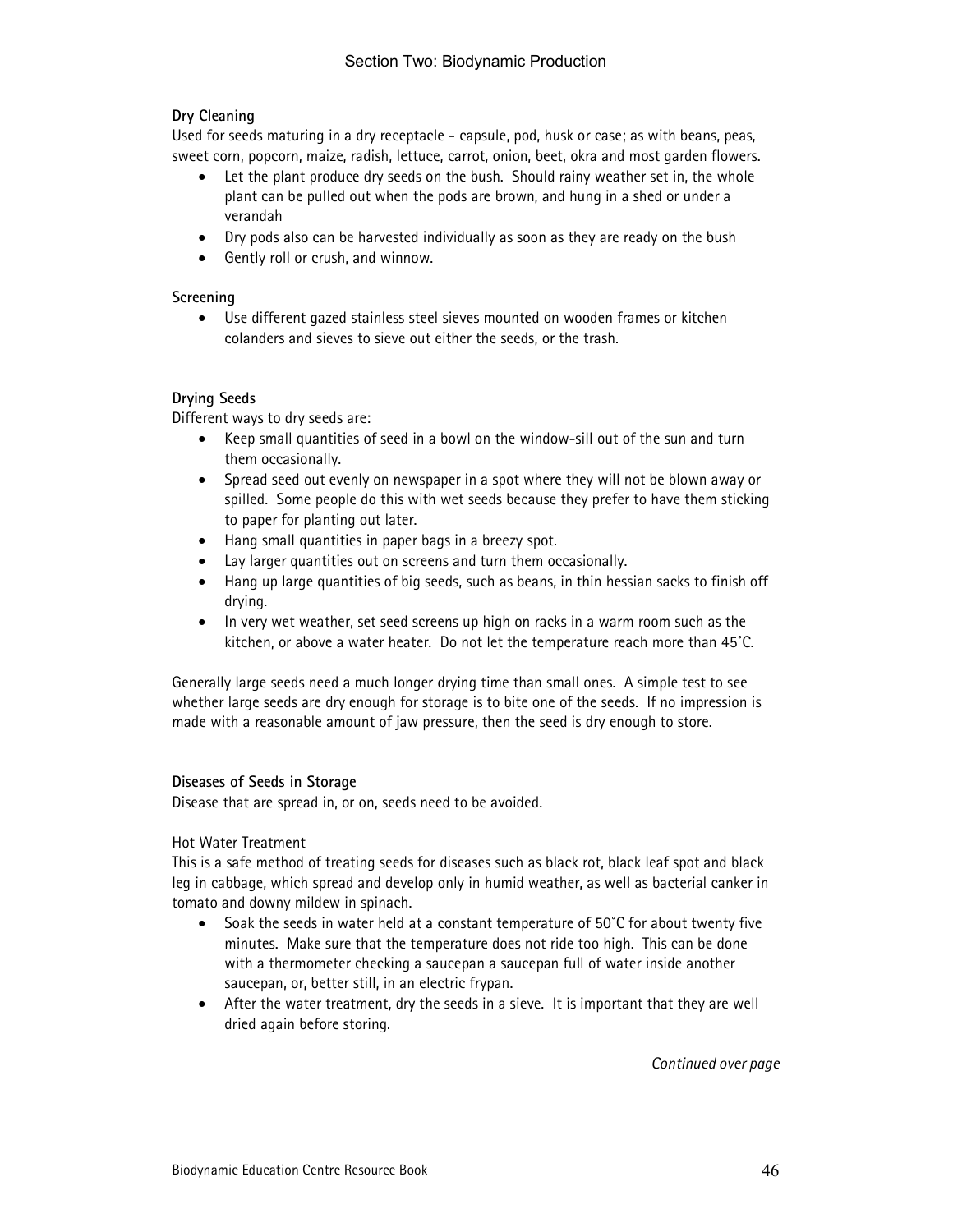**Dry Cleaning**

Used for seeds maturing in a dry receptacle - capsule, pod, husk or case; as with beans, peas, sweet corn, popcorn, maize, radish, lettuce, carrot, onion, beet, okra and most garden flowers.

- Let the plant produce dry seeds on the bush. Should rainy weather set in, the whole plant can be pulled out when the pods are brown, and hung in a shed or under a verandah
- Dry pods also can be harvested individually as soon as they are ready on the bush
- Gently roll or crush, and winnow.

**Screening**

- Use different gazed stainless steel sieves mounted on wooden frames or kitchen colanders and sieves to sieve out either the seeds, or the trash.

**Drying Seeds**

Different ways to dry seeds are:

- Keep small quantities of seed in a bowl on the window-sill out of the sun and turn them occasionally.
- Spread seed out evenly on newspaper in a spot where they will not be blown away or spilled. Some people do this with wet seeds because they prefer to have them sticking to paper for planting out later.
- Hang small quantities in paper bags in a breezy spot.
- Lay larger quantities out on screens and turn them occasionally.
- Hang up large quantities of big seeds, such as beans, in thin hessian sacks to finish off drying.
- In very wet weather, set seed screens up high on racks in a warm room such as the kitchen, or above a water heater. Do not let the temperature reach more than 45˚C.

Generally large seeds need a much longer drying time than small ones. A simple test to see whether large seeds are dry enough for storage is to bite one of the seeds. If no impression is made with a reasonable amount of jaw pressure, then the seed is dry enough to store.

**Diseases of Seeds in Storage**

Disease that are spread in, or on, seeds need to be avoided.

Hot Water Treatment

This is a safe method of treating seeds for diseases such as black rot, black leaf spot and black leg in cabbage, which spread and develop only in humid weather, as well as bacterial canker in tomato and downy mildew in spinach.

- Soak the seeds in water held at a constant temperature of 50˚C for about twenty five minutes. Make sure that the temperature does not ride too high. This can be done with a thermometer checking a saucepan a saucepan full of water inside another saucepan, or, better still, in an electric frypan.
- After the water treatment, dry the seeds in a sieve. It is important that they are well dried again before storing.

*Continued over page*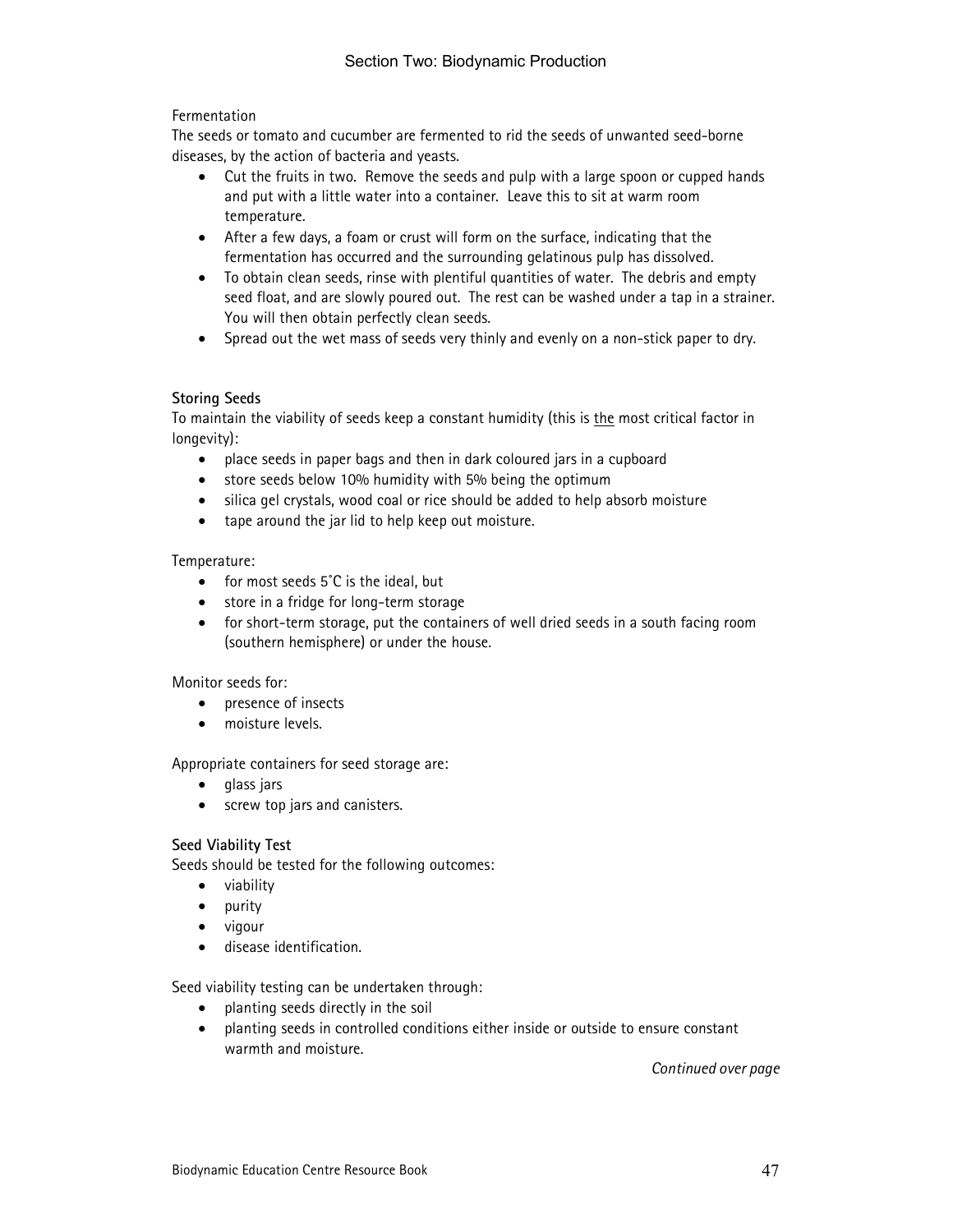Fermentation

The seeds or tomato and cucumber are fermented to rid the seeds of unwanted seed-borne diseases, by the action of bacteria and yeasts.

- Cut the fruits in two. Remove the seeds and pulp with a large spoon or cupped hands and put with a little water into a container. Leave this to sit at warm room temperature.
- After a few days, a foam or crust will form on the surface, indicating that the fermentation has occurred and the surrounding gelatinous pulp has dissolved.
- To obtain clean seeds, rinse with plentiful quantities of water. The debris and empty seed float, and are slowly poured out. The rest can be washed under a tap in a strainer. You will then obtain perfectly clean seeds.
- Spread out the wet mass of seeds very thinly and evenly on a non-stick paper to dry.

**Storing Seeds**

To maintain the viability of seeds keep a constant humidity (this is <u>the</u> most critical factor in longevity):

- place seeds in paper bags and then in dark coloured jars in a cupboard
- store seeds below 10% humidity with 5% being the optimum
- silica gel crystals, wood coal or rice should be added to help absorb moisture
- tape around the jar lid to help keep out moisture.

Temperature:

- for most seeds 5˚C is the ideal, but
- store in a fridge for long-term storage
- for short-term storage, put the containers of well dried seeds in a south facing room (southern hemisphere) or under the house.

Monitor seeds for:

- presence of insects
- moisture levels.

Appropriate containers for seed storage are:

- glass jars
- screw top jars and canisters.

**Seed Viability Test**

Seeds should be tested for the following outcomes:

- viability
- purity
- vigour
- disease identification.

Seed viability testing can be undertaken through:

- planting seeds directly in the soil
- planting seeds in controlled conditions either inside or outside to ensure constant warmth and moisture.

*Continued over page*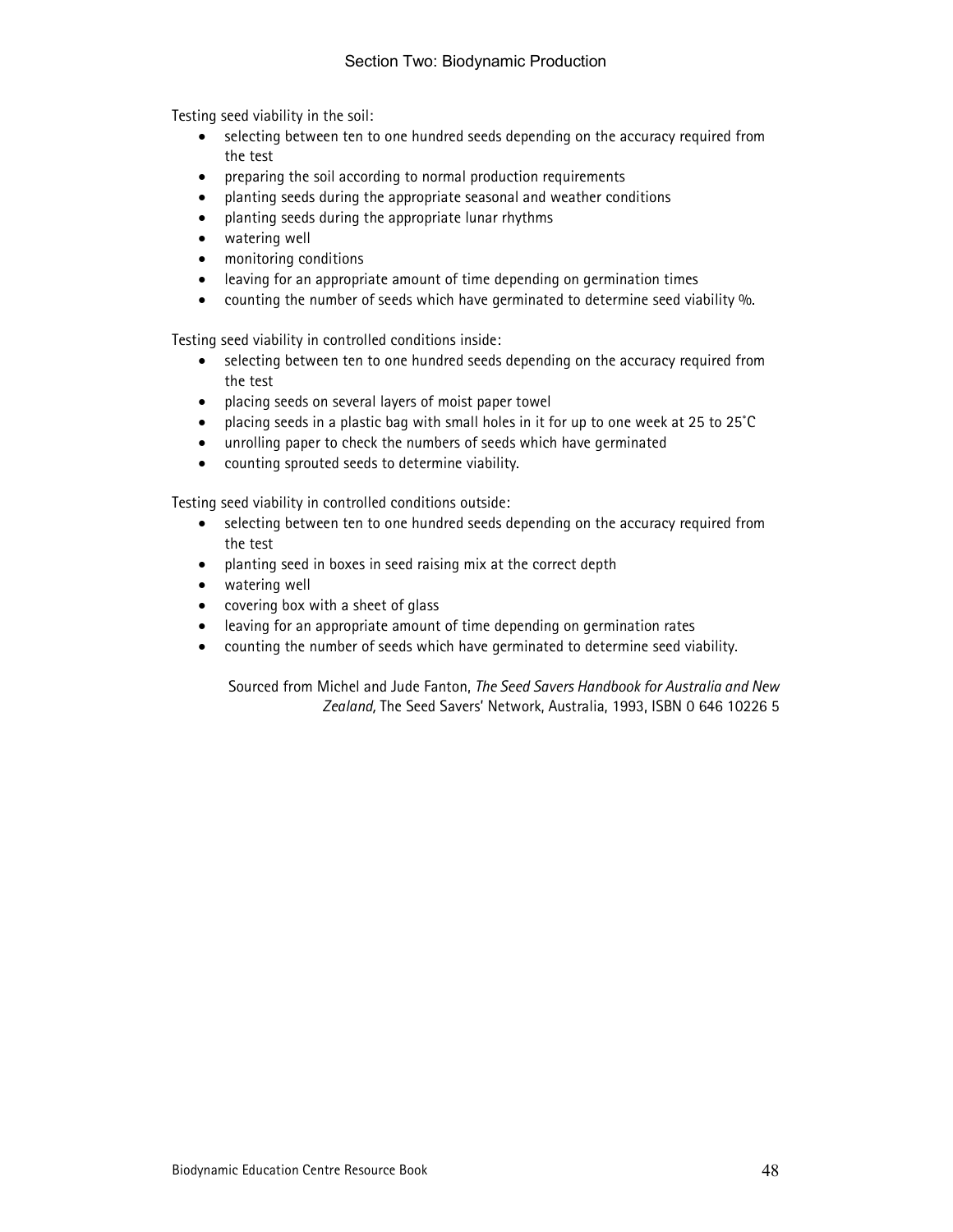Testing seed viability in the soil:

- selecting between ten to one hundred seeds depending on the accuracy required from the test
- preparing the soil according to normal production requirements
- planting seeds during the appropriate seasonal and weather conditions
- planting seeds during the appropriate lunar rhythms
- watering well
- monitoring conditions
- leaving for an appropriate amount of time depending on germination times
- counting the number of seeds which have germinated to determine seed viability %.

Testing seed viability in controlled conditions inside:

- selecting between ten to one hundred seeds depending on the accuracy required from the test
- placing seeds on several layers of moist paper towel
- placing seeds in a plastic bag with small holes in it for up to one week at 25 to 25˚C
- unrolling paper to check the numbers of seeds which have germinated
- counting sprouted seeds to determine viability.

Testing seed viability in controlled conditions outside:

- selecting between ten to one hundred seeds depending on the accuracy required from the test
- planting seed in boxes in seed raising mix at the correct depth
- watering well
- covering box with a sheet of glass
- leaving for an appropriate amount of time depending on germination rates
- counting the number of seeds which have germinated to determine seed viability.

Sourced from Michel and Jude Fanton, *The Seed Savers Handbook for Australia and New Zealand,* The Seed Savers' Network, Australia, 1993, ISBN 0 646 10226 5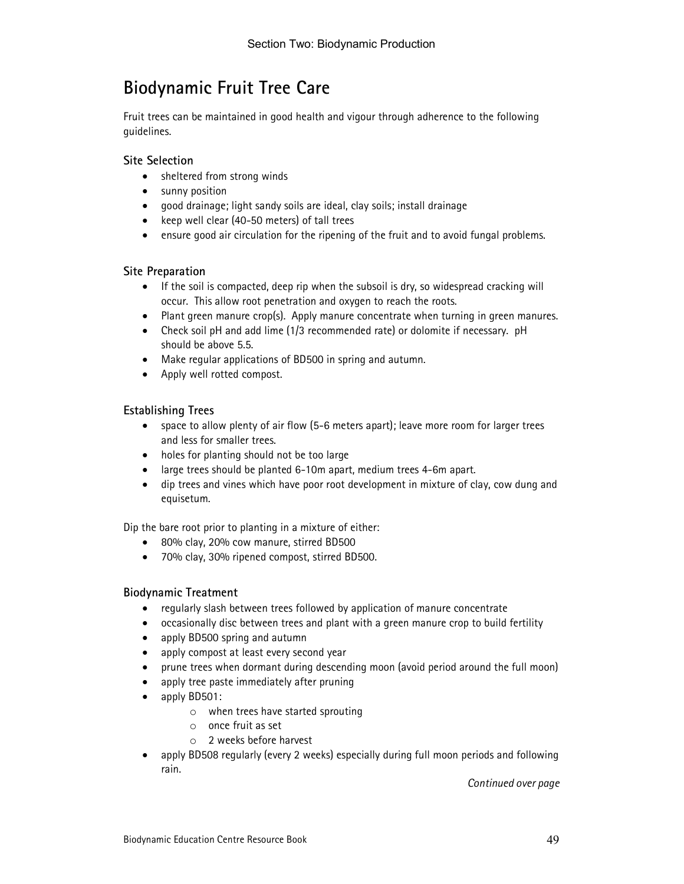# Biodynamic Fruit Tree Care

Fruit trees can be maintained in good health and vigour through adherence to the following guidelines.

### Site Selection

- sheltered from strong winds
- sunny position
- good drainage; light sandy soils are ideal, clay soils; install drainage
- keep well clear (40-50 meters) of tall trees
- ensure good air circulation for the ripening of the fruit and to avoid fungal problems.

### Site Preparation

- If the soil is compacted, deep rip when the subsoil is dry, so widespread cracking will occur. This allow root penetration and oxygen to reach the roots.
- Plant green manure crop(s). Apply manure concentrate when turning in green manures.
- Check soil pH and add lime (1/3 recommended rate) or dolomite if necessary. pH should be above 5.5.
- Make regular applications of BD500 in spring and autumn.
- Apply well rotted compost.

### Establishing Trees

- space to allow plenty of air flow (5-6 meters apart); leave more room for larger trees and less for smaller trees.
- holes for planting should not be too large
- large trees should be planted 6-10m apart, medium trees 4-6m apart.
- dip trees and vines which have poor root development in mixture of clay, cow dung and equisetum.

Dip the bare root prior to planting in a mixture of either:

- 80% clay, 20% cow manure, stirred BD500
- 70% clay, 30% ripened compost, stirred BD500.

### Biodynamic Treatment

- regularly slash between trees followed by application of manure concentrate
- occasionally disc between trees and plant with a green manure crop to build fertility
- apply BD500 spring and autumn
- apply compost at least every second year
- prune trees when dormant during descending moon (avoid period around the full moon)
- apply tree paste immediately after pruning
- apply BD501:
  - when trees have started sprouting
  - once fruit as set
  - 2 weeks before harvest
- apply BD508 regularly (every 2 weeks) especially during full moon periods and following rain.

*Continued over page*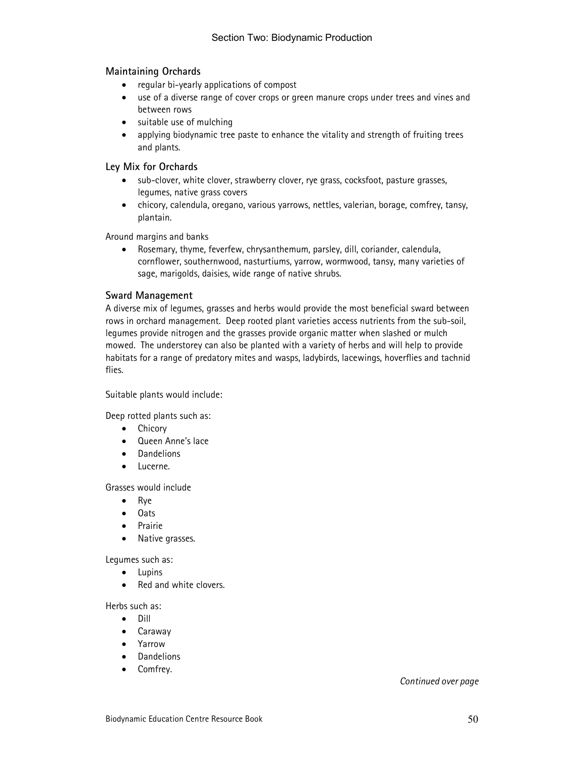## Maintaining Orchards

- regular bi-yearly applications of compost
- use of a diverse range of cover crops or green manure crops under trees and vines and between rows
- suitable use of mulching
- applying biodynamic tree paste to enhance the vitality and strength of fruiting trees and plants.

## Ley Mix for Orchards

- sub-clover, white clover, strawberry clover, rye grass, cocksfoot, pasture grasses, legumes, native grass covers
- chicory, calendula, oregano, various yarrows, nettles, valerian, borage, comfrey, tansy, plantain.

Around margins and banks

- Rosemary, thyme, feverfew, chrysanthemum, parsley, dill, coriander, calendula, cornflower, southernwood, nasturtiums, yarrow, wormwood, tansy, many varieties of sage, marigolds, daisies, wide range of native shrubs.

## Sward Management

A diverse mix of legumes, grasses and herbs would provide the most beneficial sward between rows in orchard management. Deep rooted plant varieties access nutrients from the sub-soil, legumes provide nitrogen and the grasses provide organic matter when slashed or mulch mowed. The understorey can also be planted with a variety of herbs and will help to provide habitats for a range of predatory mites and wasps, ladybirds, lacewings, hoverflies and tachnid flies.

Suitable plants would include:

Deep rotted plants such as:

- Chicory
- Queen Anne's lace
- Dandelions
- Lucerne.

Grasses would include

- Rye
- Oats
- Prairie
- Native grasses.

Legumes such as:

- Lupins
- Red and white clovers.

Herbs such as:

- Dill
- Caraway
- Yarrow
- Dandelions
- Comfrey.

*Continued over page*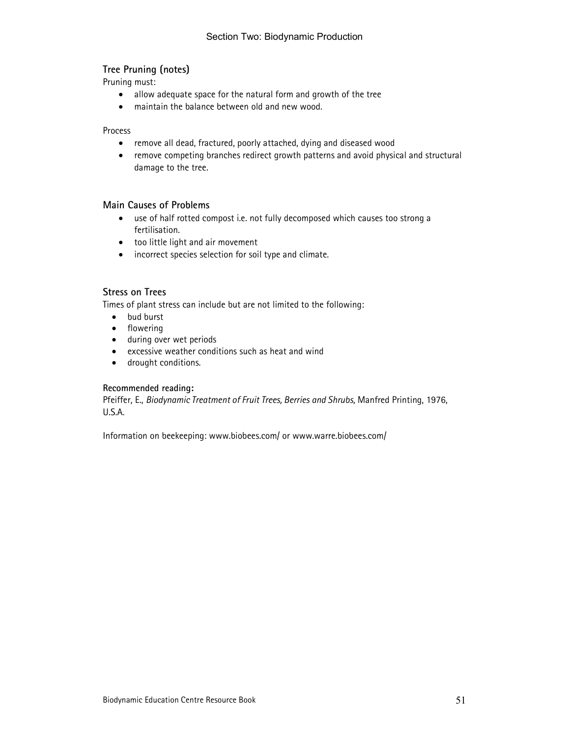### Tree Pruning (notes)

Pruning must:

- allow adequate space for the natural form and growth of the tree
- maintain the balance between old and new wood.

Process

- remove all dead, fractured, poorly attached, dying and diseased wood
- remove competing branches redirect growth patterns and avoid physical and structural damage to the tree.

### Main Causes of Problems

- use of half rotted compost i.e. not fully decomposed which causes too strong a fertilisation.
- too little light and air movement
- incorrect species selection for soil type and climate.

### Stress on Trees

Times of plant stress can include but are not limited to the following:

- bud burst
- flowering
- during over wet periods
- excessive weather conditions such as heat and wind
- drought conditions.

**Recommended reading:**

Pfeiffer, E., *Biodynamic Treatment of Fruit Trees, Berries and Shrubs*, Manfred Printing, 1976, U.S.A.

Information on beekeeping: www.biobees.com/ or www.warre.biobees.com/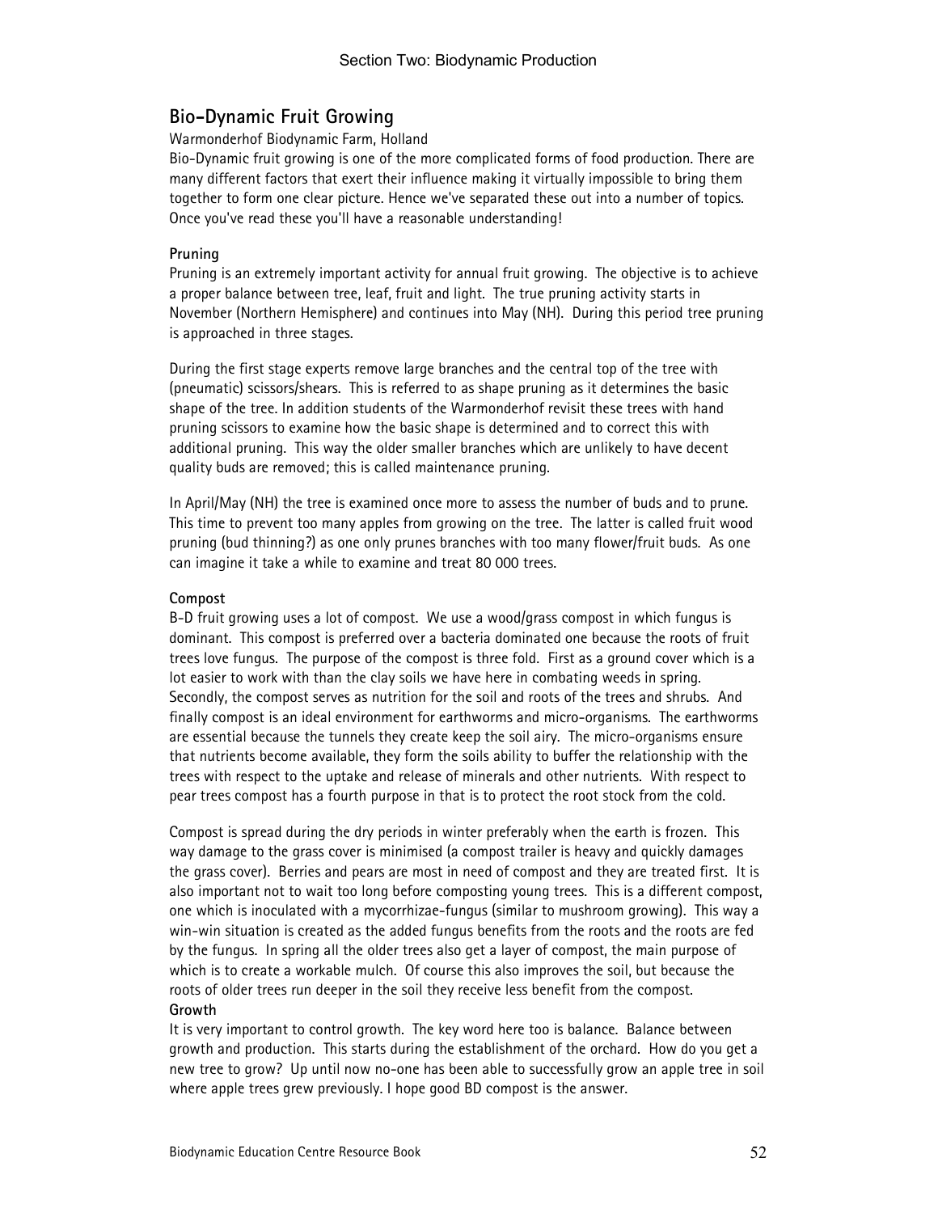## Bio-Dynamic Fruit Growing

Warmonderhof Biodynamic Farm, Holland

Bio-Dynamic fruit growing is one of the more complicated forms of food production. There are many different factors that exert their influence making it virtually impossible to bring them together to form one clear picture. Hence we've separated these out into a number of topics. Once you've read these you'll have a reasonable understanding!

### Pruning

Pruning is an extremely important activity for annual fruit growing. The objective is to achieve a proper balance between tree, leaf, fruit and light. The true pruning activity starts in November (Northern Hemisphere) and continues into May (NH). During this period tree pruning is approached in three stages.

During the first stage experts remove large branches and the central top of the tree with (pneumatic) scissors/shears. This is referred to as shape pruning as it determines the basic shape of the tree. In addition students of the Warmonderhof revisit these trees with hand pruning scissors to examine how the basic shape is determined and to correct this with additional pruning. This way the older smaller branches which are unlikely to have decent quality buds are removed; this is called maintenance pruning.

In April/May (NH) the tree is examined once more to assess the number of buds and to prune. This time to prevent too many apples from growing on the tree. The latter is called fruit wood pruning (bud thinning?) as one only prunes branches with too many flower/fruit buds. As one can imagine it take a while to examine and treat 80 000 trees.

### Compost

B-D fruit growing uses a lot of compost. We use a wood/grass compost in which fungus is dominant. This compost is preferred over a bacteria dominated one because the roots of fruit trees love fungus. The purpose of the compost is three fold. First as a ground cover which is a lot easier to work with than the clay soils we have here in combating weeds in spring. Secondly, the compost serves as nutrition for the soil and roots of the trees and shrubs. And finally compost is an ideal environment for earthworms and micro-organisms. The earthworms are essential because the tunnels they create keep the soil airy. The micro-organisms ensure that nutrients become available, they form the soils ability to buffer the relationship with the trees with respect to the uptake and release of minerals and other nutrients. With respect to pear trees compost has a fourth purpose in that is to protect the root stock from the cold.

Compost is spread during the dry periods in winter preferably when the earth is frozen. This way damage to the grass cover is minimised (a compost trailer is heavy and quickly damages the grass cover). Berries and pears are most in need of compost and they are treated first. It is also important not to wait too long before composting young trees. This is a different compost, one which is inoculated with a mycorrhizae-fungus (similar to mushroom growing). This way a win-win situation is created as the added fungus benefits from the roots and the roots are fed by the fungus. In spring all the older trees also get a layer of compost, the main purpose of which is to create a workable mulch. Of course this also improves the soil, but because the roots of older trees run deeper in the soil they receive less benefit from the compost.

### Growth

It is very important to control growth. The key word here too is balance. Balance between growth and production. This starts during the establishment of the orchard. How do you get a new tree to grow? Up until now no-one has been able to successfully grow an apple tree in soil where apple trees grew previously. I hope good BD compost is the answer.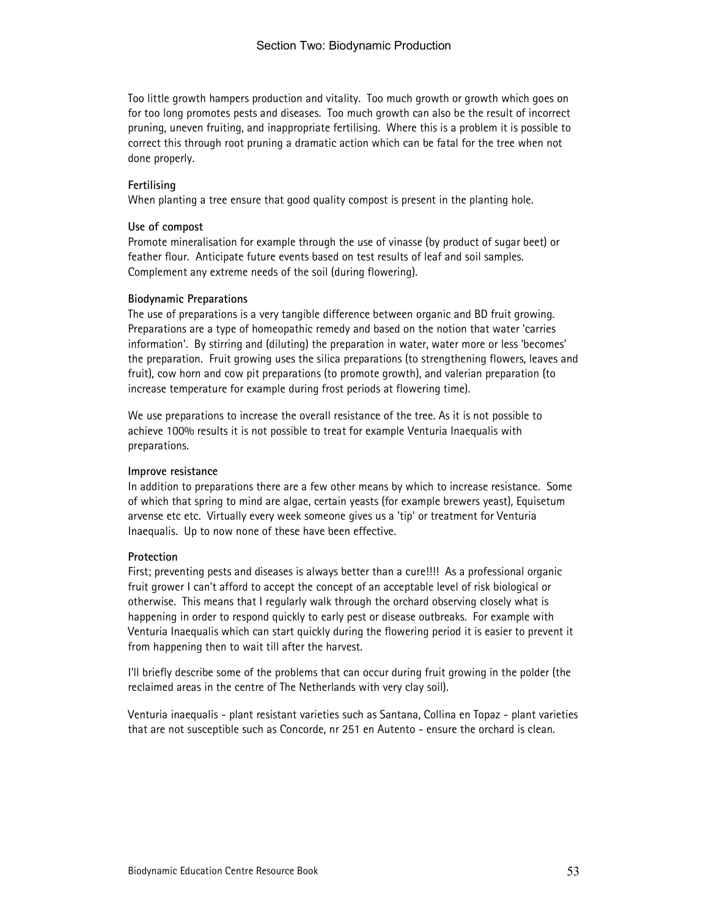Too little growth hampers production and vitality. Too much growth or growth which goes on for too long promotes pests and diseases. Too much growth can also be the result of incorrect pruning, uneven fruiting, and inappropriate fertilising. Where this is a problem it is possible to correct this through root pruning a dramatic action which can be fatal for the tree when not done properly.

**Fertilising**

When planting a tree ensure that good quality compost is present in the planting hole.

**Use of compost**

Promote mineralisation for example through the use of vinasse (by product of sugar beet) or feather flour. Anticipate future events based on test results of leaf and soil samples. Complement any extreme needs of the soil (during flowering).

**Biodynamic Preparations**

The use of preparations is a very tangible difference between organic and BD fruit growing. Preparations are a type of homeopathic remedy and based on the notion that water 'carries information'. By stirring and (diluting) the preparation in water, water more or less 'becomes' the preparation. Fruit growing uses the silica preparations (to strengthening flowers, leaves and fruit), cow horn and cow pit preparations (to promote growth), and valerian preparation (to increase temperature for example during frost periods at flowering time).

We use preparations to increase the overall resistance of the tree. As it is not possible to achieve 100% results it is not possible to treat for example Venturia Inaequalis with preparations.

**Improve resistance**

In addition to preparations there are a few other means by which to increase resistance. Some of which that spring to mind are algae, certain yeasts (for example brewers yeast), Equisetum arvense etc etc. Virtually every week someone gives us a 'tip' or treatment for Venturia Inaequalis. Up to now none of these have been effective.

**Protection**

First; preventing pests and diseases is always better than a cure!!!! As a professional organic fruit grower I can't afford to accept the concept of an acceptable level of risk biological or otherwise. This means that I regularly walk through the orchard observing closely what is happening in order to respond quickly to early pest or disease outbreaks. For example with Venturia Inaequalis which can start quickly during the flowering period it is easier to prevent it from happening then to wait till after the harvest.

I'll briefly describe some of the problems that can occur during fruit growing in the polder (the reclaimed areas in the centre of The Netherlands with very clay soil).

Venturia inaequalis - plant resistant varieties such as Santana, Collina en Topaz - plant varieties that are not susceptible such as Concorde, nr 251 en Autento - ensure the orchard is clean.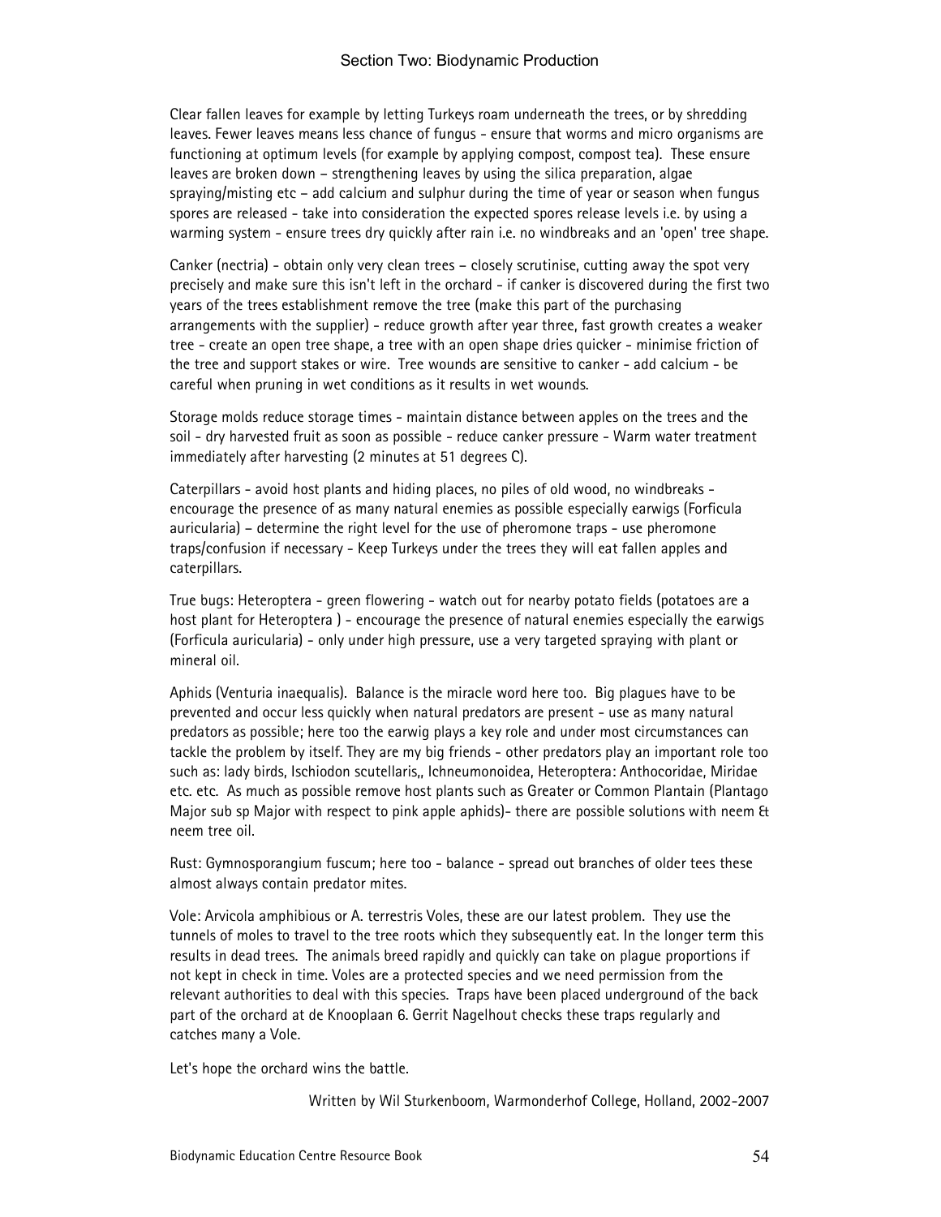Clear fallen leaves for example by letting Turkeys roam underneath the trees, or by shredding leaves. Fewer leaves means less chance of fungus - ensure that worms and micro organisms are functioning at optimum levels (for example by applying compost, compost tea). These ensure leaves are broken down – strengthening leaves by using the silica preparation, algae spraying/misting etc – add calcium and sulphur during the time of year or season when fungus spores are released - take into consideration the expected spores release levels i.e. by using a warming system - ensure trees dry quickly after rain i.e. no windbreaks and an 'open' tree shape.

Canker (nectria) - obtain only very clean trees – closely scrutinise, cutting away the spot very precisely and make sure this isn't left in the orchard - if canker is discovered during the first two years of the trees establishment remove the tree (make this part of the purchasing arrangements with the supplier) - reduce growth after year three, fast growth creates a weaker tree - create an open tree shape, a tree with an open shape dries quicker - minimise friction of the tree and support stakes or wire. Tree wounds are sensitive to canker - add calcium - be careful when pruning in wet conditions as it results in wet wounds.

Storage molds reduce storage times - maintain distance between apples on the trees and the soil - dry harvested fruit as soon as possible - reduce canker pressure - Warm water treatment immediately after harvesting (2 minutes at 51 degrees C).

Caterpillars - avoid host plants and hiding places, no piles of old wood, no windbreaks - encourage the presence of as many natural enemies as possible especially earwigs (Forficula auricularia) – determine the right level for the use of pheromone traps - use pheromone traps/confusion if necessary - Keep Turkeys under the trees they will eat fallen apples and caterpillars.

True bugs: Heteroptera - green flowering - watch out for nearby potato fields (potatoes are a host plant for Heteroptera ) - encourage the presence of natural enemies especially the earwigs (Forficula auricularia) - only under high pressure, use a very targeted spraying with plant or mineral oil.

Aphids (Venturia inaequalis). Balance is the miracle word here too. Big plagues have to be prevented and occur less quickly when natural predators are present - use as many natural predators as possible; here too the earwig plays a key role and under most circumstances can tackle the problem by itself. They are my big friends - other predators play an important role too such as: lady birds, Ischiodon scutellaris,, Ichneumonoidea, Heteroptera: Anthocoridae, Miridae etc. etc. As much as possible remove host plants such as Greater or Common Plantain (Plantago Major sub sp Major with respect to pink apple aphids)- there are possible solutions with neem & neem tree oil.

Rust: Gymnosporangium fuscum; here too - balance - spread out branches of older tees these almost always contain predator mites.

Vole: Arvicola amphibious or A. terrestris Voles, these are our latest problem. They use the tunnels of moles to travel to the tree roots which they subsequently eat. In the longer term this results in dead trees. The animals breed rapidly and quickly can take on plague proportions if not kept in check in time. Voles are a protected species and we need permission from the relevant authorities to deal with this species. Traps have been placed underground of the back part of the orchard at de Knooplaan 6. Gerrit Nagelhout checks these traps regularly and catches many a Vole.

Let's hope the orchard wins the battle.

Written by Wil Sturkenboom, Warmonderhof College, Holland, 2002-2007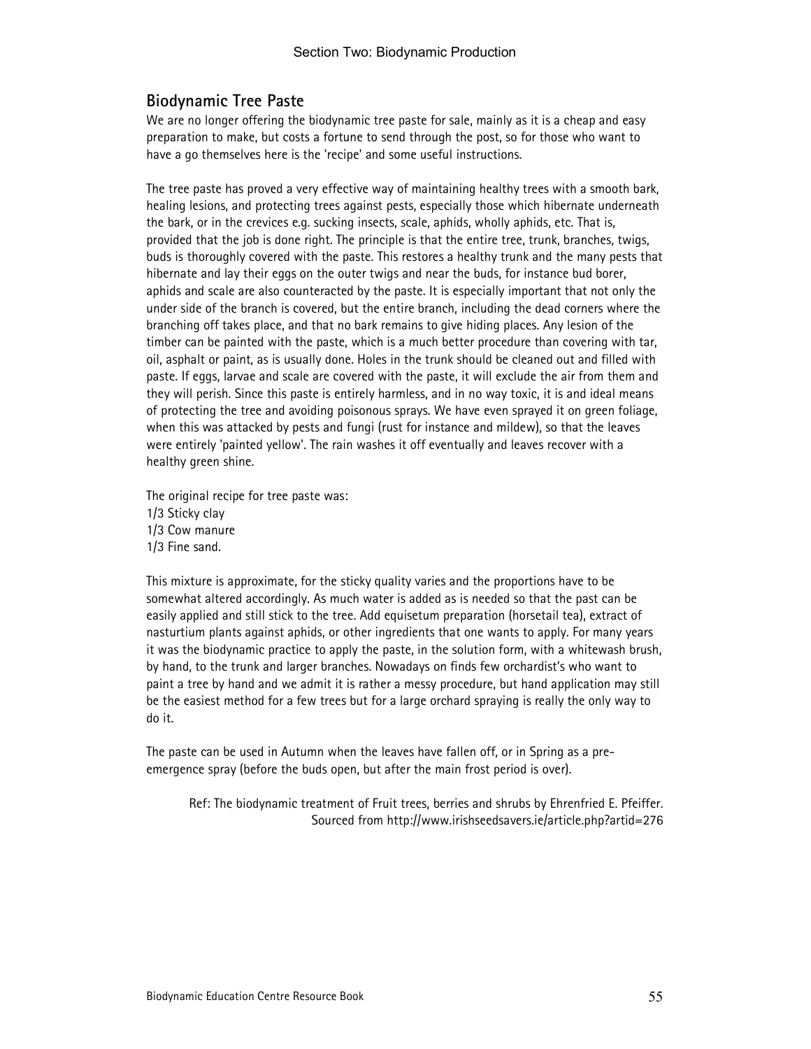## Biodynamic Tree Paste

We are no longer offering the biodynamic tree paste for sale, mainly as it is a cheap and easy preparation to make, but costs a fortune to send through the post, so for those who want to have a go themselves here is the 'recipe' and some useful instructions.

The tree paste has proved a very effective way of maintaining healthy trees with a smooth bark, healing lesions, and protecting trees against pests, especially those which hibernate underneath the bark, or in the crevices e.g. sucking insects, scale, aphids, wholly aphids, etc. That is, provided that the job is done right. The principle is that the entire tree, trunk, branches, twigs, buds is thoroughly covered with the paste. This restores a healthy trunk and the many pests that hibernate and lay their eggs on the outer twigs and near the buds, for instance bud borer, aphids and scale are also counteracted by the paste. It is especially important that not only the under side of the branch is covered, but the entire branch, including the dead corners where the branching off takes place, and that no bark remains to give hiding places. Any lesion of the timber can be painted with the paste, which is a much better procedure than covering with tar, oil, asphalt or paint, as is usually done. Holes in the trunk should be cleaned out and filled with paste. If eggs, larvae and scale are covered with the paste, it will exclude the air from them and they will perish. Since this paste is entirely harmless, and in no way toxic, it is and ideal means of protecting the tree and avoiding poisonous sprays. We have even sprayed it on green foliage, when this was attacked by pests and fungi (rust for instance and mildew), so that the leaves were entirely 'painted yellow'. The rain washes it off eventually and leaves recover with a healthy green shine.

The original recipe for tree paste was:
1/3 Sticky clay
1/3 Cow manure
1/3 Fine sand.

This mixture is approximate, for the sticky quality varies and the proportions have to be somewhat altered accordingly. As much water is added as is needed so that the past can be easily applied and still stick to the tree. Add equisetum preparation (horsetail tea), extract of nasturtium plants against aphids, or other ingredients that one wants to apply. For many years it was the biodynamic practice to apply the paste, in the solution form, with a whitewash brush, by hand, to the trunk and larger branches. Nowadays on finds few orchardist's who want to paint a tree by hand and we admit it is rather a messy procedure, but hand application may still be the easiest method for a few trees but for a large orchard spraying is really the only way to do it.

The paste can be used in Autumn when the leaves have fallen off, or in Spring as a pre-emergence spray (before the buds open, but after the main frost period is over).

Ref: The biodynamic treatment of Fruit trees, berries and shrubs by Ehrenfried E. Pfeiffer.
Sourced from http://www.irishseedsavers.ie/article.php?artid=276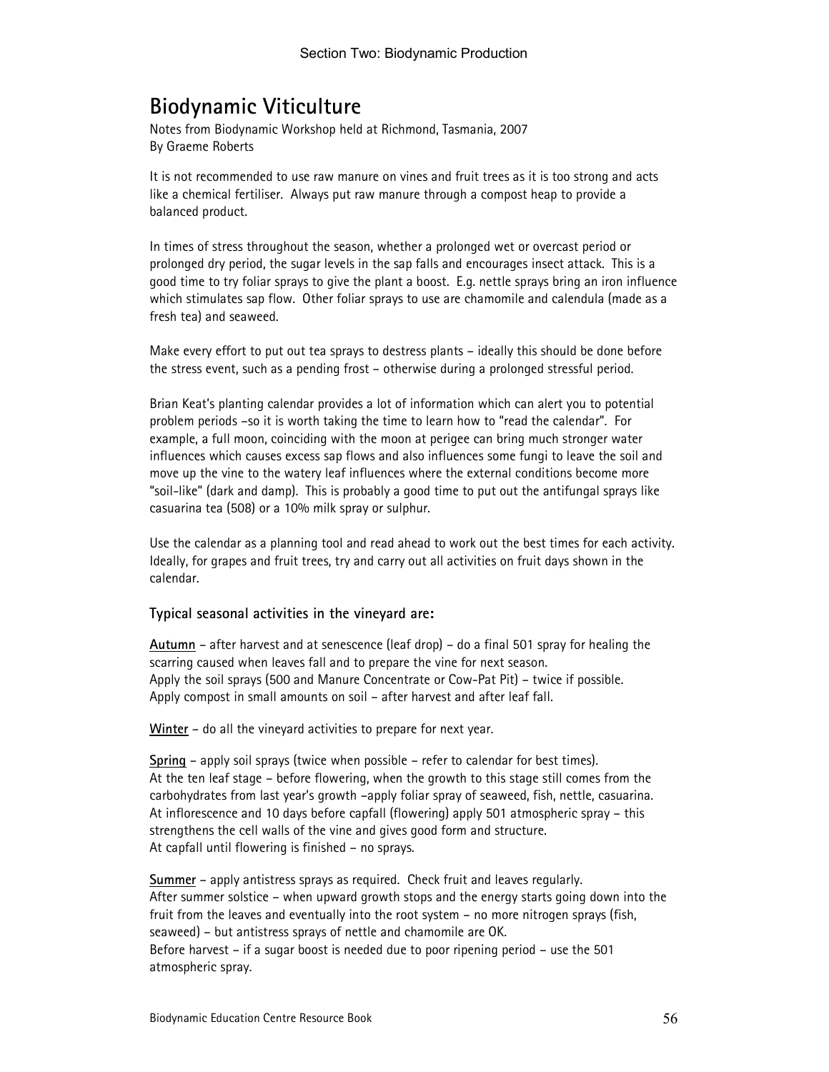# Biodynamic Viticulture

Notes from Biodynamic Workshop held at Richmond, Tasmania, 2007
By Graeme Roberts

It is not recommended to use raw manure on vines and fruit trees as it is too strong and acts like a chemical fertiliser. Always put raw manure through a compost heap to provide a balanced product.

In times of stress throughout the season, whether a prolonged wet or overcast period or prolonged dry period, the sugar levels in the sap falls and encourages insect attack. This is a good time to try foliar sprays to give the plant a boost. E.g. nettle sprays bring an iron influence which stimulates sap flow. Other foliar sprays to use are chamomile and calendula (made as a fresh tea) and seaweed.

Make every effort to put out tea sprays to destress plants – ideally this should be done before the stress event, such as a pending frost – otherwise during a prolonged stressful period.

Brian Keat's planting calendar provides a lot of information which can alert you to potential problem periods –so it is worth taking the time to learn how to "read the calendar". For example, a full moon, coinciding with the moon at perigee can bring much stronger water influences which causes excess sap flows and also influences some fungi to leave the soil and move up the vine to the watery leaf influences where the external conditions become more "soil-like" (dark and damp). This is probably a good time to put out the antifungal sprays like casuarina tea (508) or a 10% milk spray or sulphur.

Use the calendar as a planning tool and read ahead to work out the best times for each activity. Ideally, for grapes and fruit trees, try and carry out all activities on fruit days shown in the calendar.

### Typical seasonal activities in the vineyard are:

**Autumn** – after harvest and at senescence (leaf drop) – do a final 501 spray for healing the scarring caused when leaves fall and to prepare the vine for next season.
Apply the soil sprays (500 and Manure Concentrate or Cow-Pat Pit) – twice if possible.
Apply compost in small amounts on soil – after harvest and after leaf fall.

**Winter** – do all the vineyard activities to prepare for next year.

**Spring** – apply soil sprays (twice when possible – refer to calendar for best times).
At the ten leaf stage – before flowering, when the growth to this stage still comes from the carbohydrates from last year's growth –apply foliar spray of seaweed, fish, nettle, casuarina.
At inflorescence and 10 days before capfall (flowering) apply 501 atmospheric spray – this strengthens the cell walls of the vine and gives good form and structure.
At capfall until flowering is finished – no sprays.

**Summer** – apply antistress sprays as required. Check fruit and leaves regularly.
After summer solstice – when upward growth stops and the energy starts going down into the fruit from the leaves and eventually into the root system – no more nitrogen sprays (fish, seaweed) – but antistress sprays of nettle and chamomile are OK.
Before harvest – if a sugar boost is needed due to poor ripening period – use the 501 atmospheric spray.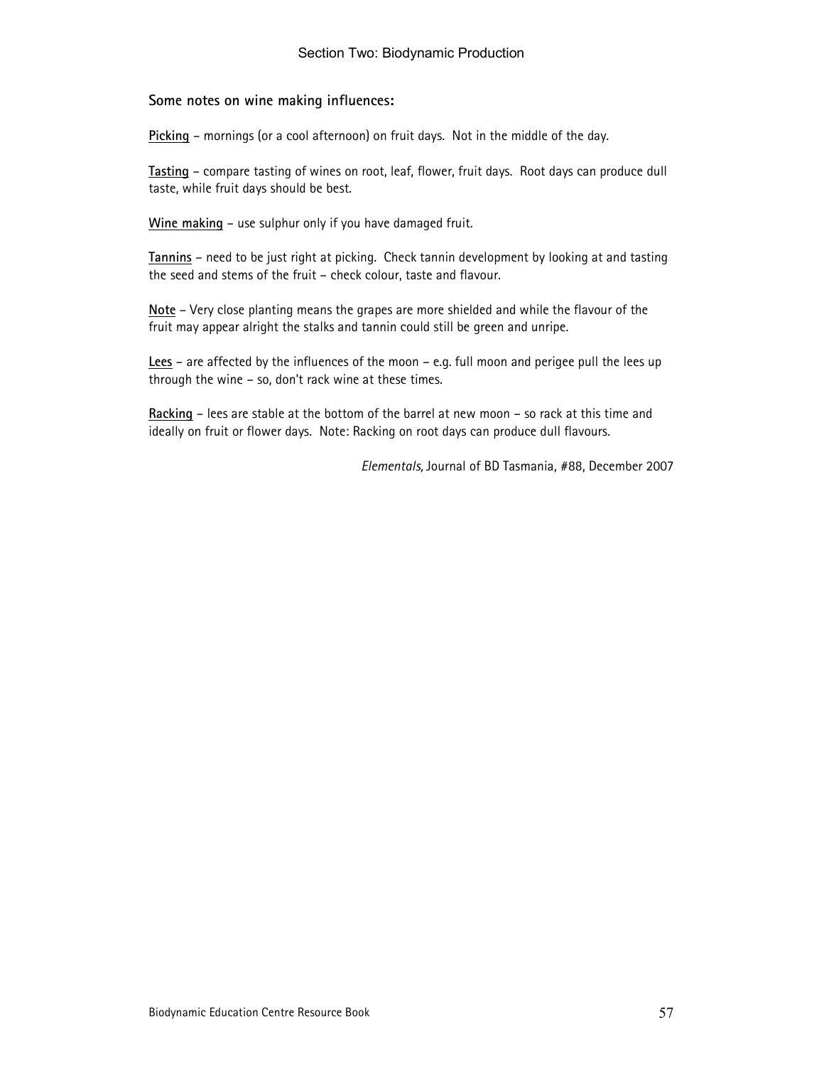**Some notes on wine making influences:**

**Picking** – mornings (or a cool afternoon) on fruit days. Not in the middle of the day.

**Tasting** – compare tasting of wines on root, leaf, flower, fruit days. Root days can produce dull taste, while fruit days should be best.

**Wine making** – use sulphur only if you have damaged fruit.

**Tannins** – need to be just right at picking. Check tannin development by looking at and tasting the seed and stems of the fruit – check colour, taste and flavour.

**Note** – Very close planting means the grapes are more shielded and while the flavour of the fruit may appear alright the stalks and tannin could still be green and unripe.

**Lees** – are affected by the influences of the moon – e.g. full moon and perigee pull the lees up through the wine – so, don't rack wine at these times.

**Racking** – lees are stable at the bottom of the barrel at new moon – so rack at this time and ideally on fruit or flower days. Note: Racking on root days can produce dull flavours.

*Elementals,* Journal of BD Tasmania, #88, December 2007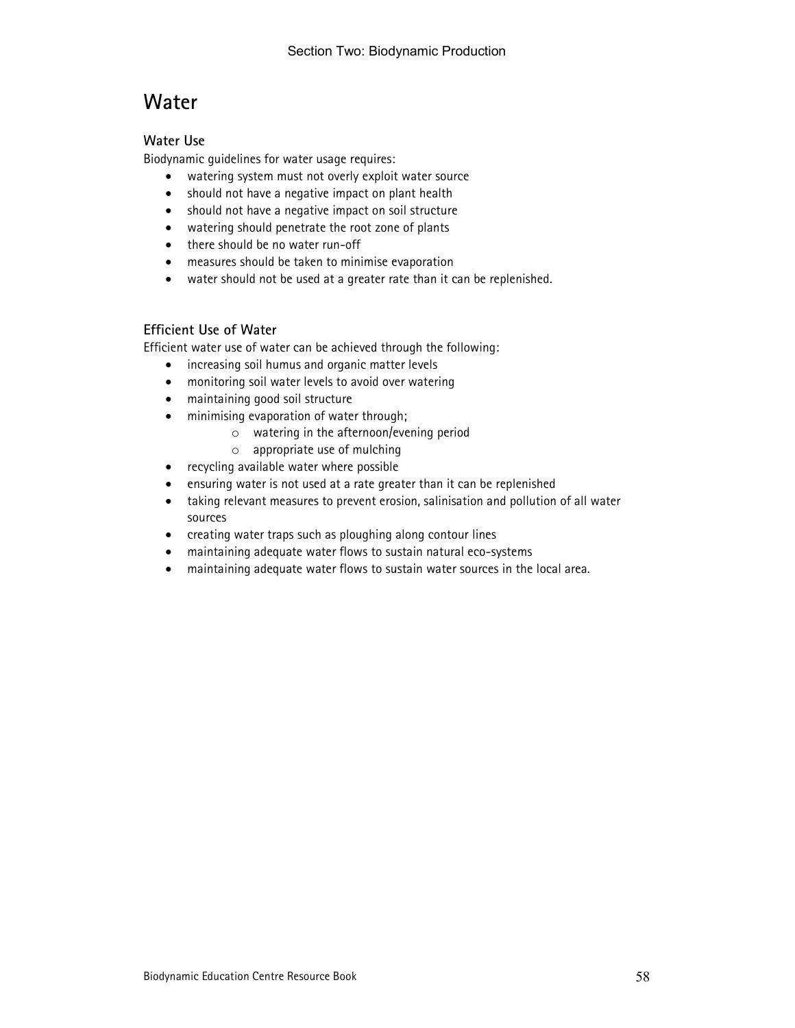# Water

## Water Use

Biodynamic guidelines for water usage requires:

- watering system must not overly exploit water source
- should not have a negative impact on plant health
- should not have a negative impact on soil structure
- watering should penetrate the root zone of plants
- there should be no water run-off
- measures should be taken to minimise evaporation
- water should not be used at a greater rate than it can be replenished.

## Efficient Use of Water

Efficient water use of water can be achieved through the following:

- increasing soil humus and organic matter levels
- monitoring soil water levels to avoid over watering
- maintaining good soil structure
- minimising evaporation of water through;
    - watering in the afternoon/evening period
    - appropriate use of mulching
- recycling available water where possible
- ensuring water is not used at a rate greater than it can be replenished
- taking relevant measures to prevent erosion, salinisation and pollution of all water sources
- creating water traps such as ploughing along contour lines
- maintaining adequate water flows to sustain natural eco-systems
- maintaining adequate water flows to sustain water sources in the local area.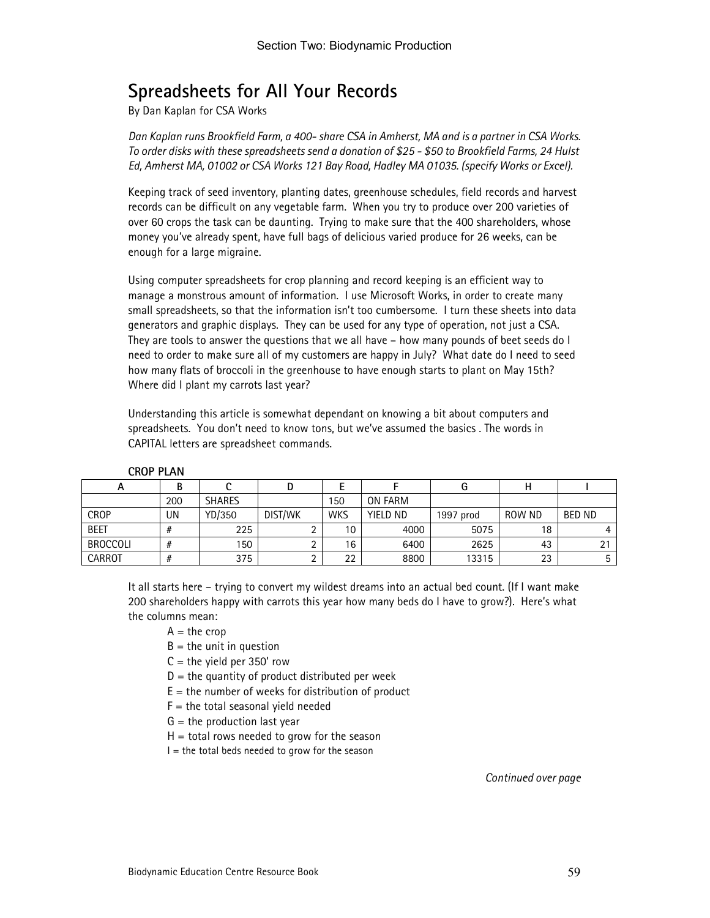# Spreadsheets for All Your Records

By Dan Kaplan for CSA Works

*Dan Kaplan runs Brookfield Farm, a 400- share CSA in Amherst, MA and is a partner in CSA Works. To order disks with these spreadsheets send a donation of $25 - $50 to Brookfield Farms, 24 Hulst Ed, Amherst MA, 01002 or CSA Works 121 Bay Road, Hadley MA 01035. (specify Works or Excel).*

Keeping track of seed inventory, planting dates, greenhouse schedules, field records and harvest records can be difficult on any vegetable farm. When you try to produce over 200 varieties of over 60 crops the task can be daunting. Trying to make sure that the 400 shareholders, whose money you've already spent, have full bags of delicious varied produce for 26 weeks, can be enough for a large migraine.

Using computer spreadsheets for crop planning and record keeping is an efficient way to manage a monstrous amount of information. I use Microsoft Works, in order to create many small spreadsheets, so that the information isn't too cumbersome. I turn these sheets into data generators and graphic displays. They can be used for any type of operation, not just a CSA. They are tools to answer the questions that we all have – how many pounds of beet seeds do I need to order to make sure all of my customers are happy in July? What date do I need to seed how many flats of broccoli in the greenhouse to have enough starts to plant on May 15th? Where did I plant my carrots last year?

Understanding this article is somewhat dependant on knowing a bit about computers and spreadsheets. You don't need to know tons, but we've assumed the basics . The words in CAPITAL letters are spreadsheet commands.

**CROP PLAN**

| A | B | C | D | E | F | G | H | I |
|---|---|---|---|---|---|---|---|---|
| | 200 | SHARES | | 150 | ON FARM | | | |
| CROP | UN | YD/350 | DIST/WK | WKS | YIELD ND | 1997 prod | ROW ND | BED ND |
| BEET | # | 225 | 2 | 10 | 4000 | 5075 | 18 | 4 |
| BROCCOLI | # | 150 | 2 | 16 | 6400 | 2625 | 43 | 21 |
| CARROT | # | 375 | 2 | 22 | 8800 | 13315 | 23 | 5 |

It all starts here – trying to convert my wildest dreams into an actual bed count. (If I want make 200 shareholders happy with carrots this year how many beds do I have to grow?). Here's what the columns mean:

- A = the crop
- B = the unit in question
- C = the yield per 350' row
- D = the quantity of product distributed per week
- E = the number of weeks for distribution of product
- F = the total seasonal yield needed
- G = the production last year
- H = total rows needed to grow for the season
- I = the total beds needed to grow for the season

*Continued over page*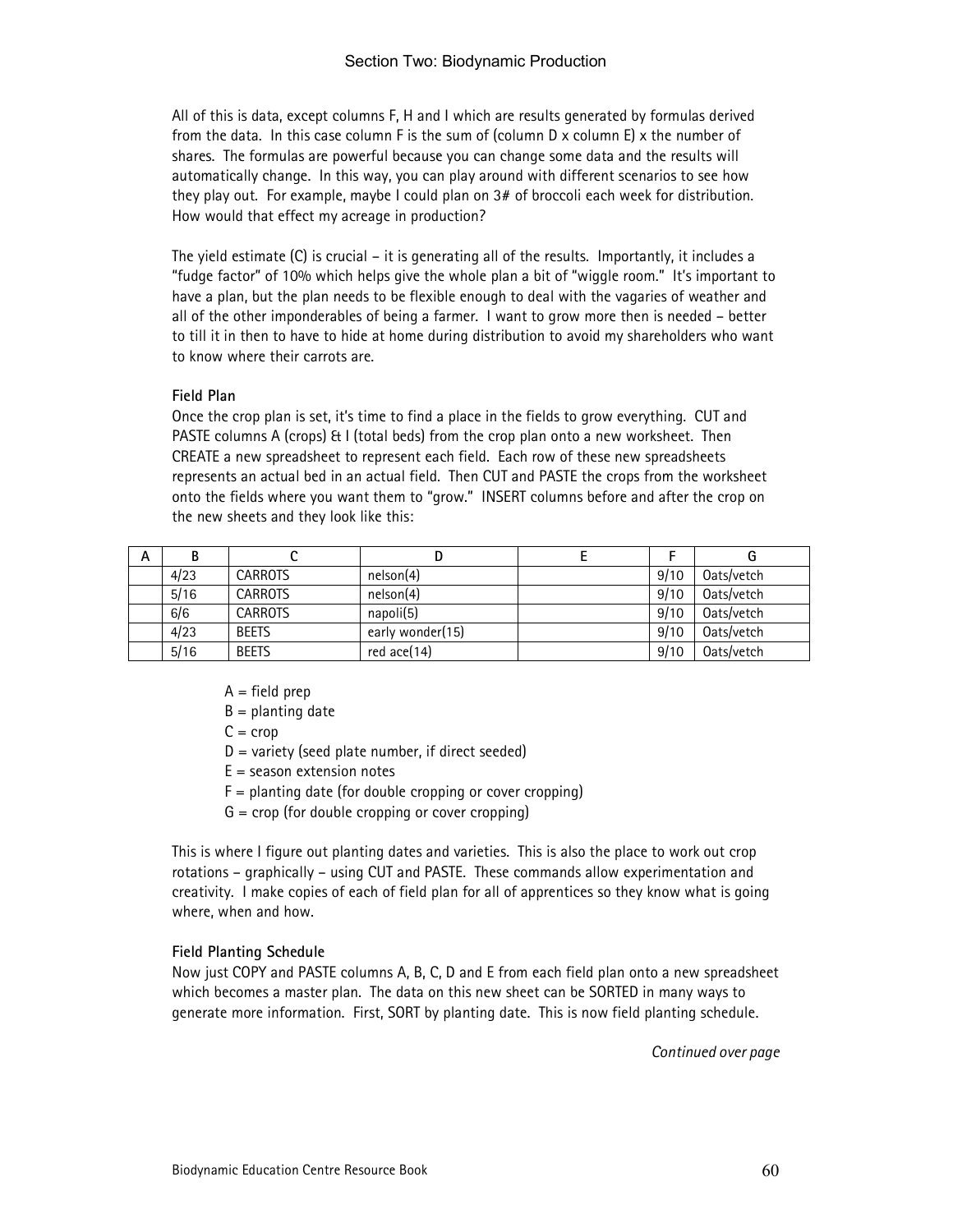All of this is data, except columns F, H and I which are results generated by formulas derived from the data. In this case column F is the sum of (column D x column E) x the number of shares. The formulas are powerful because you can change some data and the results will automatically change. In this way, you can play around with different scenarios to see how they play out. For example, maybe I could plan on 3# of broccoli each week for distribution. How would that effect my acreage in production?

The yield estimate (C) is crucial – it is generating all of the results. Importantly, it includes a "fudge factor" of 10% which helps give the whole plan a bit of "wiggle room." It's important to have a plan, but the plan needs to be flexible enough to deal with the vagaries of weather and all of the other imponderables of being a farmer. I want to grow more then is needed – better to till it in then to have to hide at home during distribution to avoid my shareholders who want to know where their carrots are.

**Field Plan**

Once the crop plan is set, it's time to find a place in the fields to grow everything. CUT and PASTE columns A (crops) & I (total beds) from the crop plan onto a new worksheet. Then CREATE a new spreadsheet to represent each field. Each row of these new spreadsheets represents an actual bed in an actual field. Then CUT and PASTE the crops from the worksheet onto the fields where you want them to "grow." INSERT columns before and after the crop on the new sheets and they look like this:

| A | B | C | D | E | F | G |
|---|---|---|---|---|---|---|
| | 4/23 | CARROTS | nelson(4) | | 9/10 | Oats/vetch |
| | 5/16 | CARROTS | nelson(4) | | 9/10 | Oats/vetch |
| | 6/6 | CARROTS | napoli(5) | | 9/10 | Oats/vetch |
| | 4/23 | BEETS | early wonder(15) | | 9/10 | Oats/vetch |
| | 5/16 | BEETS | red ace(14) | | 9/10 | Oats/vetch |

A = field prep  
B = planting date  
C = crop  
D = variety (seed plate number, if direct seeded)  
E = season extension notes  
F = planting date (for double cropping or cover cropping)  
G = crop (for double cropping or cover cropping)

This is where I figure out planting dates and varieties. This is also the place to work out crop rotations – graphically – using CUT and PASTE. These commands allow experimentation and creativity. I make copies of each of field plan for all of apprentices so they know what is going where, when and how.

**Field Planting Schedule**

Now just COPY and PASTE columns A, B, C, D and E from each field plan onto a new spreadsheet which becomes a master plan. The data on this new sheet can be SORTED in many ways to generate more information. First, SORT by planting date. This is now field planting schedule.

*Continued over page*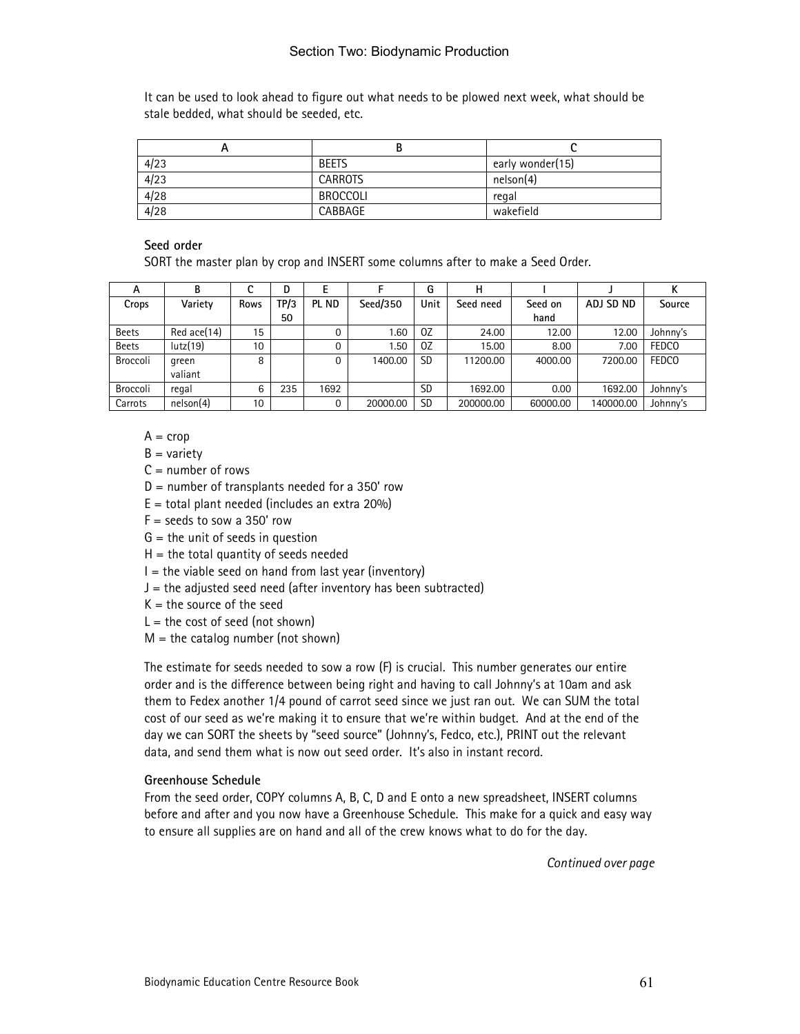It can be used to look ahead to figure out what needs to be plowed next week, what should be stale bedded, what should be seeded, etc.

| A | B | C |
|---|---|---|
| 4/23 | BEETS | early wonder(15) |
| 4/23 | CARROTS | nelson(4) |
| 4/28 | BROCCOLI | regal |
| 4/28 | CABBAGE | wakefield |

**Seed order**

SORT the master plan by crop and INSERT some columns after to make a Seed Order.

| A | B | C | D | E | F | G | H | I | J | K |
|---|---|---|---|---|---|---|---|---|---|---|
| Crops | Variety | Rows | TP/350 | PL ND | Seed/350 | Unit | Seed need | Seed on hand | ADJ SD ND | Source |
| Beets | Red ace(14) | 15 | | 0 | 1.60 | OZ | 24.00 | 12.00 | 12.00 | Johnny's |
| Beets | lutz(19) | 10 | | 0 | 1.50 | OZ | 15.00 | 8.00 | 7.00 | FEDCO |
| Broccoli | green valiant | 8 | | 0 | 1400.00 | SD | 11200.00 | 4000.00 | 7200.00 | FEDCO |
| Broccoli | regal | 6 | 235 | 1692 | | SD | 1692.00 | 0.00 | 1692.00 | Johnny's |
| Carrots | nelson(4) | 10 | | 0 | 20000.00 | SD | 200000.00 | 60000.00 | 140000.00 | Johnny's |

A = crop  
B = variety  
C = number of rows  
D = number of transplants needed for a 350' row  
E = total plant needed (includes an extra 20%)  
F = seeds to sow a 350' row  
G = the unit of seeds in question  
H = the total quantity of seeds needed  
I = the viable seed on hand from last year (inventory)  
J = the adjusted seed need (after inventory has been subtracted)  
K = the source of the seed  
L = the cost of seed (not shown)  
M = the catalog number (not shown)

The estimate for seeds needed to sow a row (F) is crucial. This number generates our entire order and is the difference between being right and having to call Johnny's at 10am and ask them to Fedex another 1/4 pound of carrot seed since we just ran out. We can SUM the total cost of our seed as we're making it to ensure that we're within budget. And at the end of the day we can SORT the sheets by "seed source" (Johnny's, Fedco, etc.), PRINT out the relevant data, and send them what is now out seed order. It's also in instant record.

**Greenhouse Schedule**

From the seed order, COPY columns A, B, C, D and E onto a new spreadsheet, INSERT columns before and after and you now have a Greenhouse Schedule. This make for a quick and easy way to ensure all supplies are on hand and all of the crew knows what to do for the day.

*Continued over page*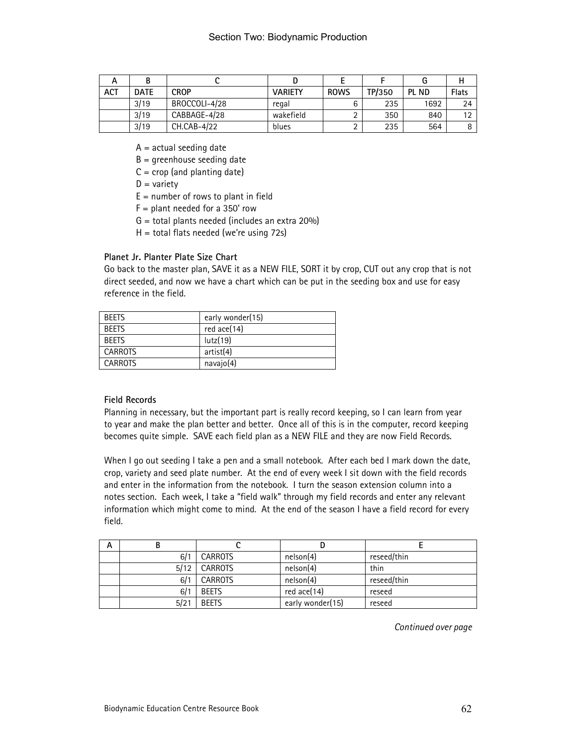| A | B | C | D | E | F | G | H |
|---|---|---|---|---|---|---|---|
| ACT | DATE | CROP | VARIETY | ROWS | TP/350 | PL ND | Flats |
| | 3/19 | BROCCOLI-4/28 | regal | 6 | 235 | 1692 | 24 |
| | 3/19 | CABBAGE-4/28 | wakefield | 2 | 350 | 840 | 12 |
| | 3/19 | CH.CAB-4/22 | blues | 2 | 235 | 564 | 8 |

A = actual seeding date
B = greenhouse seeding date
C = crop (and planting date)
D = variety
E = number of rows to plant in field
F = plant needed for a 350' row
G = total plants needed (includes an extra 20%)
H = total flats needed (we're using 72s)

**Planet Jr. Planter Plate Size Chart**

Go back to the master plan, SAVE it as a NEW FILE, SORT it by crop, CUT out any crop that is not direct seeded, and now we have a chart which can be put in the seeding box and use for easy reference in the field.

| | |
|---|---|
| BEETS | early wonder(15) |
| BEETS | red ace(14) |
| BEETS | lutz(19) |
| CARROTS | artist(4) |
| CARROTS | navajo(4) |

**Field Records**

Planning in necessary, but the important part is really record keeping, so I can learn from year to year and make the plan better and better. Once all of this is in the computer, record keeping becomes quite simple. SAVE each field plan as a NEW FILE and they are now Field Records.

When I go out seeding I take a pen and a small notebook. After each bed I mark down the date, crop, variety and seed plate number. At the end of every week I sit down with the field records and enter in the information from the notebook. I turn the season extension column into a notes section. Each week, I take a "field walk" through my field records and enter any relevant information which might come to mind. At the end of the season I have a field record for every field.

| A | B | C | D | E |
|---|---|---|---|---|
| | 6/1 | CARROTS | nelson(4) | reseed/thin |
| | 5/12 | CARROTS | nelson(4) | thin |
| | 6/1 | CARROTS | nelson(4) | reseed/thin |
| | 6/1 | BEETS | red ace(14) | reseed |
| | 5/21 | BEETS | early wonder(15) | reseed |

*Continued over page*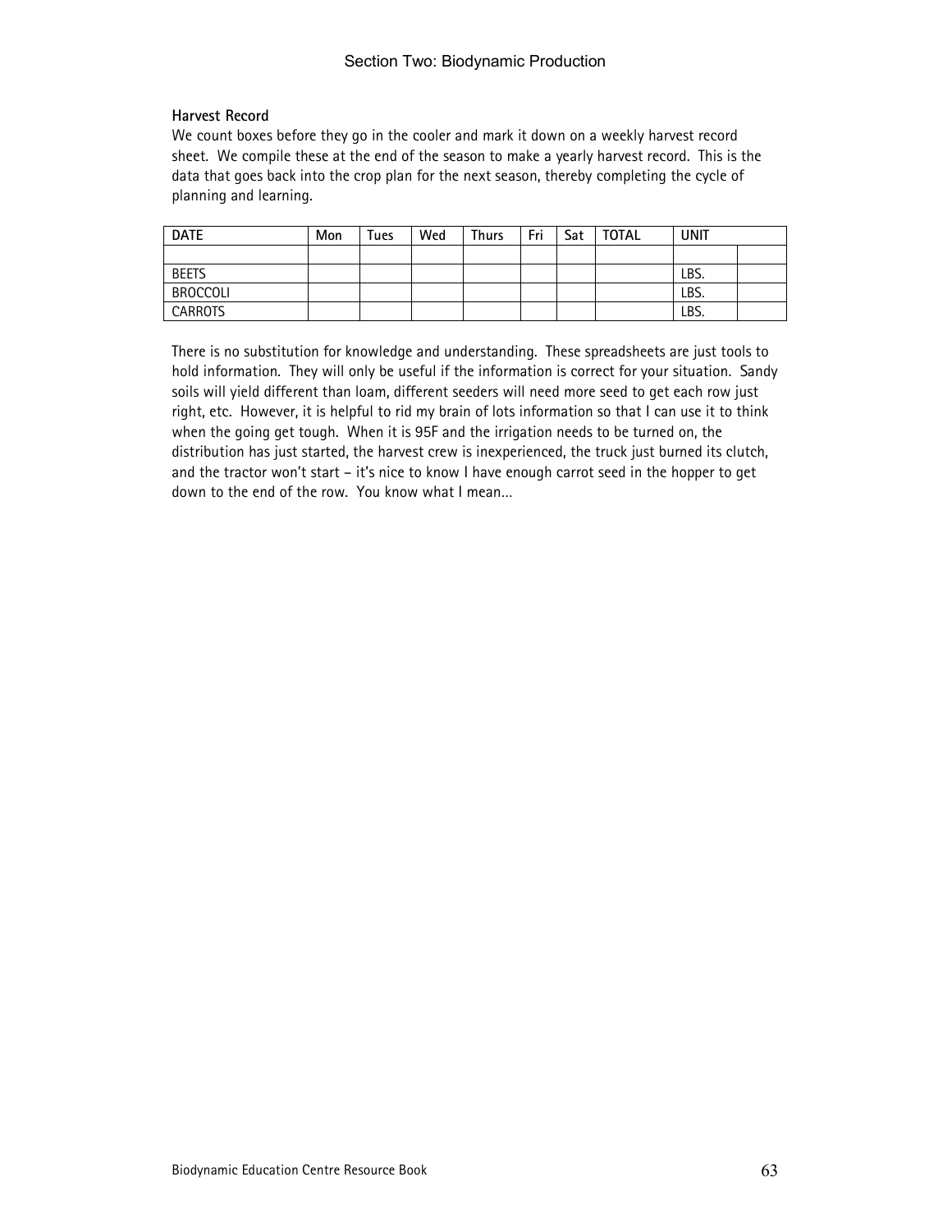**Harvest Record**

We count boxes before they go in the cooler and mark it down on a weekly harvest record sheet. We compile these at the end of the season to make a yearly harvest record. This is the data that goes back into the crop plan for the next season, thereby completing the cycle of planning and learning.

| DATE | Mon | Tues | Wed | Thurs | Fri | Sat | TOTAL | UNIT | |
|---|---|---|---|---|---|---|---|---|---|
| | | | | | | | | | |
| BEETS | | | | | | | | LBS. | |
| BROCCOLI | | | | | | | | LBS. | |
| CARROTS | | | | | | | | LBS. | |

There is no substitution for knowledge and understanding. These spreadsheets are just tools to hold information. They will only be useful if the information is correct for your situation. Sandy soils will yield different than loam, different seeders will need more seed to get each row just right, etc. However, it is helpful to rid my brain of lots information so that I can use it to think when the going get tough. When it is 95F and the irrigation needs to be turned on, the distribution has just started, the harvest crew is inexperienced, the truck just burned its clutch, and the tractor won't start – it's nice to know I have enough carrot seed in the hopper to get down to the end of the row. You know what I mean…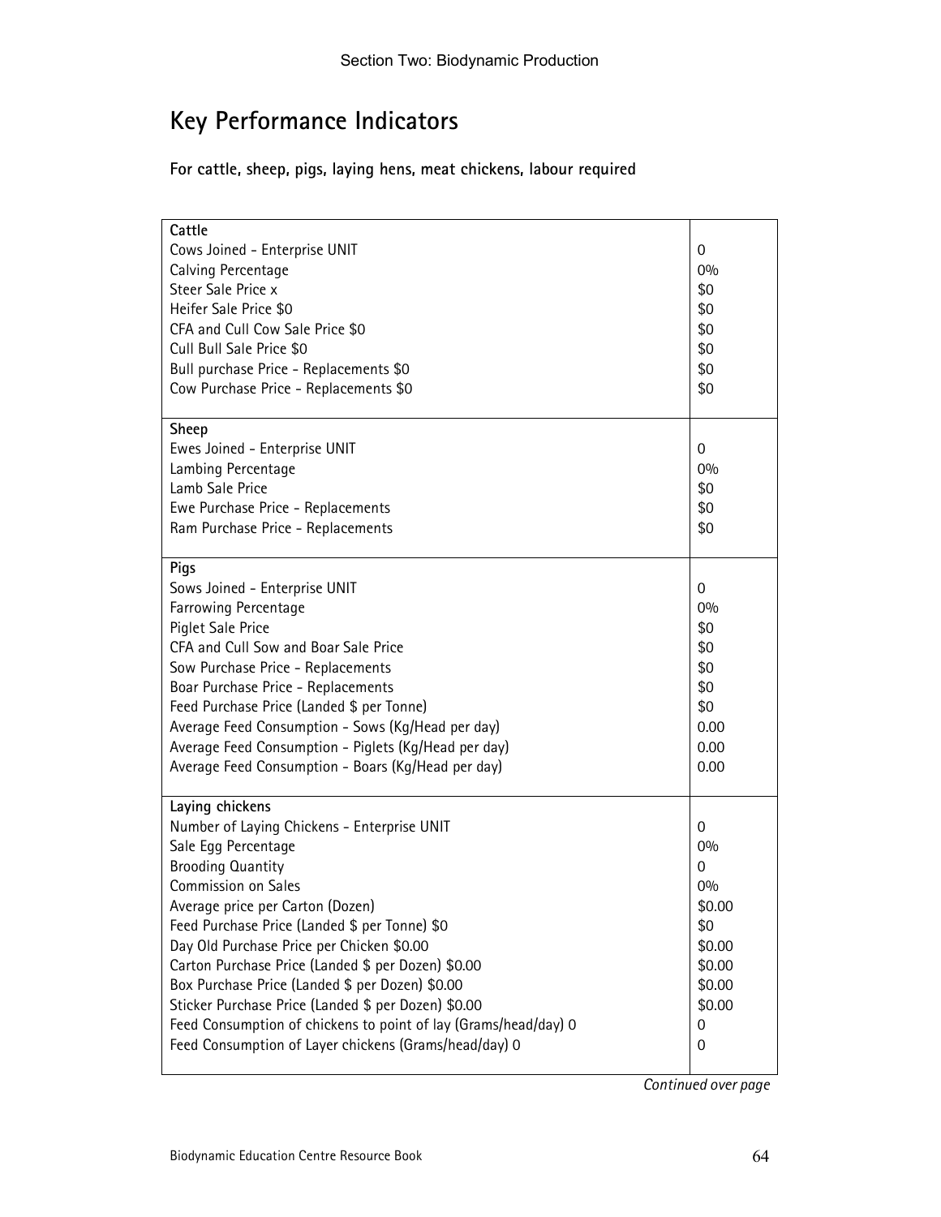## Key Performance Indicators

**For cattle, sheep, pigs, laying hens, meat chickens, labour required**

| | |
|---|---|
| **Cattle** | |
| Cows Joined - Enterprise UNIT | 0 |
| Calving Percentage | 0% |
| Steer Sale Price x | $0 |
| Heifer Sale Price $0 | $0 |
| CFA and Cull Cow Sale Price $0 | $0 |
| Cull Bull Sale Price $0 | $0 |
| Bull purchase Price - Replacements $0 | $0 |
| Cow Purchase Price - Replacements $0 | $0 |
| **Sheep** | |
| Ewes Joined - Enterprise UNIT | 0 |
| Lambing Percentage | 0% |
| Lamb Sale Price | $0 |
| Ewe Purchase Price - Replacements | $0 |
| Ram Purchase Price - Replacements | $0 |
| **Pigs** | |
| Sows Joined - Enterprise UNIT | 0 |
| Farrowing Percentage | 0% |
| Piglet Sale Price | $0 |
| CFA and Cull Sow and Boar Sale Price | $0 |
| Sow Purchase Price - Replacements | $0 |
| Boar Purchase Price - Replacements | $0 |
| Feed Purchase Price (Landed $ per Tonne) | $0 |
| Average Feed Consumption - Sows (Kg/Head per day) | 0.00 |
| Average Feed Consumption - Piglets (Kg/Head per day) | 0.00 |
| Average Feed Consumption - Boars (Kg/Head per day) | 0.00 |
| **Laying chickens** | |
| Number of Laying Chickens - Enterprise UNIT | 0 |
| Sale Egg Percentage | 0% |
| Brooding Quantity | 0 |
| Commission on Sales | 0% |
| Average price per Carton (Dozen) | $0.00 |
| Feed Purchase Price (Landed $ per Tonne) $0 | $0 |
| Day Old Purchase Price per Chicken $0.00 | $0.00 |
| Carton Purchase Price (Landed $ per Dozen) $0.00 | $0.00 |
| Box Purchase Price (Landed $ per Dozen) $0.00 | $0.00 |
| Sticker Purchase Price (Landed $ per Dozen) $0.00 | $0.00 |
| Feed Consumption of chickens to point of lay (Grams/head/day) 0 | 0 |
| Feed Consumption of Layer chickens (Grams/head/day) 0 | 0 |

*Continued over page*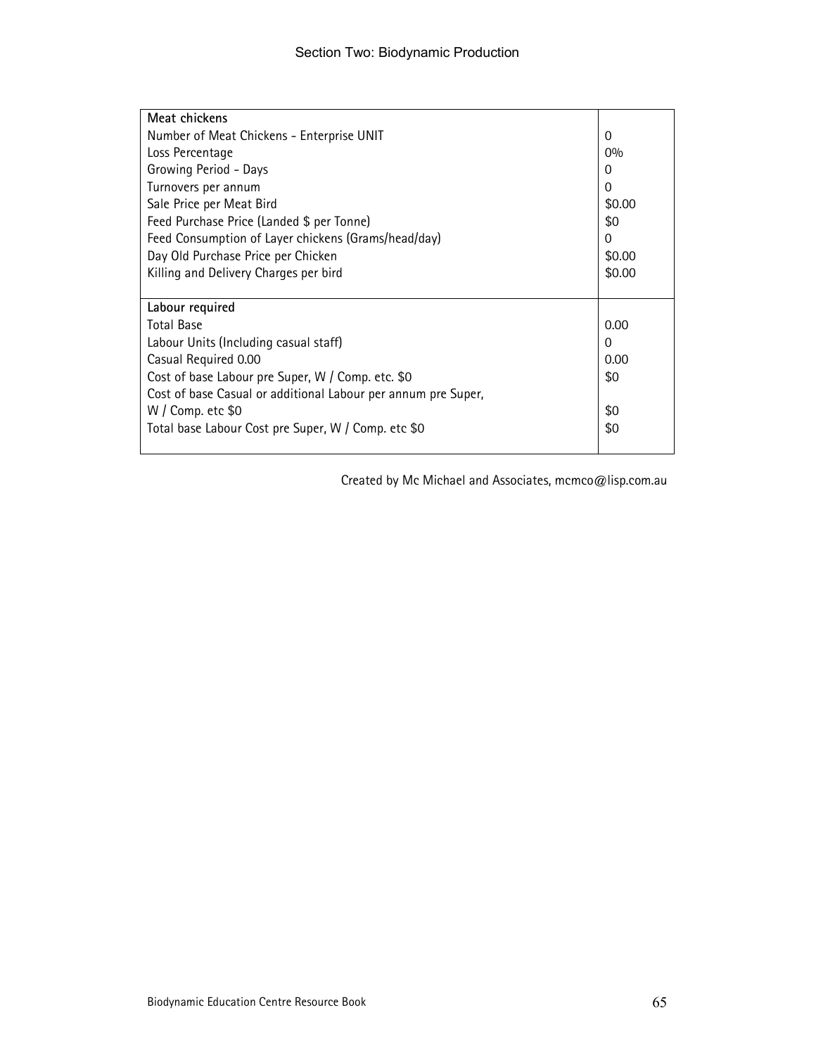| | |
|---|---|
| **Meat chickens** | |
| Number of Meat Chickens - Enterprise UNIT | 0 |
| Loss Percentage | 0% |
| Growing Period - Days | 0 |
| Turnovers per annum | 0 |
| Sale Price per Meat Bird | $0.00 |
| Feed Purchase Price (Landed $ per Tonne) | $0 |
| Feed Consumption of Layer chickens (Grams/head/day) | 0 |
| Day Old Purchase Price per Chicken | $0.00 |
| Killing and Delivery Charges per bird | $0.00 |
| **Labour required** | |
| Total Base | 0.00 |
| Labour Units (Including casual staff) | 0 |
| Casual Required 0.00 | 0.00 |
| Cost of base Labour pre Super, W / Comp. etc. $0 | $0 |
| Cost of base Casual or additional Labour per annum pre Super, W / Comp. etc $0 | $0 |
| Total base Labour Cost pre Super, W / Comp. etc $0 | $0 |

Created by Mc Michael and Associates, mcmco@lisp.com.au